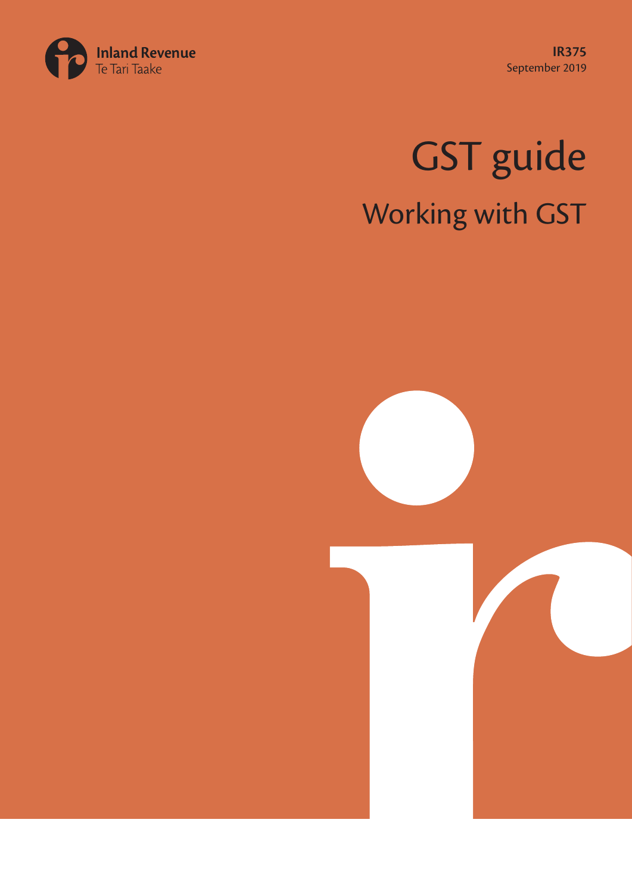Inland Revenue
Te Tari Taake

**IR375**
September 2019

# GST guide

## Working with GST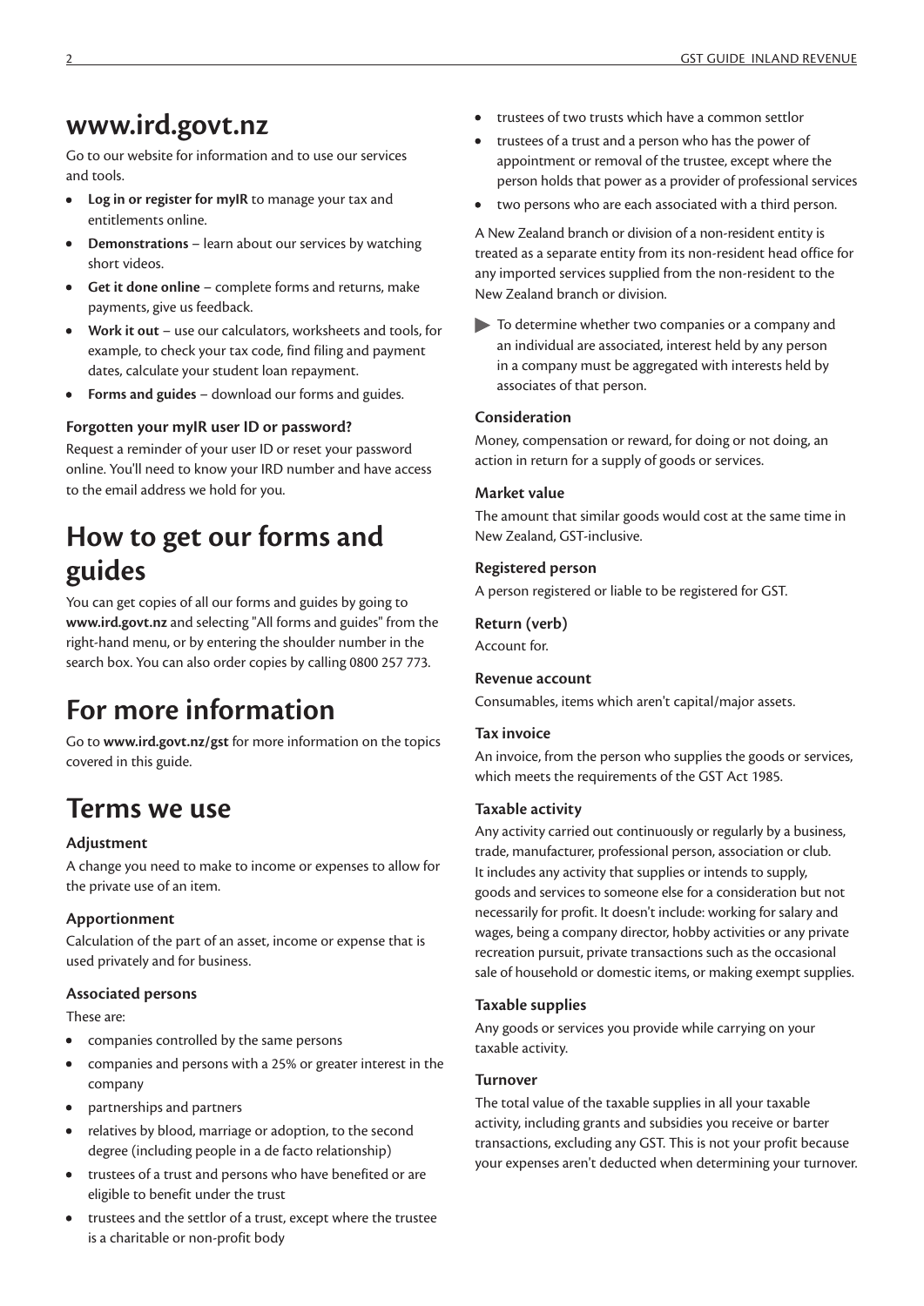## www.ird.govt.nz

Go to our website for information and to use our services and tools.

- **Log in or register for myIR** to manage your tax and entitlements online.
- **Demonstrations** – learn about our services by watching short videos.
- **Get it done online** – complete forms and returns, make payments, give us feedback.
- **Work it out** – use our calculators, worksheets and tools, for example, to check your tax code, find filing and payment dates, calculate your student loan repayment.
- **Forms and guides** – download our forms and guides.

#### Forgotten your myIR user ID or password?

Request a reminder of your user ID or reset your password online. You'll need to know your IRD number and have access to the email address we hold for you.

## How to get our forms and guides

You can get copies of all our forms and guides by going to **www.ird.govt.nz** and selecting "All forms and guides" from the right-hand menu, or by entering the shoulder number in the search box. You can also order copies by calling 0800 257 773.

## For more information

Go to **www.ird.govt.nz/gst** for more information on the topics covered in this guide.

## Terms we use

#### Adjustment

A change you need to make to income or expenses to allow for the private use of an item.

#### Apportionment

Calculation of the part of an asset, income or expense that is used privately and for business.

#### Associated persons

These are:

- companies controlled by the same persons
- companies and persons with a 25% or greater interest in the company
- partnerships and partners
- relatives by blood, marriage or adoption, to the second degree (including people in a de facto relationship)
- trustees of a trust and persons who have benefited or are eligible to benefit under the trust
- trustees and the settlor of a trust, except where the trustee is a charitable or non-profit body
- trustees of two trusts which have a common settlor
- trustees of a trust and a person who has the power of appointment or removal of the trustee, except where the person holds that power as a provider of professional services
- two persons who are each associated with a third person.

A New Zealand branch or division of a non-resident entity is treated as a separate entity from its non-resident head office for any imported services supplied from the non-resident to the New Zealand branch or division.

> To determine whether two companies or a company and an individual are associated, interest held by any person in a company must be aggregated with interests held by associates of that person.

#### Consideration

Money, compensation or reward, for doing or not doing, an action in return for a supply of goods or services.

#### Market value

The amount that similar goods would cost at the same time in New Zealand, GST-inclusive.

#### Registered person

A person registered or liable to be registered for GST.

#### Return (verb)

Account for.

#### Revenue account

Consumables, items which aren't capital/major assets.

#### Tax invoice

An invoice, from the person who supplies the goods or services, which meets the requirements of the GST Act 1985.

#### Taxable activity

Any activity carried out continuously or regularly by a business, trade, manufacturer, professional person, association or club. It includes any activity that supplies or intends to supply, goods and services to someone else for a consideration but not necessarily for profit. It doesn't include: working for salary and wages, being a company director, hobby activities or any private recreation pursuit, private transactions such as the occasional sale of household or domestic items, or making exempt supplies.

#### Taxable supplies

Any goods or services you provide while carrying on your taxable activity.

#### Turnover

The total value of the taxable supplies in all your taxable activity, including grants and subsidies you receive or barter transactions, excluding any GST. This is not your profit because your expenses aren't deducted when determining your turnover.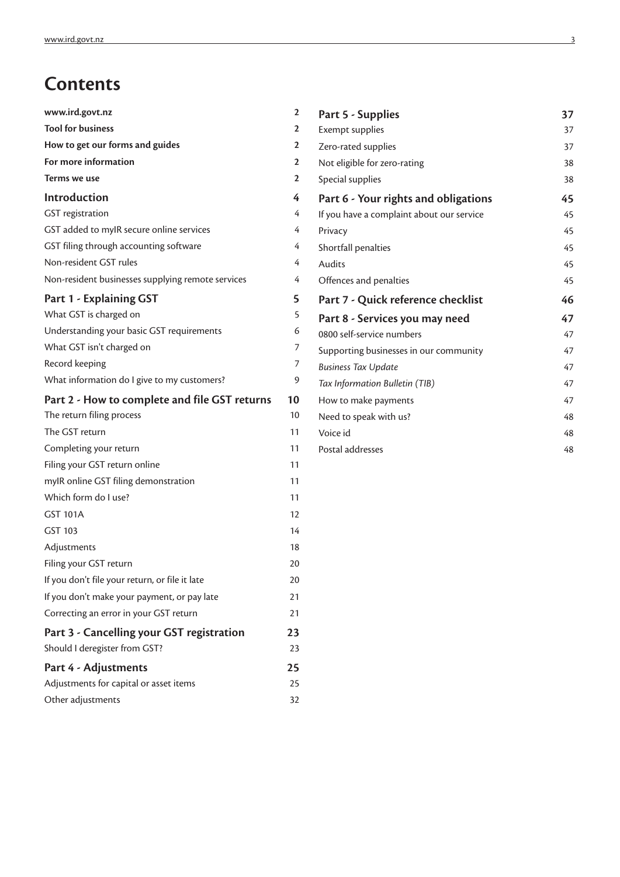# Contents

| | |
|---|---|
| **www.ird.govt.nz** | **2** |
| **Tool for business** | **2** |
| **How to get our forms and guides** | **2** |
| **For more information** | **2** |
| **Terms we use** | **2** |
| **Introduction** | **4** |
| GST registration | 4 |
| GST added to myIR secure online services | 4 |
| GST filing through accounting software | 4 |
| Non-resident GST rules | 4 |
| Non-resident businesses supplying remote services | 4 |
| **Part 1 - Explaining GST** | **5** |
| What GST is charged on | 5 |
| Understanding your basic GST requirements | 6 |
| What GST isn't charged on | 7 |
| Record keeping | 7 |
| What information do I give to my customers? | 9 |
| **Part 2 - How to complete and file GST returns** | **10** |
| The return filing process | 10 |
| The GST return | 11 |
| Completing your return | 11 |
| Filing your GST return online | 11 |
| myIR online GST filing demonstration | 11 |
| Which form do I use? | 11 |
| GST 101A | 12 |
| GST 103 | 14 |
| Adjustments | 18 |
| Filing your GST return | 20 |
| If you don't file your return, or file it late | 20 |
| If you don't make your payment, or pay late | 21 |
| Correcting an error in your GST return | 21 |
| **Part 3 - Cancelling your GST registration** | **23** |
| Should I deregister from GST? | 23 |
| **Part 4 - Adjustments** | **25** |
| Adjustments for capital or asset items | 25 |
| Other adjustments | 32 |
| **Part 5 - Supplies** | **37** |
| Exempt supplies | 37 |
| Zero-rated supplies | 37 |
| Not eligible for zero-rating | 38 |
| Special supplies | 38 |
| **Part 6 - Your rights and obligations** | **45** |
| If you have a complaint about our service | 45 |
| Privacy | 45 |
| Shortfall penalties | 45 |
| Audits | 45 |
| Offences and penalties | 45 |
| **Part 7 - Quick reference checklist** | **46** |
| **Part 8 - Services you may need** | **47** |
| 0800 self-service numbers | 47 |
| Supporting businesses in our community | 47 |
| *Business Tax Update* | 47 |
| *Tax Information Bulletin (TIB)* | 47 |
| How to make payments | 47 |
| Need to speak with us? | 48 |
| Voice id | 48 |
| Postal addresses | 48 |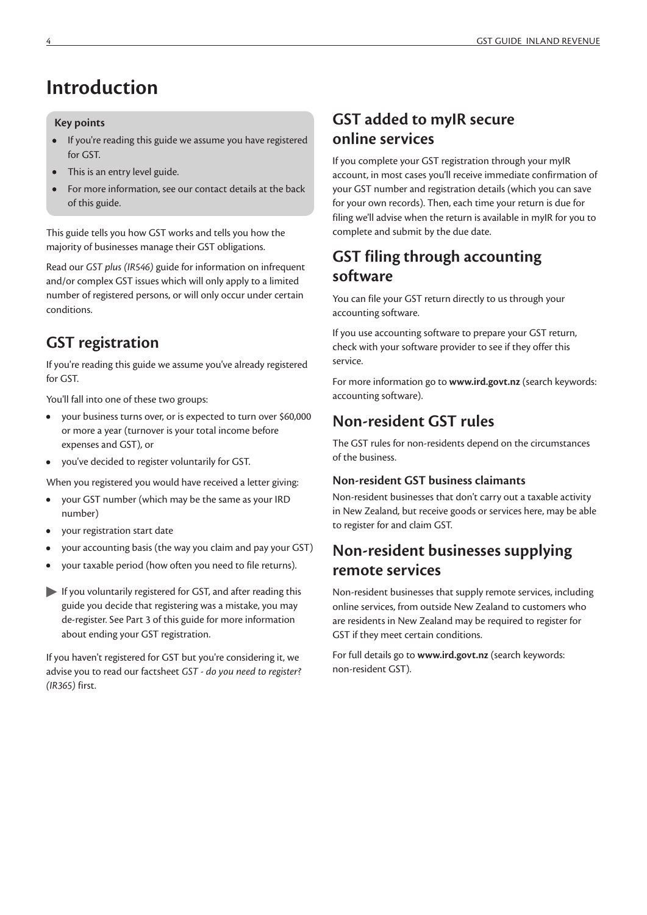# Introduction

**Key points**

- If you're reading this guide we assume you have registered for GST.
- This is an entry level guide.
- For more information, see our contact details at the back of this guide.

This guide tells you how GST works and tells you how the majority of businesses manage their GST obligations.

Read our *GST plus (IR546)* guide for information on infrequent and/or complex GST issues which will only apply to a limited number of registered persons, or will only occur under certain conditions.

## GST registration

If you're reading this guide we assume you've already registered for GST.

You'll fall into one of these two groups:

- your business turns over, or is expected to turn over $60,000 or more a year (turnover is your total income before expenses and GST), or
- you've decided to register voluntarily for GST.

When you registered you would have received a letter giving:

- your GST number (which may be the same as your IRD number)
- your registration start date
- your accounting basis (the way you claim and pay your GST)
- your taxable period (how often you need to file returns).

▶ If you voluntarily registered for GST, and after reading this guide you decide that registering was a mistake, you may de-register. See Part 3 of this guide for more information about ending your GST registration.

If you haven't registered for GST but you're considering it, we advise you to read our factsheet *GST - do you need to register? (IR365)* first.

## GST added to myIR secure online services

If you complete your GST registration through your myIR account, in most cases you'll receive immediate confirmation of your GST number and registration details (which you can save for your own records). Then, each time your return is due for filing we'll advise when the return is available in myIR for you to complete and submit by the due date.

## GST filing through accounting software

You can file your GST return directly to us through your accounting software.

If you use accounting software to prepare your GST return, check with your software provider to see if they offer this service.

For more information go to **www.ird.govt.nz** (search keywords: accounting software).

## Non-resident GST rules

The GST rules for non-residents depend on the circumstances of the business.

### Non-resident GST business claimants

Non-resident businesses that don't carry out a taxable activity in New Zealand, but receive goods or services here, may be able to register for and claim GST.

## Non-resident businesses supplying remote services

Non-resident businesses that supply remote services, including online services, from outside New Zealand to customers who are residents in New Zealand may be required to register for GST if they meet certain conditions.

For full details go to **www.ird.govt.nz** (search keywords: non-resident GST).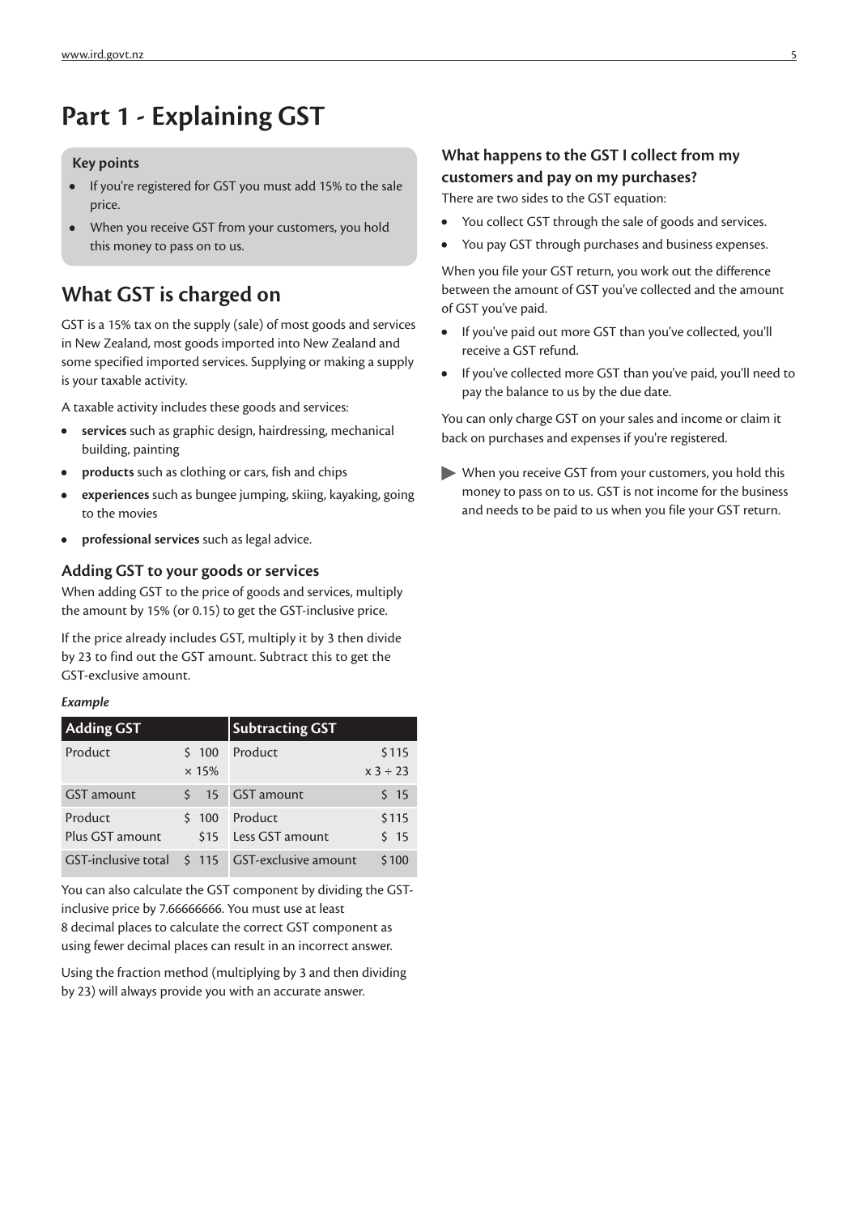# Part 1 - Explaining GST

**Key points**

- If you're registered for GST you must add 15% to the sale price.
- When you receive GST from your customers, you hold this money to pass on to us.

## What GST is charged on

GST is a 15% tax on the supply (sale) of most goods and services in New Zealand, most goods imported into New Zealand and some specified imported services. Supplying or making a supply is your taxable activity.

A taxable activity includes these goods and services:

- **services** such as graphic design, hairdressing, mechanical building, painting
- **products** such as clothing or cars, fish and chips
- **experiences** such as bungee jumping, skiing, kayaking, going to the movies
- **professional services** such as legal advice.

### Adding GST to your goods or services

When adding GST to the price of goods and services, multiply the amount by 15% (or 0.15) to get the GST-inclusive price.

If the price already includes GST, multiply it by 3 then divide by 23 to find out the GST amount. Subtract this to get the GST-exclusive amount.

***Example***

| Adding GST | | Subtracting GST | |
|---|---|---|---|
| Product | \$ 100<br>× 15% | Product | \$115<br>x 3 ÷ 23 |
| GST amount | \$ 15 | GST amount | \$ 15 |
| Product<br>Plus GST amount | \$ 100<br>\$15 | Product<br>Less GST amount | \$115<br>\$ 15 |
| GST-inclusive total | \$ 115 | GST-exclusive amount | \$100 |

You can also calculate the GST component by dividing the GST-inclusive price by 7.66666666. You must use at least 8 decimal places to calculate the correct GST component as using fewer decimal places can result in an incorrect answer.

Using the fraction method (multiplying by 3 and then dividing by 23) will always provide you with an accurate answer.

### What happens to the GST I collect from my customers and pay on my purchases?

There are two sides to the GST equation:

- You collect GST through the sale of goods and services.
- You pay GST through purchases and business expenses.

When you file your GST return, you work out the difference between the amount of GST you've collected and the amount of GST you've paid.

- If you've paid out more GST than you've collected, you'll receive a GST refund.
- If you've collected more GST than you've paid, you'll need to pay the balance to us by the due date.

You can only charge GST on your sales and income or claim it back on purchases and expenses if you're registered.

▶ When you receive GST from your customers, you hold this money to pass on to us. GST is not income for the business and needs to be paid to us when you file your GST return.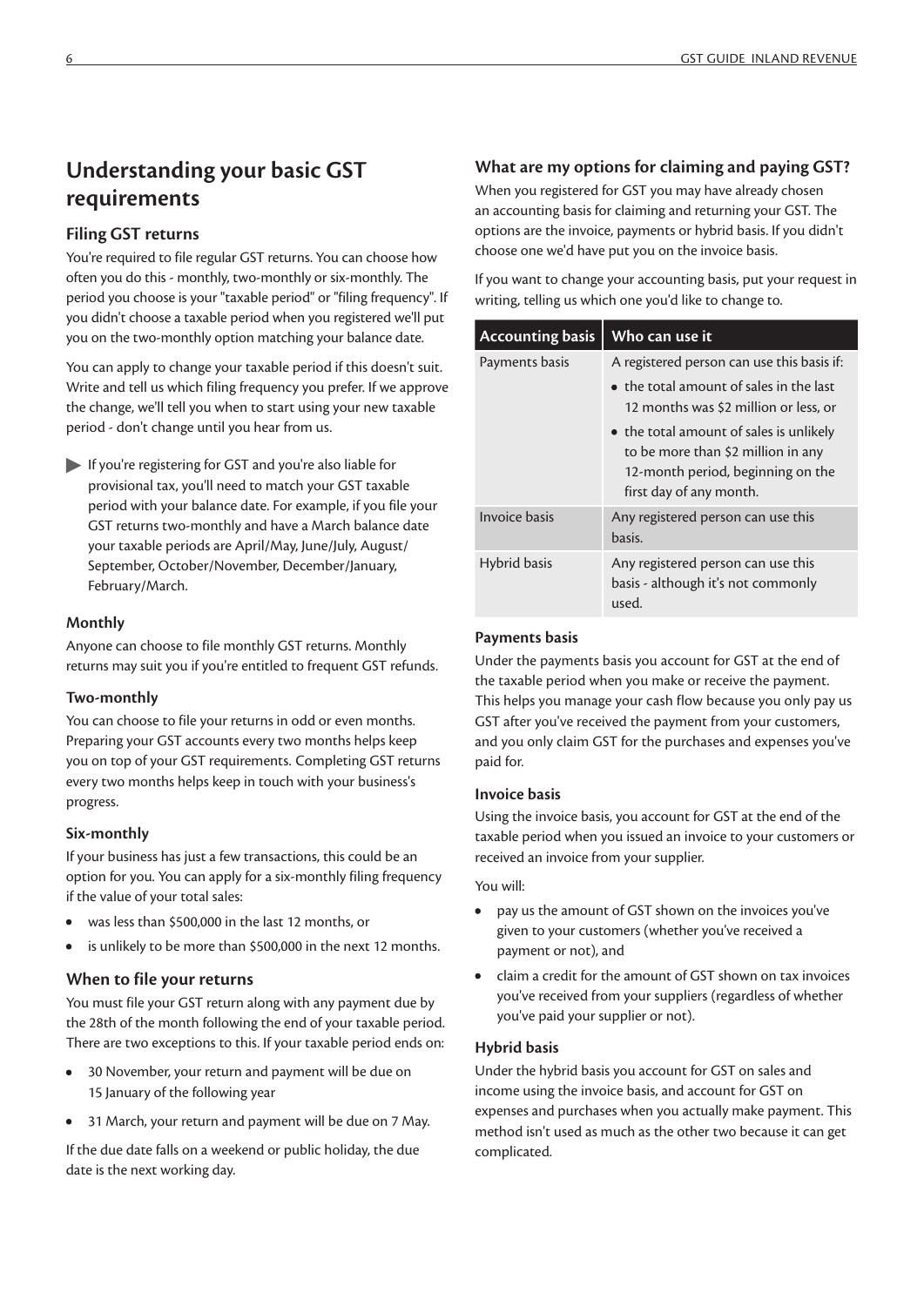# Understanding your basic GST requirements

## Filing GST returns

You're required to file regular GST returns. You can choose how often you do this - monthly, two-monthly or six-monthly. The period you choose is your "taxable period" or "filing frequency". If you didn't choose a taxable period when you registered we'll put you on the two-monthly option matching your balance date.

You can apply to change your taxable period if this doesn't suit. Write and tell us which filing frequency you prefer. If we approve the change, we'll tell you when to start using your new taxable period - don't change until you hear from us.

▶ If you're registering for GST and you're also liable for provisional tax, you'll need to match your GST taxable period with your balance date. For example, if you file your GST returns two-monthly and have a March balance date your taxable periods are April/May, June/July, August/September, October/November, December/January, February/March.

### Monthly

Anyone can choose to file monthly GST returns. Monthly returns may suit you if you're entitled to frequent GST refunds.

### Two-monthly

You can choose to file your returns in odd or even months. Preparing your GST accounts every two months helps keep you on top of your GST requirements. Completing GST returns every two months helps keep in touch with your business's progress.

### Six-monthly

If your business has just a few transactions, this could be an option for you. You can apply for a six-monthly filing frequency if the value of your total sales:

- was less than $500,000 in the last 12 months, or
- is unlikely to be more than $500,000 in the next 12 months.

## When to file your returns

You must file your GST return along with any payment due by the 28th of the month following the end of your taxable period. There are two exceptions to this. If your taxable period ends on:

- 30 November, your return and payment will be due on 15 January of the following year
- 31 March, your return and payment will be due on 7 May.

If the due date falls on a weekend or public holiday, the due date is the next working day.

## What are my options for claiming and paying GST?

When you registered for GST you may have already chosen an accounting basis for claiming and returning your GST. The options are the invoice, payments or hybrid basis. If you didn't choose one we'd have put you on the invoice basis.

If you want to change your accounting basis, put your request in writing, telling us which one you'd like to change to.

| Accounting basis | Who can use it |
|---|---|
| Payments basis | A registered person can use this basis if: • the total amount of sales in the last 12 months was $2 million or less, or • the total amount of sales is unlikely to be more than $2 million in any 12-month period, beginning on the first day of any month. |
| Invoice basis | Any registered person can use this basis. |
| Hybrid basis | Any registered person can use this basis - although it's not commonly used. |

### Payments basis

Under the payments basis you account for GST at the end of the taxable period when you make or receive the payment. This helps you manage your cash flow because you only pay us GST after you've received the payment from your customers, and you only claim GST for the purchases and expenses you've paid for.

### Invoice basis

Using the invoice basis, you account for GST at the end of the taxable period when you issued an invoice to your customers or received an invoice from your supplier.

You will:

- pay us the amount of GST shown on the invoices you've given to your customers (whether you've received a payment or not), and
- claim a credit for the amount of GST shown on tax invoices you've received from your suppliers (regardless of whether you've paid your supplier or not).

### Hybrid basis

Under the hybrid basis you account for GST on sales and income using the invoice basis, and account for GST on expenses and purchases when you actually make payment. This method isn't used as much as the other two because it can get complicated.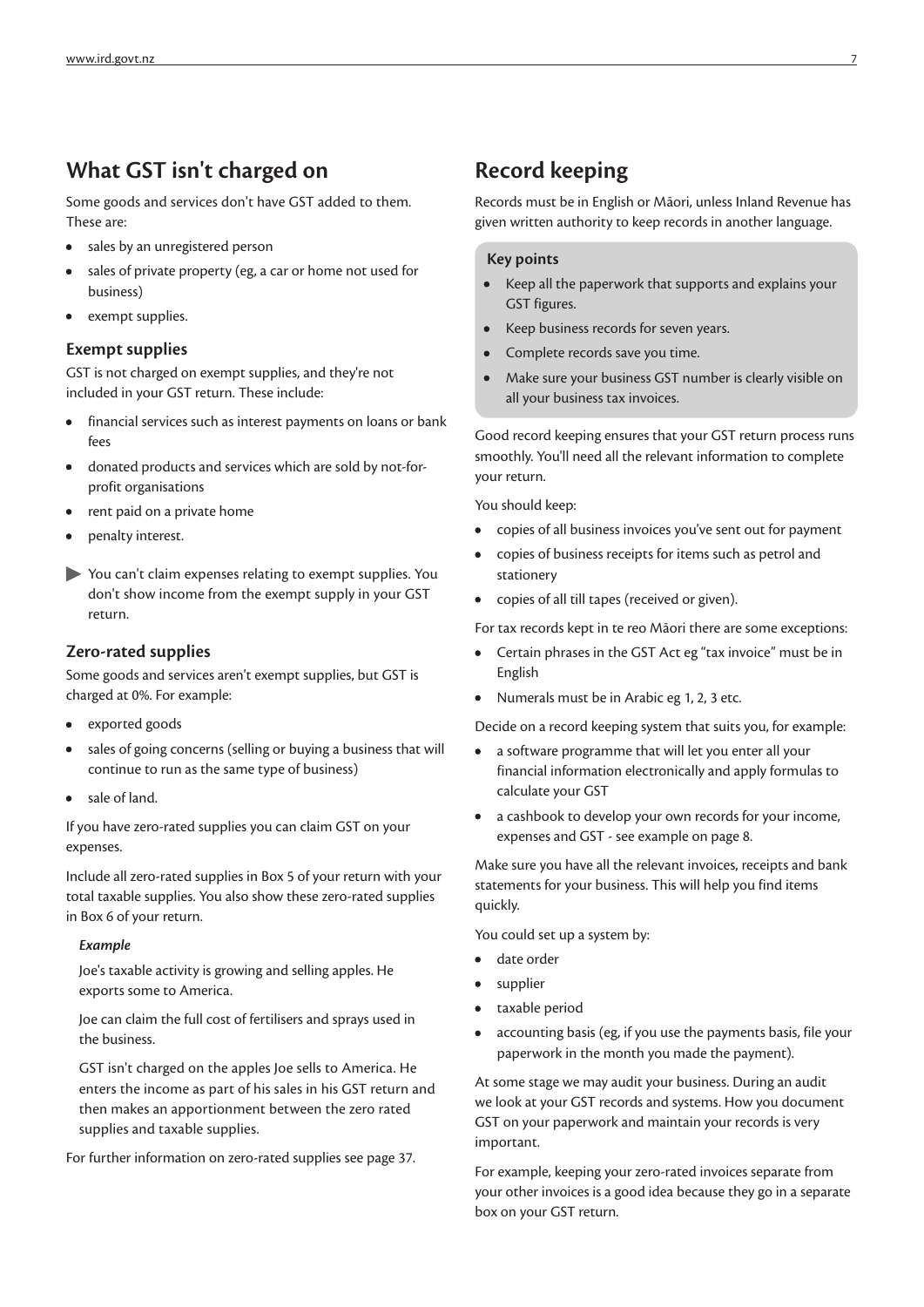## What GST isn't charged on

Some goods and services don't have GST added to them. These are:

- sales by an unregistered person
- sales of private property (eg, a car or home not used for business)
- exempt supplies.

### Exempt supplies

GST is not charged on exempt supplies, and they're not included in your GST return. These include:

- financial services such as interest payments on loans or bank fees
- donated products and services which are sold by not-for-profit organisations
- rent paid on a private home
- penalty interest.

▶ You can't claim expenses relating to exempt supplies. You don't show income from the exempt supply in your GST return.

### Zero-rated supplies

Some goods and services aren't exempt supplies, but GST is charged at 0%. For example:

- exported goods
- sales of going concerns (selling or buying a business that will continue to run as the same type of business)
- sale of land.

If you have zero-rated supplies you can claim GST on your expenses.

Include all zero-rated supplies in Box 5 of your return with your total taxable supplies. You also show these zero-rated supplies in Box 6 of your return.

***Example***

Joe's taxable activity is growing and selling apples. He exports some to America.

Joe can claim the full cost of fertilisers and sprays used in the business.

GST isn't charged on the apples Joe sells to America. He enters the income as part of his sales in his GST return and then makes an apportionment between the zero rated supplies and taxable supplies.

For further information on zero-rated supplies see page 37.

## Record keeping

Records must be in English or Māori, unless Inland Revenue has given written authority to keep records in another language.

**Key points**

- Keep all the paperwork that supports and explains your GST figures.
- Keep business records for seven years.
- Complete records save you time.
- Make sure your business GST number is clearly visible on all your business tax invoices.

Good record keeping ensures that your GST return process runs smoothly. You'll need all the relevant information to complete your return.

You should keep:

- copies of all business invoices you've sent out for payment
- copies of business receipts for items such as petrol and stationery
- copies of all till tapes (received or given).

For tax records kept in te reo Māori there are some exceptions:

- Certain phrases in the GST Act eg "tax invoice" must be in English
- Numerals must be in Arabic eg 1, 2, 3 etc.

Decide on a record keeping system that suits you, for example:

- a software programme that will let you enter all your financial information electronically and apply formulas to calculate your GST
- a cashbook to develop your own records for your income, expenses and GST - see example on page 8.

Make sure you have all the relevant invoices, receipts and bank statements for your business. This will help you find items quickly.

You could set up a system by:

- date order
- supplier
- taxable period
- accounting basis (eg, if you use the payments basis, file your paperwork in the month you made the payment).

At some stage we may audit your business. During an audit we look at your GST records and systems. How you document GST on your paperwork and maintain your records is very important.

For example, keeping your zero-rated invoices separate from your other invoices is a good idea because they go in a separate box on your GST return.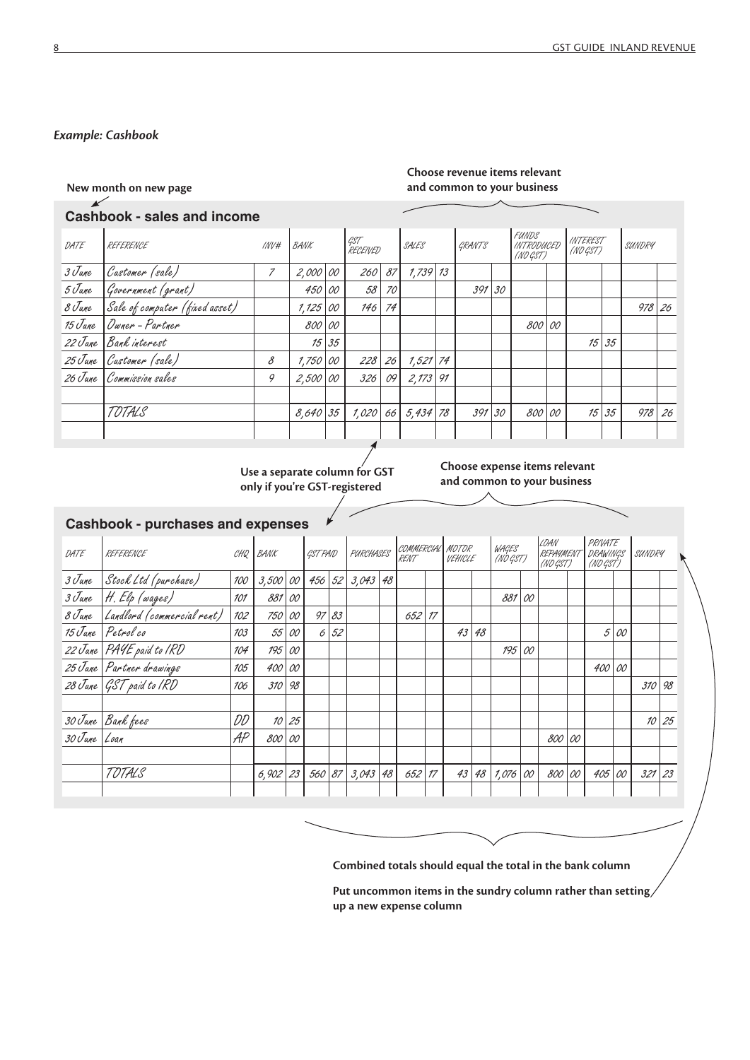*Example: Cashbook*

New month on new page

Choose revenue items relevant and common to your business

**Cashbook - sales and income**

| DATE | REFERENCE | INV# | BANK | GST RECEIVED | SALES | GRANTS | FUNDS INTRODUCED (NO GST) | INTEREST (NO GST) | SUNDRY |
|---|---|---|---|---|---|---|---|---|---|
| 3 June | Customer (sale) | 7 | 2,000 00 | 260 87 | 1,739 13 | | | | |
| 5 June | Government (grant) | | 450 00 | 58 70 | | 391 30 | | | |
| 8 June | Sale of computer (fixed asset) | | 1,125 00 | 146 74 | | | | | 978 26 |
| 15 June | Owner – Partner | | 800 00 | | | | 800 00 | | |
| 22 June | Bank interest | | 15 35 | | | | | 15 35 | |
| 25 June | Customer (sale) | 8 | 1,750 00 | 228 26 | 1,521 74 | | | | |
| 26 June | Commission sales | 9 | 2,500 00 | 326 09 | 2,173 91 | | | | |
| | | | | | | | | | |
| | TOTALS | | 8,640 35 | 1,020 66 | 5,434 78 | 391 30 | 800 00 | 15 35 | 978 26 |

Use a separate column for GST only if you're GST-registered

Choose expense items relevant and common to your business

**Cashbook - purchases and expenses**

| DATE | REFERENCE | CHQ | BANK | GST PAID | PURCHASES | COMMERCIAL RENT | MOTOR VEHICLE | WAGES (NO GST) | LOAN REPAYMENT (NO GST) | PRIVATE DRAWINGS (NO GST) | SUNDRY |
|---|---|---|---|---|---|---|---|---|---|---|---|
| 3 June | Stock Ltd (purchase) | 100 | 3,500 00 | 456 52 | 3,043 48 | | | | | | |
| 3 June | H. Elp (wages) | 101 | 881 00 | | | | | 881 00 | | | |
| 8 June | Landlord (commercial rent) | 102 | 750 00 | 97 83 | | 652 17 | | | | | |
| 15 June | Petrol co | 103 | 55 00 | 6 52 | | | 43 48 | | | 5 00 | |
| 22 June | PAYE paid to IRD | 104 | 195 00 | | | | | 195 00 | | | |
| 25 June | Partner drawings | 105 | 400 00 | | | | | | | 400 00 | |
| 28 June | GST paid to IRD | 106 | 310 98 | | | | | | | | 310 98 |
| | | | | | | | | | | | |
| 30 June | Bank fees | DD | 10 25 | | | | | | | | 10 25 |
| 30 June | Loan | AP | 800 00 | | | | | | 800 00 | | |
| | | | | | | | | | | | |
| | TOTALS | | 6,902 23 | 560 87 | 3,043 48 | 652 17 | 43 48 | 1,076 00 | 800 00 | 405 00 | 321 23 |

Combined totals should equal the total in the bank column

Put uncommon items in the sundry column rather than setting up a new expense column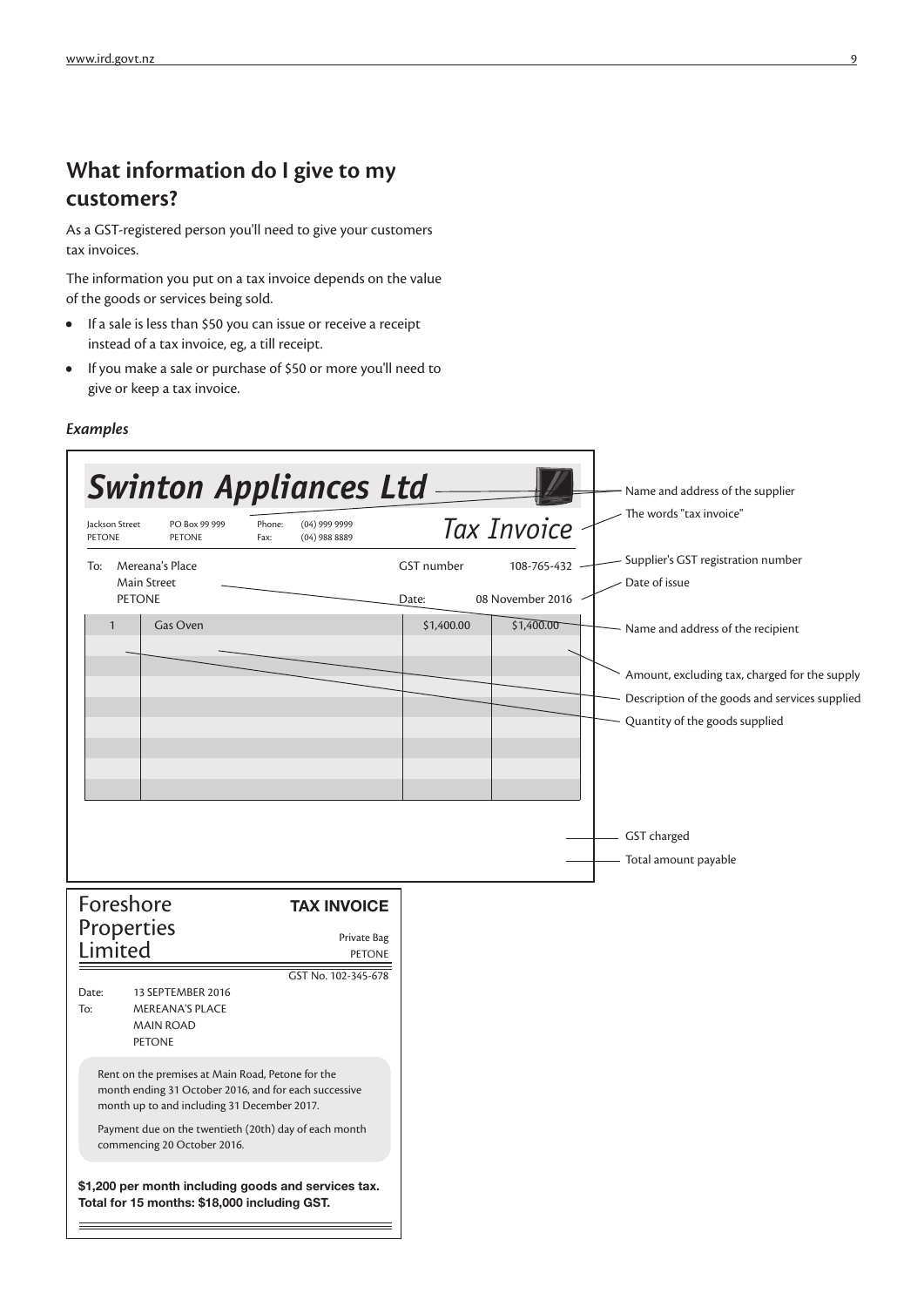## What information do I give to my customers?

As a GST-registered person you'll need to give your customers tax invoices.

The information you put on a tax invoice depends on the value of the goods or services being sold.

- If a sale is less than $50 you can issue or receive a receipt instead of a tax invoice, eg, a till receipt.
- If you make a sale or purchase of $50 or more you'll need to give or keep a tax invoice.

### *Examples*

**Swinton Appliances Ltd** — Name and address of the supplier

Jackson Street PETONE | PO Box 99 999 PETONE | Phone: (04) 999 9999 | Fax: (04) 988 8889

*Tax Invoice* — The words "tax invoice"

GST number 108-765-432 — Supplier's GST registration number

Date: 08 November 2016 — Date of issue

To: Mereana's Place, Main Street, PETONE — Name and address of the recipient

| Quantity | Description | Price | Amount |
|---|---|---|---|
| 1 | Gas Oven | $1,400.00 | $1,400.00 |

- Amount, excluding tax, charged for the supply
- Description of the goods and services supplied
- Quantity of the goods supplied
- GST charged
- Total amount payable

---

**Foreshore Properties Limited** — **TAX INVOICE**

Private Bag
PETONE

GST No. 102-345-678

Date: 13 SEPTEMBER 2016
To: MEREANA'S PLACE
MAIN ROAD
PETONE

Rent on the premises at Main Road, Petone for the month ending 31 October 2016, and for each successive month up to and including 31 December 2017.

Payment due on the twentieth (20th) day of each month commencing 20 October 2016.

**$1,200 per month including goods and services tax.**
**Total for 15 months: $18,000 including GST.**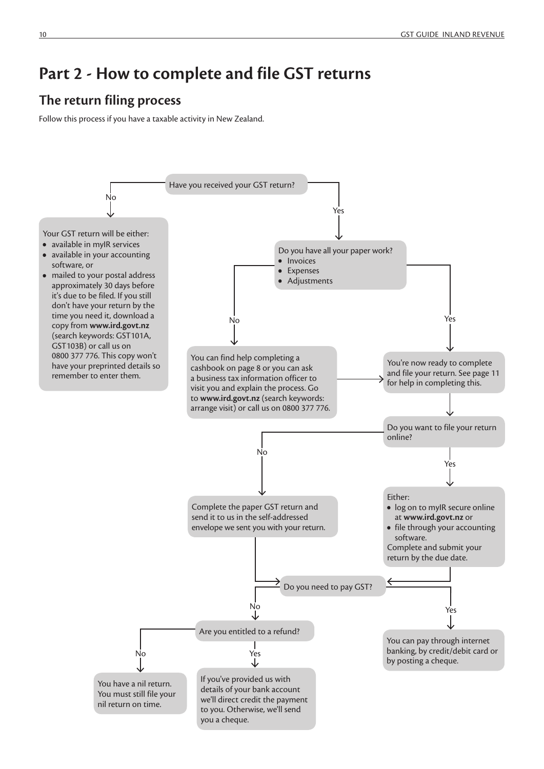# Part 2 - How to complete and file GST returns

## The return filing process

Follow this process if you have a taxable activity in New Zealand.

**Have you received your GST return?**

- **No** → Your GST return will be either:
  - available in myIR services
  - available in your accounting software, or
  - mailed to your postal address approximately 30 days before it's due to be filed. If you still don't have your return by the time you need it, download a copy from **www.ird.govt.nz** (search keywords: GST101A, GST103B) or call us on 0800 377 776. This copy won't have your preprinted details so remember to enter them.
- **Yes** → **Do you have all your paper work?**
  - Invoices
  - Expenses
  - Adjustments

**Do you have all your paper work?**

- **No** → You can find help completing a cashbook on page 8 or you can ask a business tax information officer to visit you and explain the process. Go to **www.ird.govt.nz** (search keywords: arrange visit) or call us on 0800 377 776. → You're now ready to complete and file your return.
- **Yes** → You're now ready to complete and file your return. See page 11 for help in completing this.

**Do you want to file your return online?**

- **No** → Complete the paper GST return and send it to us in the self-addressed envelope we sent you with your return.
- **Yes** → Either:
  - log on to myIR secure online at **www.ird.govt.nz** or
  - file through your accounting software.

  Complete and submit your return by the due date.

**Do you need to pay GST?**

- **Yes** → You can pay through internet banking, by credit/debit card or by posting a cheque.
- **No** → **Are you entitled to a refund?**
  - **No** → You have a nil return. You must still file your nil return on time.
  - **Yes** → If you've provided us with details of your bank account we'll direct credit the payment to you. Otherwise, we'll send you a cheque.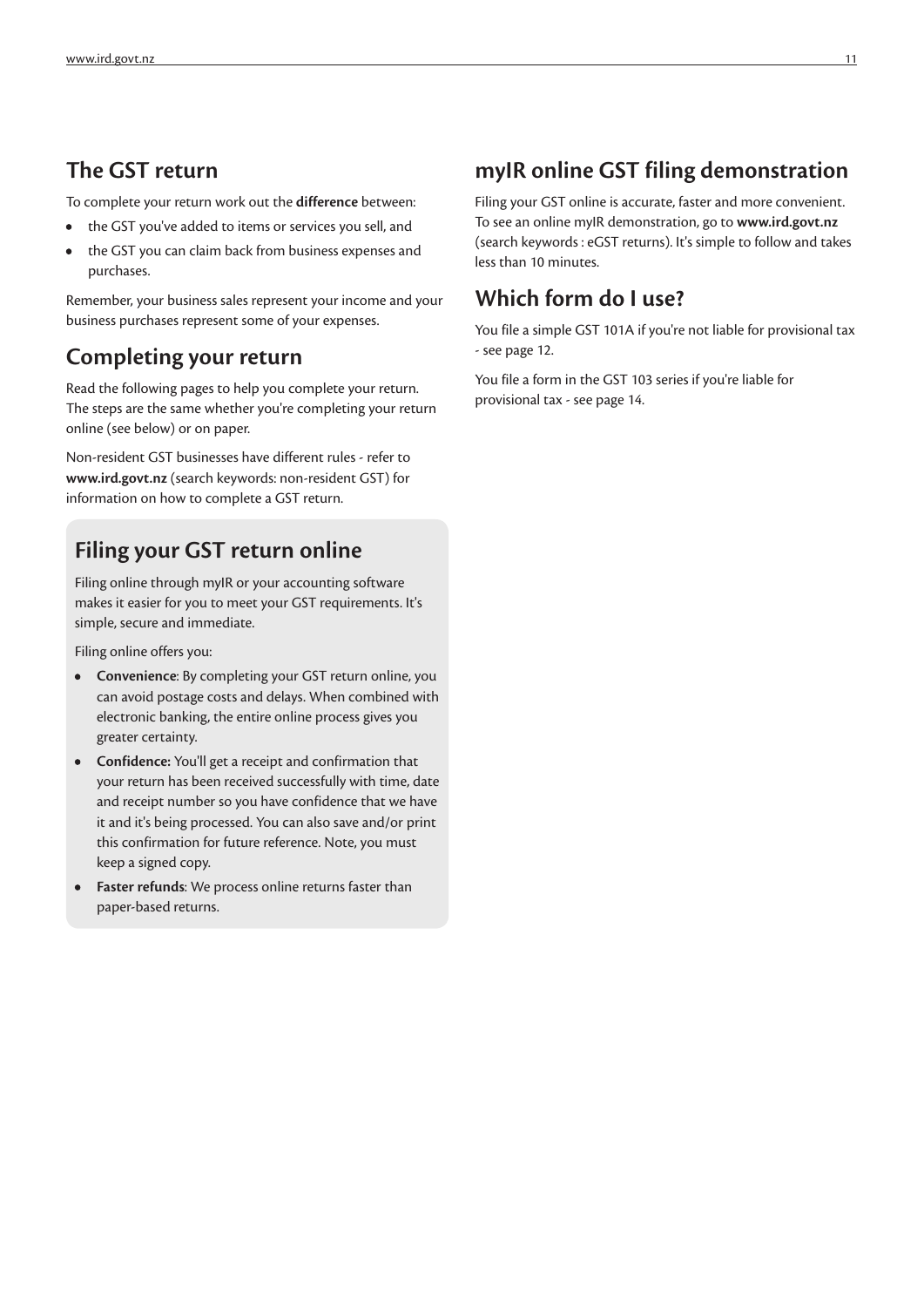## The GST return

To complete your return work out the **difference** between:

- the GST you've added to items or services you sell, and
- the GST you can claim back from business expenses and purchases.

Remember, your business sales represent your income and your business purchases represent some of your expenses.

## Completing your return

Read the following pages to help you complete your return. The steps are the same whether you're completing your return online (see below) or on paper.

Non-resident GST businesses have different rules - refer to **www.ird.govt.nz** (search keywords: non-resident GST) for information on how to complete a GST return.

## Filing your GST return online

Filing online through myIR or your accounting software makes it easier for you to meet your GST requirements. It's simple, secure and immediate.

Filing online offers you:

- **Convenience**: By completing your GST return online, you can avoid postage costs and delays. When combined with electronic banking, the entire online process gives you greater certainty.
- **Confidence:** You'll get a receipt and confirmation that your return has been received successfully with time, date and receipt number so you have confidence that we have it and it's being processed. You can also save and/or print this confirmation for future reference. Note, you must keep a signed copy.
- **Faster refunds**: We process online returns faster than paper-based returns.

## myIR online GST filing demonstration

Filing your GST online is accurate, faster and more convenient. To see an online myIR demonstration, go to **www.ird.govt.nz** (search keywords : eGST returns). It's simple to follow and takes less than 10 minutes.

## Which form do I use?

You file a simple GST 101A if you're not liable for provisional tax - see page 12.

You file a form in the GST 103 series if you're liable for provisional tax - see page 14.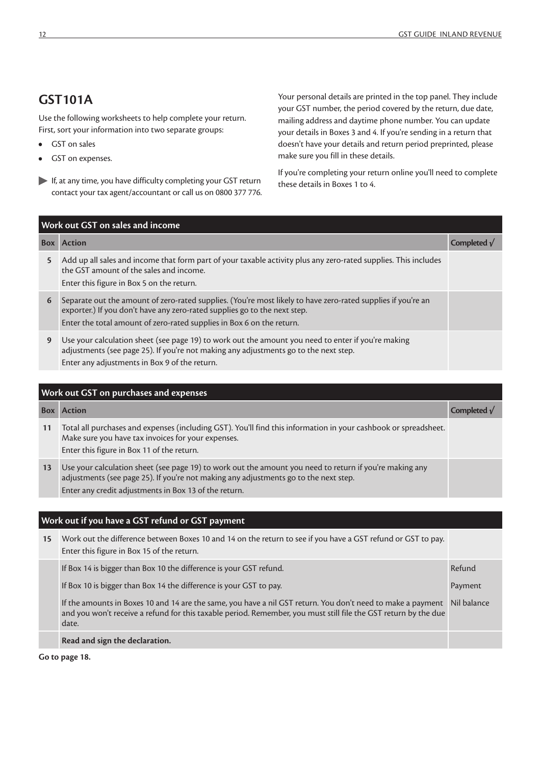# GST101A

Use the following worksheets to help complete your return. First, sort your information into two separate groups:

- GST on sales
- GST on expenses.

▶ If, at any time, you have difficulty completing your GST return contact your tax agent/accountant or call us on 0800 377 776.

Your personal details are printed in the top panel. They include your GST number, the period covered by the return, due date, mailing address and daytime phone number. You can update your details in Boxes 3 and 4. If you're sending in a return that doesn't have your details and return period preprinted, please make sure you fill in these details.

If you're completing your return online you'll need to complete these details in Boxes 1 to 4.

| Work out GST on sales and income | | |
|---|---|---|
| **Box** | **Action** | **Completed √** |
| 5 | Add up all sales and income that form part of your taxable activity plus any zero-rated supplies. This includes the GST amount of the sales and income.<br>Enter this figure in Box 5 on the return. | |
| 6 | Separate out the amount of zero-rated supplies. (You're most likely to have zero-rated supplies if you're an exporter.) If you don't have any zero-rated supplies go to the next step.<br>Enter the total amount of zero-rated supplies in Box 6 on the return. | |
| 9 | Use your calculation sheet (see page 19) to work out the amount you need to enter if you're making adjustments (see page 25). If you're not making any adjustments go to the next step.<br>Enter any adjustments in Box 9 of the return. | |

| Work out GST on purchases and expenses | | |
|---|---|---|
| **Box** | **Action** | **Completed √** |
| 11 | Total all purchases and expenses (including GST). You'll find this information in your cashbook or spreadsheet. Make sure you have tax invoices for your expenses.<br>Enter this figure in Box 11 of the return. | |
| 13 | Use your calculation sheet (see page 19) to work out the amount you need to return if you're making any adjustments (see page 25). If you're not making any adjustments go to the next step.<br>Enter any credit adjustments in Box 13 of the return. | |

| Work out if you have a GST refund or GST payment | | |
|---|---|---|
| 15 | Work out the difference between Boxes 10 and 14 on the return to see if you have a GST refund or GST to pay.<br>Enter this figure in Box 15 of the return. | |
| | If Box 14 is bigger than Box 10 the difference is your GST refund. | Refund |
| | If Box 10 is bigger than Box 14 the difference is your GST to pay. | Payment |
| | If the amounts in Boxes 10 and 14 are the same, you have a nil GST return. You don't need to make a payment and you won't receive a refund for this taxable period. Remember, you must still file the GST return by the due date. | Nil balance |
| | **Read and sign the declaration.** | |

**Go to page 18.**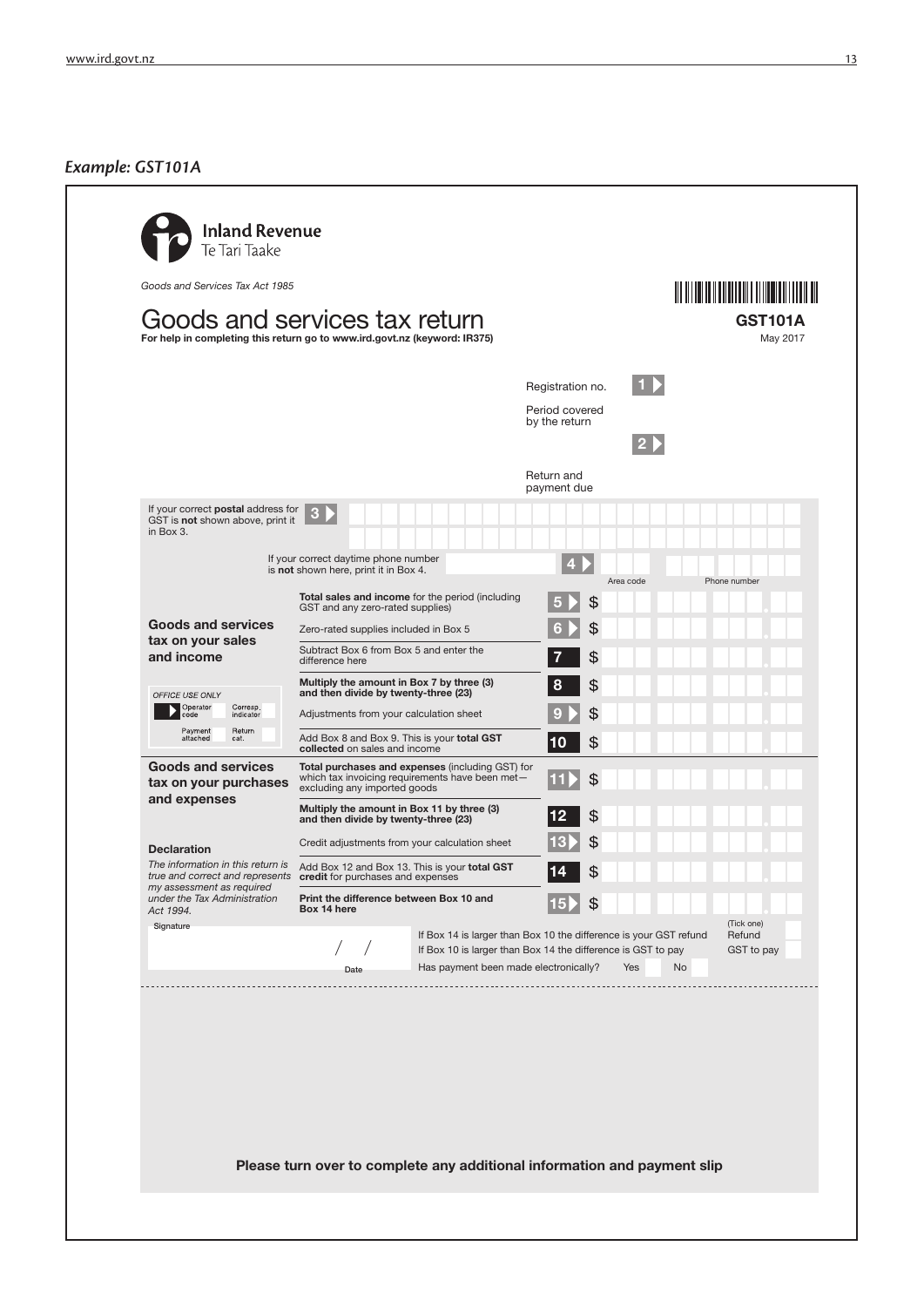*Example: GST101A*

**Inland Revenue**
Te Tari Taake

*Goods and Services Tax Act 1985*

# Goods and services tax return

**For help in completing this return go to www.ird.govt.nz (keyword: IR375)**

**GST101A**
May 2017

Registration no. **1**

Period covered by the return **2**

Return and payment due

If your correct **postal** address for GST is **not** shown above, print it in Box 3. **3**

If your correct daytime phone number is **not** shown here, print it in Box 4. **4** Area code / Phone number

**Goods and services tax on your sales and income**

| Description | Box | Amount |
|---|---|---|
| **Total sales and income** for the period (including GST and any zero-rated supplies) | 5 | $ |
| Zero-rated supplies included in Box 5 | 6 | $ |
| Subtract Box 6 from Box 5 and enter the difference here | 7 | $ |
| **Multiply the amount in Box 7 by three (3) and then divide by twenty-three (23)** | 8 | $ |
| Adjustments from your calculation sheet | 9 | $ |
| Add Box 8 and Box 9. This is your **total GST collected** on sales and income | 10 | $ |

*OFFICE USE ONLY*
Operator code | Corresp. indicator
Payment attached | Return cat.

**Goods and services tax on your purchases and expenses**

| Description | Box | Amount |
|---|---|---|
| **Total purchases and expenses** (including GST) for which tax invoicing requirements have been met—excluding any imported goods | 11 | $ |
| **Multiply the amount in Box 11 by three (3) and then divide by twenty-three (23)** | 12 | $ |
| Credit adjustments from your calculation sheet | 13 | $ |
| Add Box 12 and Box 13. This is your **total GST credit** for purchases and expenses | 14 | $ |
| **Print the difference between Box 10 and Box 14 here** | 15 | $ |

**Declaration**

*The information in this return is true and correct and represents my assessment as required under the Tax Administration Act 1994.*

Signature

/ /
Date

If Box 14 is larger than Box 10 the difference is your GST refund — (Tick one) Refund

If Box 10 is larger than Box 14 the difference is GST to pay — GST to pay

Has payment been made electronically? Yes No

**Please turn over to complete any additional information and payment slip**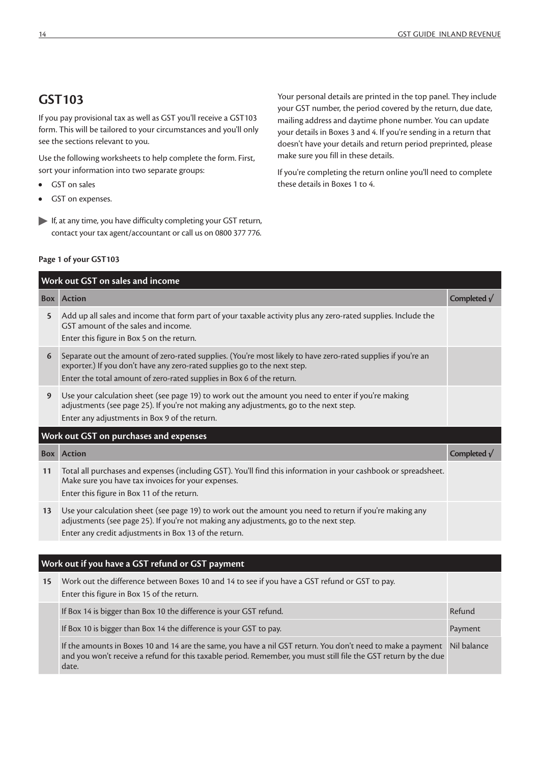## GST103

If you pay provisional tax as well as GST you'll receive a GST103 form. This will be tailored to your circumstances and you'll only see the sections relevant to you.

Use the following worksheets to help complete the form. First, sort your information into two separate groups:

- GST on sales
- GST on expenses.

▶ If, at any time, you have difficulty completing your GST return, contact your tax agent/accountant or call us on 0800 377 776.

Your personal details are printed in the top panel. They include your GST number, the period covered by the return, due date, mailing address and daytime phone number. You can update your details in Boxes 3 and 4. If you're sending in a return that doesn't have your details and return period preprinted, please make sure you fill in these details.

If you're completing the return online you'll need to complete these details in Boxes 1 to 4.

**Page 1 of your GST103**

| **Work out GST on sales and income** | | |
|---|---|---|
| **Box** | **Action** | **Completed √** |
| 5 | Add up all sales and income that form part of your taxable activity plus any zero-rated supplies. Include the GST amount of the sales and income.<br>Enter this figure in Box 5 on the return. | |
| 6 | Separate out the amount of zero-rated supplies. (You're most likely to have zero-rated supplies if you're an exporter.) If you don't have any zero-rated supplies go to the next step.<br>Enter the total amount of zero-rated supplies in Box 6 of the return. | |
| 9 | Use your calculation sheet (see page 19) to work out the amount you need to enter if you're making adjustments (see page 25). If you're not making any adjustments, go to the next step.<br>Enter any adjustments in Box 9 of the return. | |
| **Work out GST on purchases and expenses** | | |
| **Box** | **Action** | **Completed √** |
| 11 | Total all purchases and expenses (including GST). You'll find this information in your cashbook or spreadsheet. Make sure you have tax invoices for your expenses.<br>Enter this figure in Box 11 of the return. | |
| 13 | Use your calculation sheet (see page 19) to work out the amount you need to return if you're making any adjustments (see page 25). If you're not making any adjustments, go to the next step.<br>Enter any credit adjustments in Box 13 of the return. | |

| **Work out if you have a GST refund or GST payment** | | |
|---|---|---|
| 15 | Work out the difference between Boxes 10 and 14 to see if you have a GST refund or GST to pay.<br>Enter this figure in Box 15 of the return. | |
| | If Box 14 is bigger than Box 10 the difference is your GST refund. | Refund |
| | If Box 10 is bigger than Box 14 the difference is your GST to pay. | Payment |
| | If the amounts in Boxes 10 and 14 are the same, you have a nil GST return. You don't need to make a payment and you won't receive a refund for this taxable period. Remember, you must still file the GST return by the due date. | Nil balance |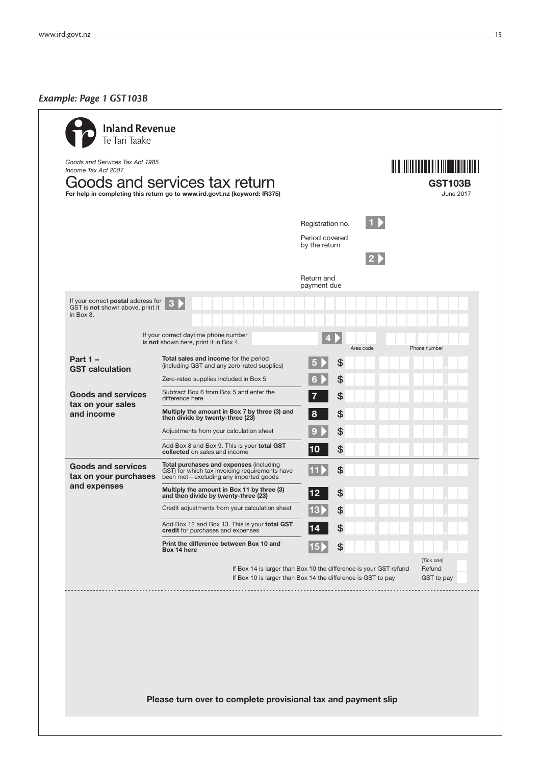*Example: Page 1 GST103B*

Inland Revenue
Te Tari Taake

*Goods and Services Tax Act 1985*
*Income Tax Act 2007*

# Goods and services tax return

**GST103B**
June 2017

**For help in completing this return go to www.ird.govt.nz (keyword: IR375)**

Registration no. **1**

Period covered by the return **2**

Return and payment due

If your correct **postal** address for GST is **not** shown above, print it in Box 3. **3**

If your correct daytime phone number is **not** shown here, print it in Box 4. **4** Area code Phone number

## Part 1 – GST calculation

### Goods and services tax on your sales and income

| | Box | |
|---|---|---|
| **Total sales and income** for the period (including GST and any zero-rated supplies) | 5 | $ |
| Zero-rated supplies included in Box 5 | 6 | $ |
| Subtract Box 6 from Box 5 and enter the difference here | 7 | $ |
| **Multiply the amount in Box 7 by three (3) and then divide by twenty-three (23)** | 8 | $ |
| Adjustments from your calculation sheet | 9 | $ |
| Add Box 8 and Box 9. This is your **total GST collected** on sales and income | 10 | $ |

### Goods and services tax on your purchases and expenses

| | Box | |
|---|---|---|
| **Total purchases and expenses** (including GST) for which tax invoicing requirements have been met—excluding any imported goods | 11 | $ |
| **Multiply the amount in Box 11 by three (3) and then divide by twenty-three (23)** | 12 | $ |
| Credit adjustments from your calculation sheet | 13 | $ |
| Add Box 12 and Box 13. This is your **total GST credit** for purchases and expenses | 14 | $ |
| **Print the difference between Box 10 and Box 14 here** | 15 | $ |

(Tick one)

If Box 14 is larger than Box 10 the difference is your GST refund — Refund

If Box 10 is larger than Box 14 the difference is GST to pay — GST to pay

**Please turn over to complete provisional tax and payment slip**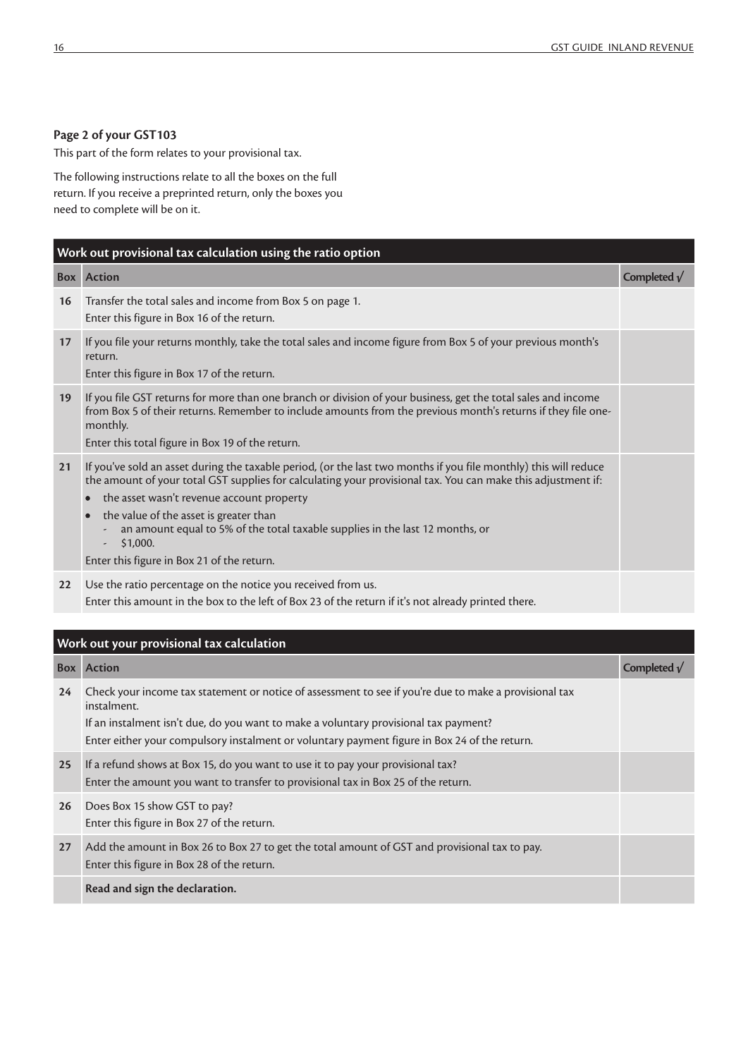### Page 2 of your GST103

This part of the form relates to your provisional tax.

The following instructions relate to all the boxes on the full return. If you receive a preprinted return, only the boxes you need to complete will be on it.

| Work out provisional tax calculation using the ratio option | | |
|---|---|---|
| **Box** | **Action** | **Completed √** |
| **16** | Transfer the total sales and income from Box 5 on page 1.<br>Enter this figure in Box 16 of the return. | |
| **17** | If you file your returns monthly, take the total sales and income figure from Box 5 of your previous month's return.<br>Enter this figure in Box 17 of the return. | |
| **19** | If you file GST returns for more than one branch or division of your business, get the total sales and income from Box 5 of their returns. Remember to include amounts from the previous month's returns if they file one-monthly.<br>Enter this total figure in Box 19 of the return. | |
| **21** | If you've sold an asset during the taxable period, (or the last two months if you file monthly) this will reduce the amount of your total GST supplies for calculating your provisional tax. You can make this adjustment if:<br>• the asset wasn't revenue account property<br>• the value of the asset is greater than<br>  - an amount equal to 5% of the total taxable supplies in the last 12 months, or<br>  - $1,000.<br>Enter this figure in Box 21 of the return. | |
| **22** | Use the ratio percentage on the notice you received from us.<br>Enter this amount in the box to the left of Box 23 of the return if it's not already printed there. | |

| Work out your provisional tax calculation | | |
|---|---|---|
| **Box** | **Action** | **Completed √** |
| **24** | Check your income tax statement or notice of assessment to see if you're due to make a provisional tax instalment.<br>If an instalment isn't due, do you want to make a voluntary provisional tax payment?<br>Enter either your compulsory instalment or voluntary payment figure in Box 24 of the return. | |
| **25** | If a refund shows at Box 15, do you want to use it to pay your provisional tax?<br>Enter the amount you want to transfer to provisional tax in Box 25 of the return. | |
| **26** | Does Box 15 show GST to pay?<br>Enter this figure in Box 27 of the return. | |
| **27** | Add the amount in Box 26 to Box 27 to get the total amount of GST and provisional tax to pay.<br>Enter this figure in Box 28 of the return. | |
| | **Read and sign the declaration.** | |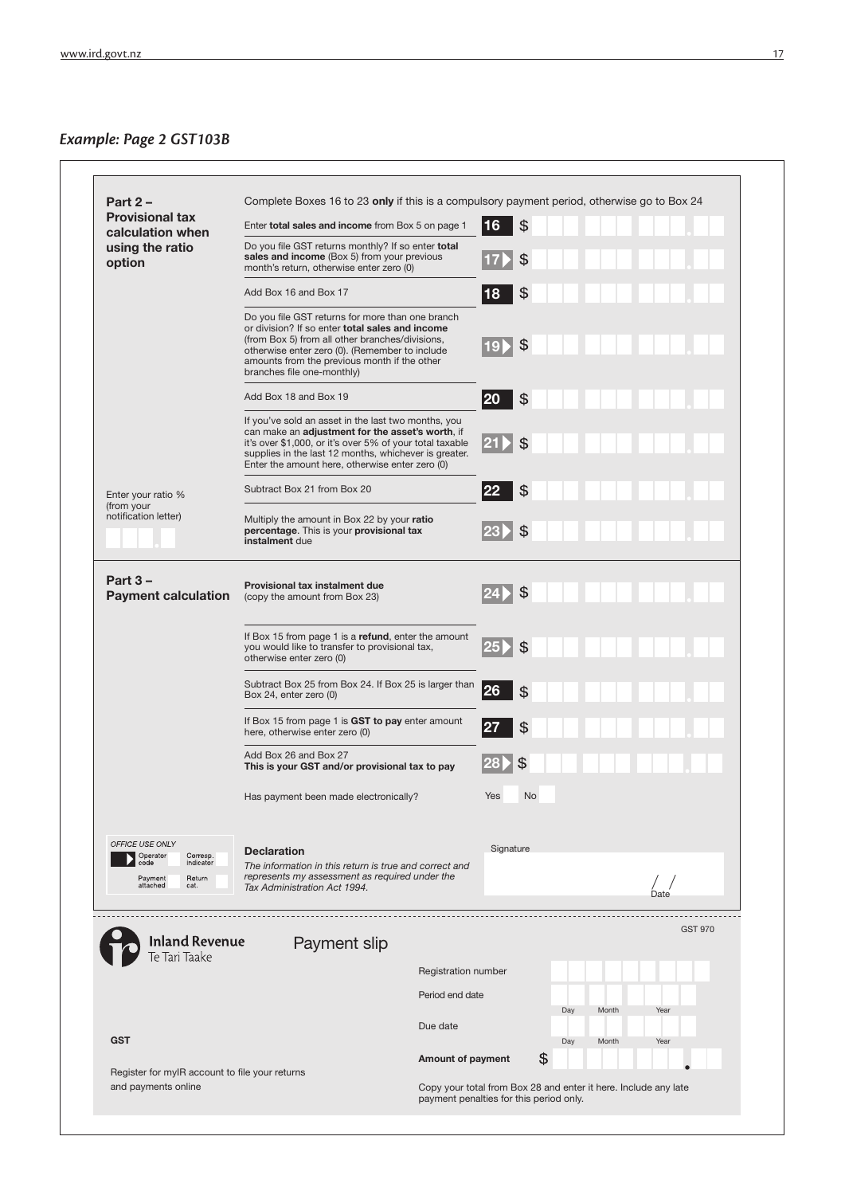## *Example: Page 2 GST103B*

### Part 2 – Provisional tax calculation when using the ratio option

Complete Boxes 16 to 23 **only** if this is a compulsory payment period, otherwise go to Box 24

| Description | Box | Amount |
|---|---|---|
| Enter **total sales and income** from Box 5 on page 1 | 16 | $ |
| Do you file GST returns monthly? If so enter **total sales and income** (Box 5) from your previous month's return, otherwise enter zero (0) | 17 | $ |
| Add Box 16 and Box 17 | 18 | $ |
| Do you file GST returns for more than one branch or division? If so enter **total sales and income** (from Box 5) from all other branches/divisions, otherwise enter zero (0). (Remember to include amounts from the previous month if the other branches file one-monthly) | 19 | $ |
| Add Box 18 and Box 19 | 20 | $ |
| If you've sold an asset in the last two months, you can make an **adjustment for the asset's worth**, if it's over $1,000, or it's over 5% of your total taxable supplies in the last 12 months, whichever is greater. Enter the amount here, otherwise enter zero (0) | 21 | $ |
| Subtract Box 21 from Box 20 | 22 | $ |
| Multiply the amount in Box 22 by your **ratio percentage**. This is your **provisional tax instalment** due | 23 | $ |

Enter your ratio % (from your notification letter)

### Part 3 – Payment calculation

| Description | Box | Amount |
|---|---|---|
| **Provisional tax instalment due** (copy the amount from Box 23) | 24 | $ |
| If Box 15 from page 1 is a **refund**, enter the amount you would like to transfer to provisional tax, otherwise enter zero (0) | 25 | $ |
| Subtract Box 25 from Box 24. If Box 25 is larger than Box 24, enter zero (0) | 26 | $ |
| If Box 15 from page 1 is **GST to pay** enter amount here, otherwise enter zero (0) | 27 | $ |
| Add Box 26 and Box 27 **This is your GST and/or provisional tax to pay** | 28 | $ |

Has payment been made electronically? Yes No

*OFFICE USE ONLY*
Operator code | Corresp. indicator | Payment attached | Return cat.

**Declaration**
*The information in this return is true and correct and represents my assessment as required under the Tax Administration Act 1994.*

Signature

/ /
Date

---

**Inland Revenue**
Te Tari Taake

Payment slip

GST 970

Registration number

Period end date (Day Month Year)

Due date (Day Month Year)

**GST**

**Amount of payment** $

Register for myIR account to file your returns and payments online

Copy your total from Box 28 and enter it here. Include any late payment penalties for this period only.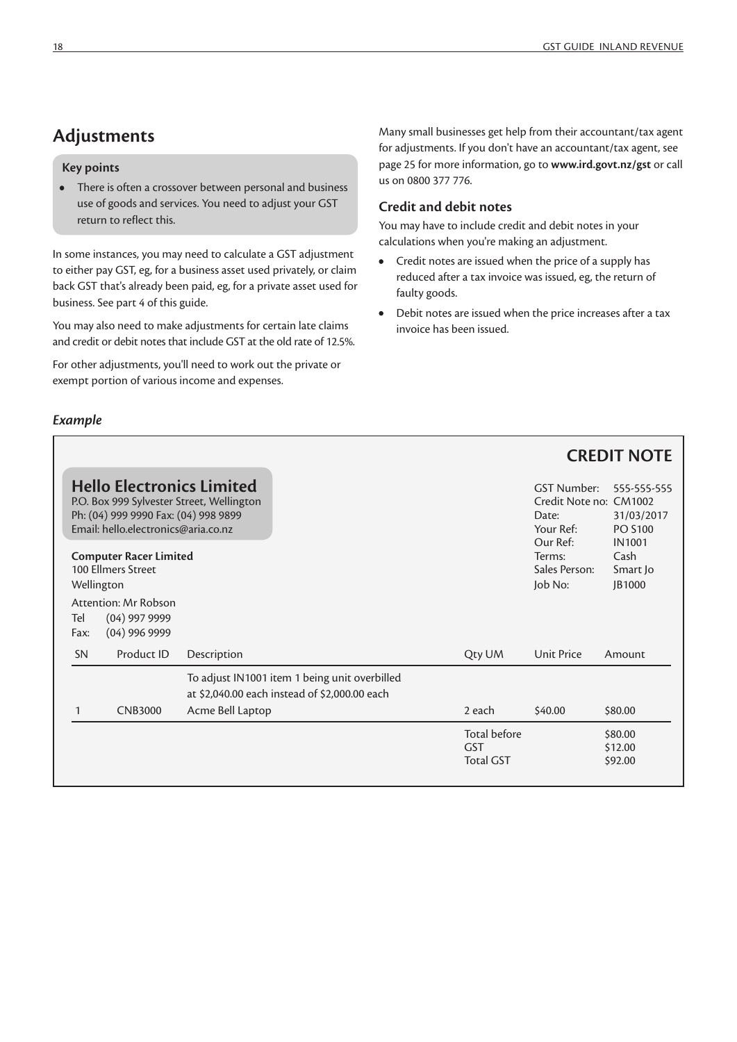## Adjustments

**Key points**

- There is often a crossover between personal and business use of goods and services. You need to adjust your GST return to reflect this.

In some instances, you may need to calculate a GST adjustment to either pay GST, eg, for a business asset used privately, or claim back GST that's already been paid, eg, for a private asset used for business. See part 4 of this guide.

You may also need to make adjustments for certain late claims and credit or debit notes that include GST at the old rate of 12.5%.

For other adjustments, you'll need to work out the private or exempt portion of various income and expenses.

Many small businesses get help from their accountant/tax agent for adjustments. If you don't have an accountant/tax agent, see page 25 for more information, go to **www.ird.govt.nz/gst** or call us on 0800 377 776.

### Credit and debit notes

You may have to include credit and debit notes in your calculations when you're making an adjustment.

- Credit notes are issued when the price of a supply has reduced after a tax invoice was issued, eg, the return of faulty goods.
- Debit notes are issued when the price increases after a tax invoice has been issued.

*Example*

**CREDIT NOTE**

**Hello Electronics Limited**
P.O. Box 999 Sylvester Street, Wellington
Ph: (04) 999 9990 Fax: (04) 998 9899
Email: hello.electronics@aria.co.nz

**Computer Racer Limited**
100 Ellmers Street
Wellington

Attention: Mr Robson
Tel (04) 997 9999
Fax: (04) 996 9999

| | |
|---|---|
| GST Number: | 555-555-555 |
| Credit Note no: | CM1002 |
| Date: | 31/03/2017 |
| Your Ref: | PO S100 |
| Our Ref: | IN1001 |
| Terms: | Cash |
| Sales Person: | Smart Jo |
| Job No: | JB1000 |

| SN | Product ID | Description | Qty UM | Unit Price | Amount |
|---|---|---|---|---|---|
| | | To adjust IN1001 item 1 being unit overbilled at $2,040.00 each instead of $2,000.00 each | | | |
| 1 | CNB3000 | Acme Bell Laptop | 2 each | $40.00 | $80.00 |
| | | | Total before | | $80.00 |
| | | | GST | | $12.00 |
| | | | Total GST | | $92.00 |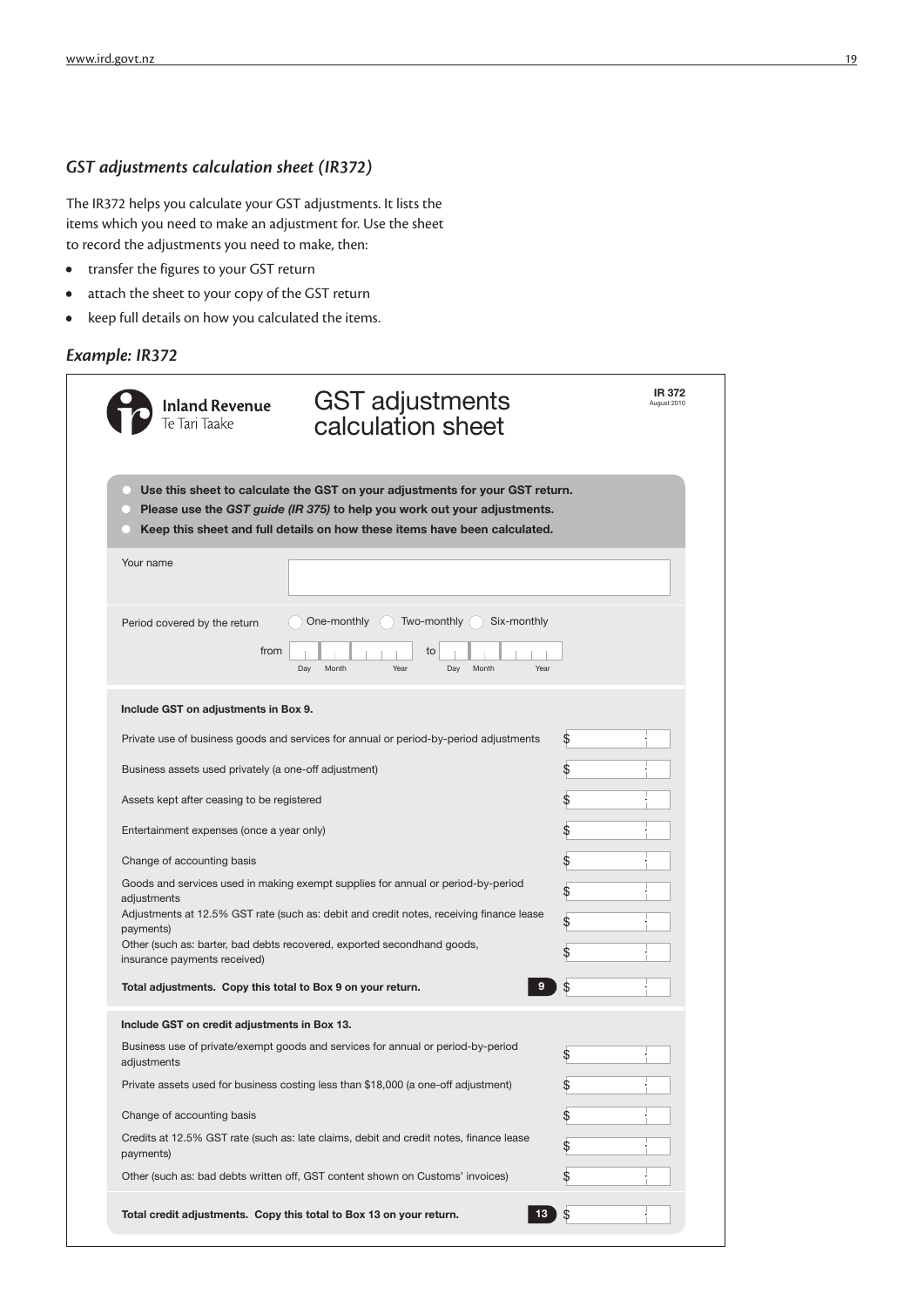### *GST adjustments calculation sheet (IR372)*

The IR372 helps you calculate your GST adjustments. It lists the items which you need to make an adjustment for. Use the sheet to record the adjustments you need to make, then:

- transfer the figures to your GST return
- attach the sheet to your copy of the GST return
- keep full details on how you calculated the items.

### *Example: IR372*

Inland Revenue
Te Tari Taake

## GST adjustments calculation sheet

**IR 372**
August 2010

- **Use this sheet to calculate the GST on your adjustments for your GST return.**
- **Please use the *GST guide (IR 375)* to help you work out your adjustments.**
- **Keep this sheet and full details on how these items have been calculated.**

Your name

Period covered by the return ◯ One-monthly ◯ Two-monthly ◯ Six-monthly

from Day Month Year to Day Month Year

**Include GST on adjustments in Box 9.**

| Item | Amount |
|---|---|
| Private use of business goods and services for annual or period-by-period adjustments | $ |
| Business assets used privately (a one-off adjustment) | $ |
| Assets kept after ceasing to be registered | $ |
| Entertainment expenses (once a year only) | $ |
| Change of accounting basis | $ |
| Goods and services used in making exempt supplies for annual or period-by-period adjustments | $ |
| Adjustments at 12.5% GST rate (such as: debit and credit notes, receiving finance lease payments) | $ |
| Other (such as: barter, bad debts recovered, exported secondhand goods, insurance payments received) | $ |
| **Total adjustments. Copy this total to Box 9 on your return.** **9** | $ |

**Include GST on credit adjustments in Box 13.**

| Item | Amount |
|---|---|
| Business use of private/exempt goods and services for annual or period-by-period adjustments | $ |
| Private assets used for business costing less than $18,000 (a one-off adjustment) | $ |
| Change of accounting basis | $ |
| Credits at 12.5% GST rate (such as: late claims, debit and credit notes, finance lease payments) | $ |
| Other (such as: bad debts written off, GST content shown on Customs' invoices) | $ |
| **Total credit adjustments. Copy this total to Box 13 on your return.** **13** | $ |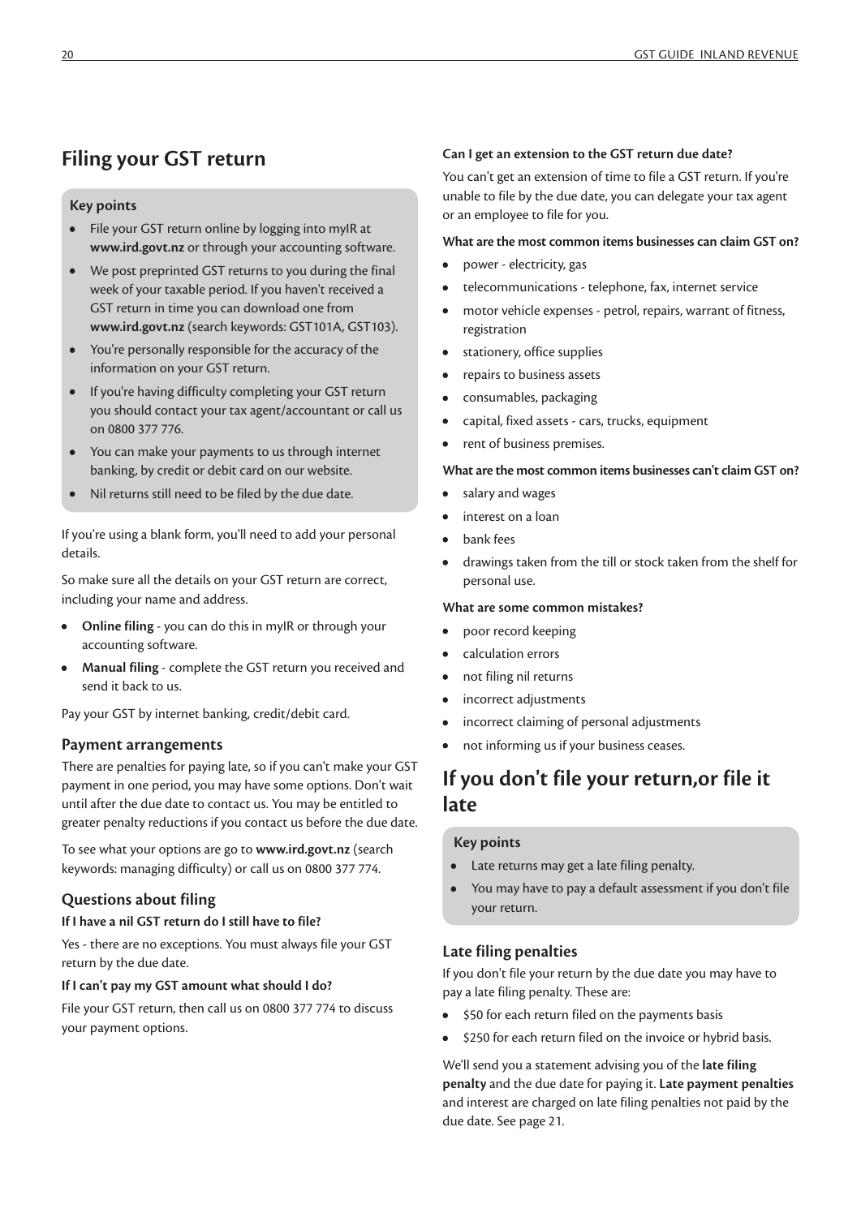## Filing your GST return

### Key points

- File your GST return online by logging into myIR at **www.ird.govt.nz** or through your accounting software.
- We post preprinted GST returns to you during the final week of your taxable period. If you haven't received a GST return in time you can download one from **www.ird.govt.nz** (search keywords: GST101A, GST103).
- You're personally responsible for the accuracy of the information on your GST return.
- If you're having difficulty completing your GST return you should contact your tax agent/accountant or call us on 0800 377 776.
- You can make your payments to us through internet banking, by credit or debit card on our website.
- Nil returns still need to be filed by the due date.

If you're using a blank form, you'll need to add your personal details.

So make sure all the details on your GST return are correct, including your name and address.

- **Online filing** - you can do this in myIR or through your accounting software.
- **Manual filing** - complete the GST return you received and send it back to us.

Pay your GST by internet banking, credit/debit card.

### Payment arrangements

There are penalties for paying late, so if you can't make your GST payment in one period, you may have some options. Don't wait until after the due date to contact us. You may be entitled to greater penalty reductions if you contact us before the due date.

To see what your options are go to **www.ird.govt.nz** (search keywords: managing difficulty) or call us on 0800 377 774.

### Questions about filing

**If I have a nil GST return do I still have to file?**

Yes - there are no exceptions. You must always file your GST return by the due date.

**If I can't pay my GST amount what should I do?**

File your GST return, then call us on 0800 377 774 to discuss your payment options.

**Can I get an extension to the GST return due date?**

You can't get an extension of time to file a GST return. If you're unable to file by the due date, you can delegate your tax agent or an employee to file for you.

**What are the most common items businesses can claim GST on?**

- power - electricity, gas
- telecommunications - telephone, fax, internet service
- motor vehicle expenses - petrol, repairs, warrant of fitness, registration
- stationery, office supplies
- repairs to business assets
- consumables, packaging
- capital, fixed assets - cars, trucks, equipment
- rent of business premises.

**What are the most common items businesses can't claim GST on?**

- salary and wages
- interest on a loan
- bank fees
- drawings taken from the till or stock taken from the shelf for personal use.

**What are some common mistakes?**

- poor record keeping
- calculation errors
- not filing nil returns
- incorrect adjustments
- incorrect claiming of personal adjustments
- not informing us if your business ceases.

## If you don't file your return,or file it late

### Key points

- Late returns may get a late filing penalty.
- You may have to pay a default assessment if you don't file your return.

### Late filing penalties

If you don't file your return by the due date you may have to pay a late filing penalty. These are:

- \$50 for each return filed on the payments basis
- \$250 for each return filed on the invoice or hybrid basis.

We'll send you a statement advising you of the **late filing penalty** and the due date for paying it. **Late payment penalties** and interest are charged on late filing penalties not paid by the due date. See page 21.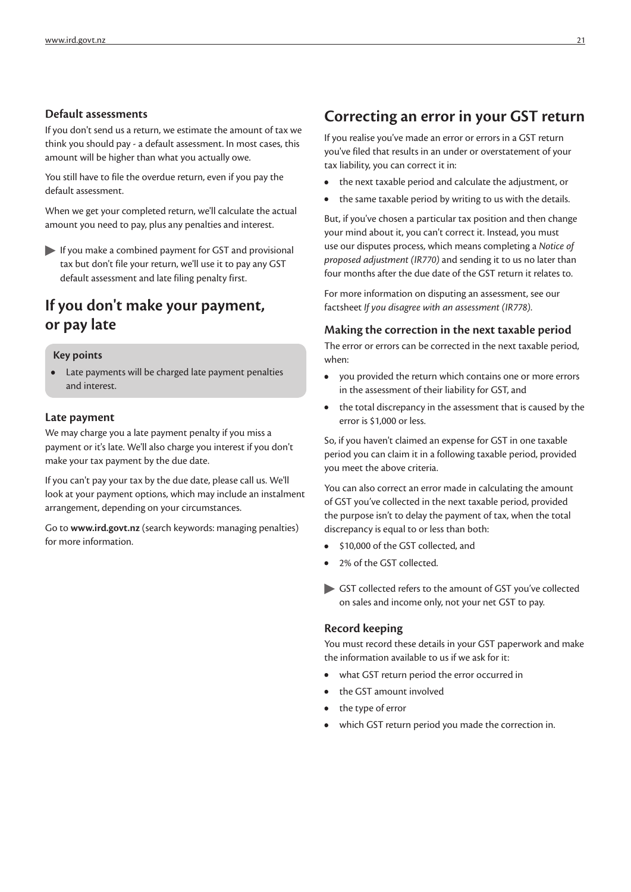### Default assessments

If you don't send us a return, we estimate the amount of tax we think you should pay - a default assessment. In most cases, this amount will be higher than what you actually owe.

You still have to file the overdue return, even if you pay the default assessment.

When we get your completed return, we'll calculate the actual amount you need to pay, plus any penalties and interest.

> If you make a combined payment for GST and provisional tax but don't file your return, we'll use it to pay any GST default assessment and late filing penalty first.

## If you don't make your payment, or pay late

**Key points**

- Late payments will be charged late payment penalties and interest.

### Late payment

We may charge you a late payment penalty if you miss a payment or it's late. We'll also charge you interest if you don't make your tax payment by the due date.

If you can't pay your tax by the due date, please call us. We'll look at your payment options, which may include an instalment arrangement, depending on your circumstances.

Go to **www.ird.govt.nz** (search keywords: managing penalties) for more information.

## Correcting an error in your GST return

If you realise you've made an error or errors in a GST return you've filed that results in an under or overstatement of your tax liability, you can correct it in:

- the next taxable period and calculate the adjustment, or
- the same taxable period by writing to us with the details.

But, if you've chosen a particular tax position and then change your mind about it, you can't correct it. Instead, you must use our disputes process, which means completing a *Notice of proposed adjustment (IR770)* and sending it to us no later than four months after the due date of the GST return it relates to.

For more information on disputing an assessment, see our factsheet *If you disagree with an assessment (IR778).*

### Making the correction in the next taxable period

The error or errors can be corrected in the next taxable period, when:

- you provided the return which contains one or more errors in the assessment of their liability for GST, and
- the total discrepancy in the assessment that is caused by the error is $1,000 or less.

So, if you haven't claimed an expense for GST in one taxable period you can claim it in a following taxable period, provided you meet the above criteria.

You can also correct an error made in calculating the amount of GST you've collected in the next taxable period, provided the purpose isn't to delay the payment of tax, when the total discrepancy is equal to or less than both:

- $10,000 of the GST collected, and
- 2% of the GST collected.

> GST collected refers to the amount of GST you've collected on sales and income only, not your net GST to pay.

### Record keeping

You must record these details in your GST paperwork and make the information available to us if we ask for it:

- what GST return period the error occurred in
- the GST amount involved
- the type of error
- which GST return period you made the correction in.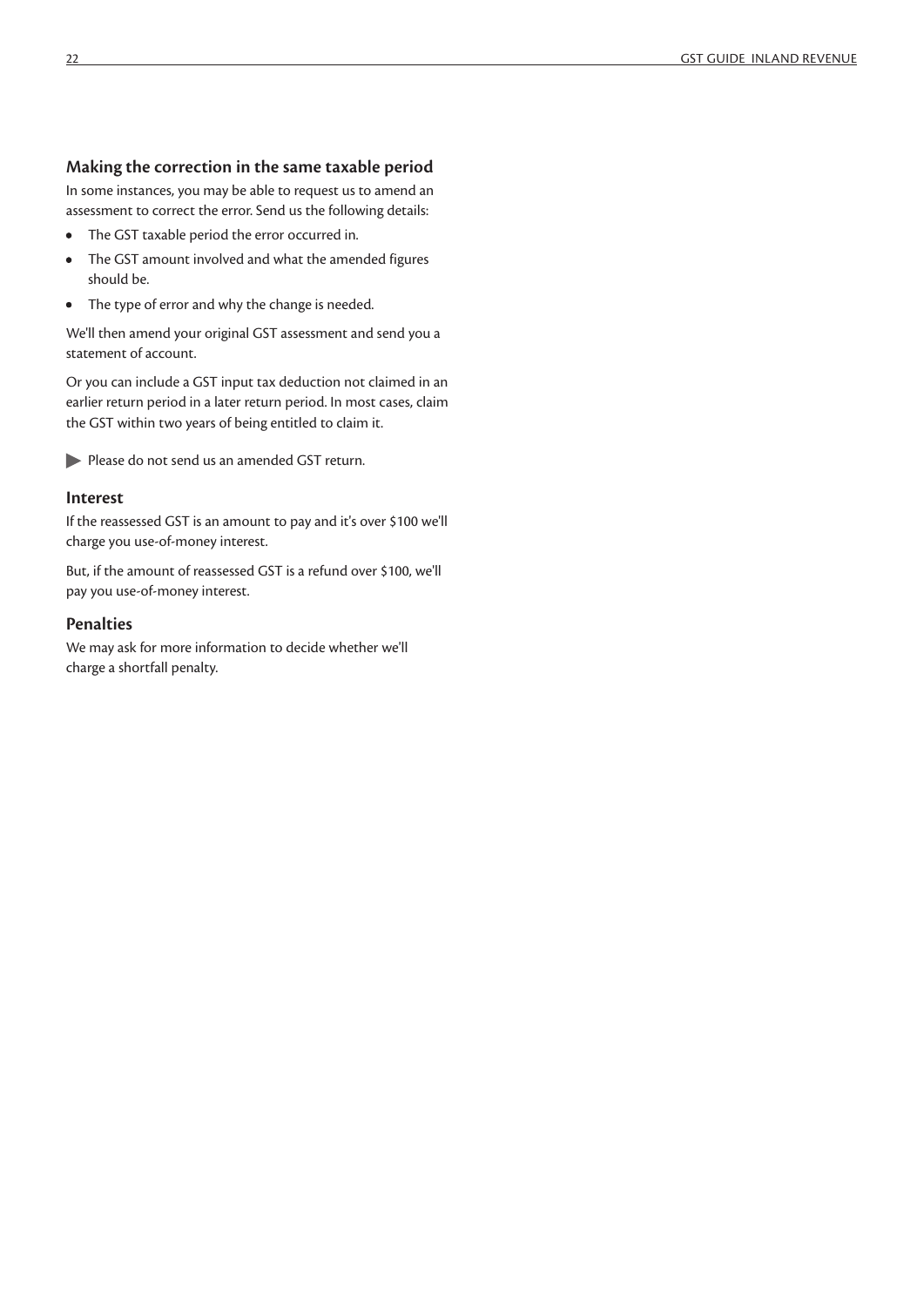### Making the correction in the same taxable period

In some instances, you may be able to request us to amend an assessment to correct the error. Send us the following details:

- The GST taxable period the error occurred in.
- The GST amount involved and what the amended figures should be.
- The type of error and why the change is needed.

We'll then amend your original GST assessment and send you a statement of account.

Or you can include a GST input tax deduction not claimed in an earlier return period in a later return period. In most cases, claim the GST within two years of being entitled to claim it.

▶ Please do not send us an amended GST return.

### Interest

If the reassessed GST is an amount to pay and it's over $100 we'll charge you use-of-money interest.

But, if the amount of reassessed GST is a refund over $100, we'll pay you use-of-money interest.

### Penalties

We may ask for more information to decide whether we'll charge a shortfall penalty.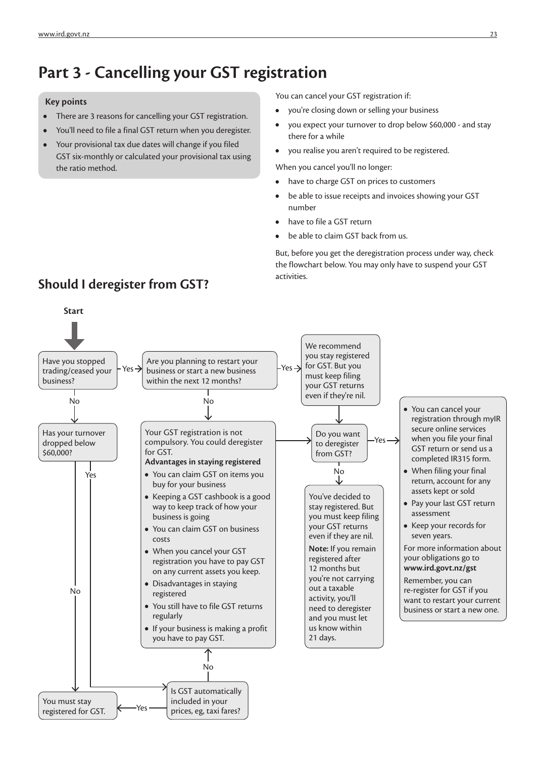# Part 3 - Cancelling your GST registration

**Key points**

- There are 3 reasons for cancelling your GST registration.
- You'll need to file a final GST return when you deregister.
- Your provisional tax due dates will change if you filed GST six-monthly or calculated your provisional tax using the ratio method.

You can cancel your GST registration if:

- you're closing down or selling your business
- you expect your turnover to drop below $60,000 - and stay there for a while
- you realise you aren't required to be registered.

When you cancel you'll no longer:

- have to charge GST on prices to customers
- be able to issue receipts and invoices showing your GST number
- have to file a GST return
- be able to claim GST back from us.

But, before you get the deregistration process under way, check the flowchart below. You may only have to suspend your GST activities.

## Should I deregister from GST?

**Start**

Have you stopped trading/ceased your business?

- **Yes** → Are you planning to restart your business or start a new business within the next 12 months?
  - **Yes** → We recommend you stay registered for GST. But you must keep filing your GST returns even if they're nil. → Do you want to deregister from GST?
  - **No** → Your GST registration is not compulsory. You could deregister for GST. → Do you want to deregister from GST?
- **No** → Has your turnover dropped below $60,000?
  - **No** → You must stay registered for GST.
  - **Yes** → Is GST automatically included in your prices, eg, taxi fares?
    - **Yes** → You must stay registered for GST.
    - **No** → Your GST registration is not compulsory. You could deregister for GST.

Your GST registration is not compulsory. You could deregister for GST.

**Advantages in staying registered**

- You can claim GST on items you buy for your business
- Keeping a GST cashbook is a good way to keep track of how your business is going
- You can claim GST on business costs
- When you cancel your GST registration you have to pay GST on any current assets you keep.
- Disadvantages in staying registered
- You still have to file GST returns regularly
- If your business is making a profit you have to pay GST.

Do you want to deregister from GST?

- **Yes** →
  - You can cancel your registration through myIR secure online services when you file your final GST return or send us a completed IR315 form.
  - When filing your final return, account for any assets kept or sold
  - Pay your last GST return assessment
  - Keep your records for seven years.

  For more information about your obligations go to **www.ird.govt.nz/gst**

  Remember, you can re-register for GST if you want to restart your current business or start a new one.
- **No** → You've decided to stay registered. But you must keep filing your GST returns even if they are nil.

  **Note:** If you remain registered after 12 months but you're not carrying out a taxable activity, you'll need to deregister and you must let us know within 21 days.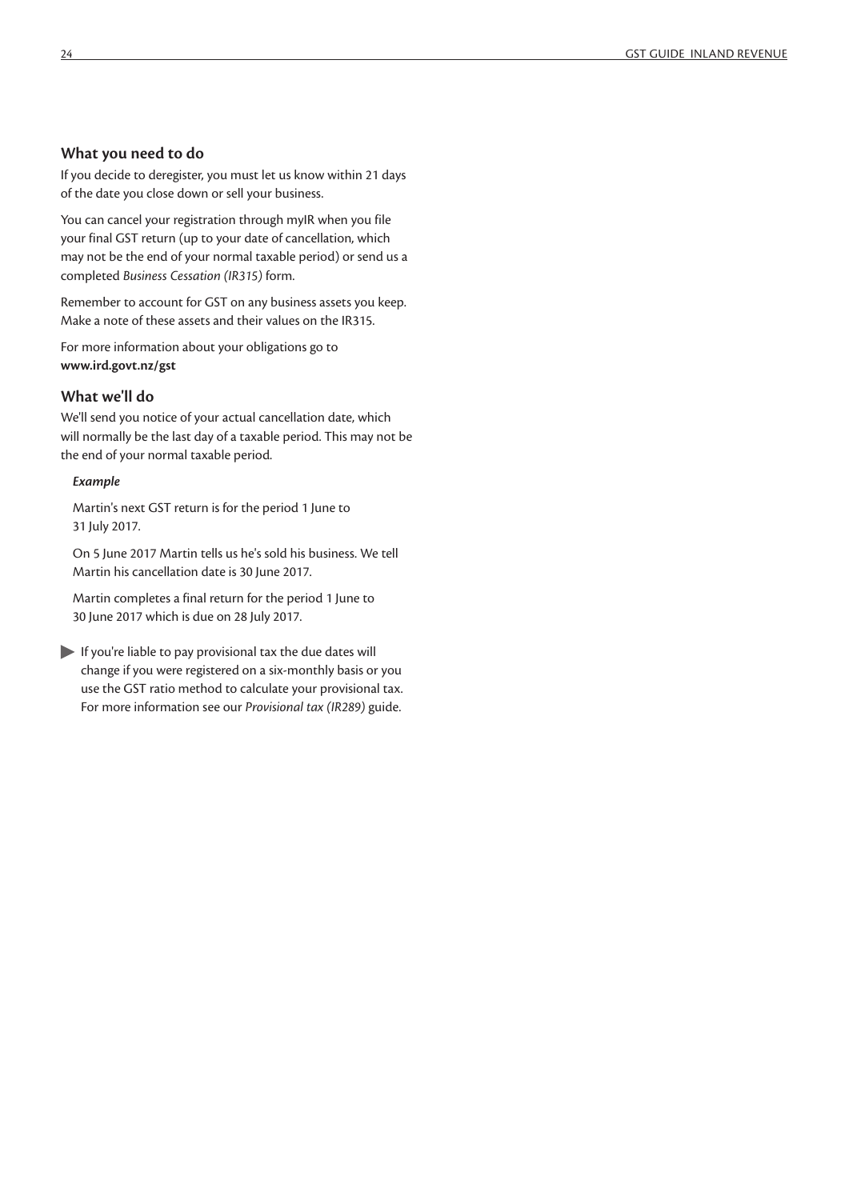### What you need to do

If you decide to deregister, you must let us know within 21 days of the date you close down or sell your business.

You can cancel your registration through myIR when you file your final GST return (up to your date of cancellation, which may not be the end of your normal taxable period) or send us a completed *Business Cessation (IR315)* form.

Remember to account for GST on any business assets you keep. Make a note of these assets and their values on the IR315.

For more information about your obligations go to **www.ird.govt.nz/gst**

### What we'll do

We'll send you notice of your actual cancellation date, which will normally be the last day of a taxable period. This may not be the end of your normal taxable period.

> ***Example***
>
> Martin's next GST return is for the period 1 June to 31 July 2017.
>
> On 5 June 2017 Martin tells us he's sold his business. We tell Martin his cancellation date is 30 June 2017.
>
> Martin completes a final return for the period 1 June to 30 June 2017 which is due on 28 July 2017.

▶ If you're liable to pay provisional tax the due dates will change if you were registered on a six-monthly basis or you use the GST ratio method to calculate your provisional tax. For more information see our *Provisional tax (IR289)* guide.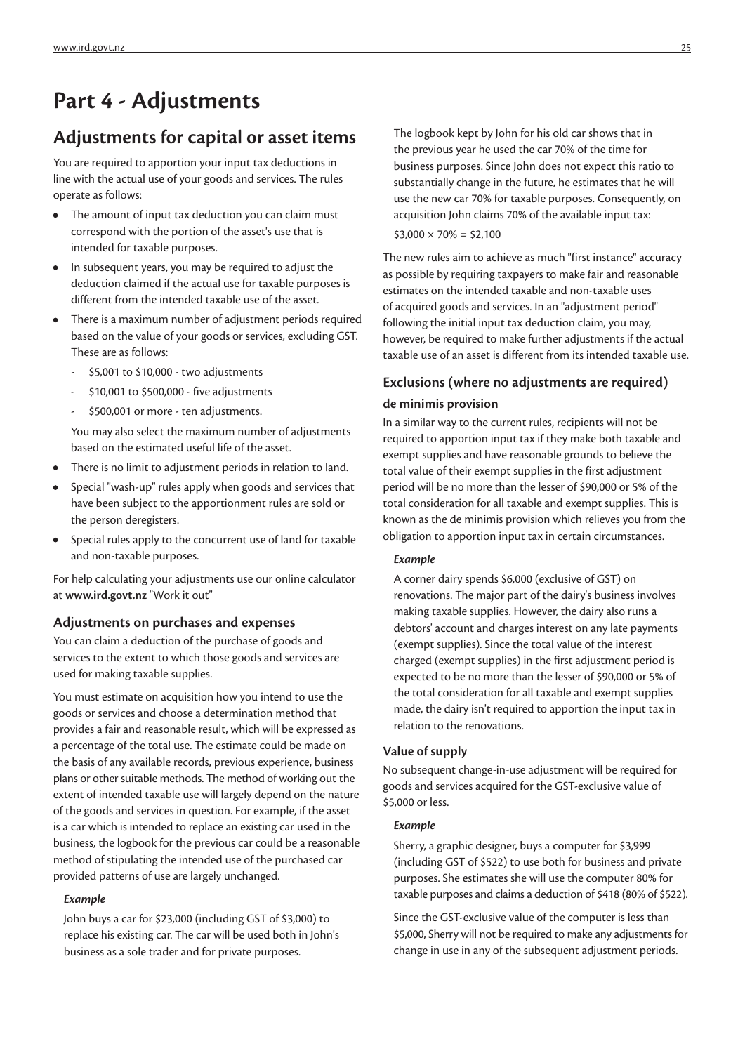# Part 4 - Adjustments

## Adjustments for capital or asset items

You are required to apportion your input tax deductions in line with the actual use of your goods and services. The rules operate as follows:

- The amount of input tax deduction you can claim must correspond with the portion of the asset's use that is intended for taxable purposes.
- In subsequent years, you may be required to adjust the deduction claimed if the actual use for taxable purposes is different from the intended taxable use of the asset.
- There is a maximum number of adjustment periods required based on the value of your goods or services, excluding GST. These are as follows:
  - $5,001 to $10,000 - two adjustments
  - $10,001 to $500,000 - five adjustments
  - $500,001 or more - ten adjustments.

  You may also select the maximum number of adjustments based on the estimated useful life of the asset.
- There is no limit to adjustment periods in relation to land.
- Special "wash-up" rules apply when goods and services that have been subject to the apportionment rules are sold or the person deregisters.
- Special rules apply to the concurrent use of land for taxable and non-taxable purposes.

For help calculating your adjustments use our online calculator at **www.ird.govt.nz** "Work it out"

### Adjustments on purchases and expenses

You can claim a deduction of the purchase of goods and services to the extent to which those goods and services are used for making taxable supplies.

You must estimate on acquisition how you intend to use the goods or services and choose a determination method that provides a fair and reasonable result, which will be expressed as a percentage of the total use. The estimate could be made on the basis of any available records, previous experience, business plans or other suitable methods. The method of working out the extent of intended taxable use will largely depend on the nature of the goods and services in question. For example, if the asset is a car which is intended to replace an existing car used in the business, the logbook for the previous car could be a reasonable method of stipulating the intended use of the purchased car provided patterns of use are largely unchanged.

*Example*

John buys a car for $23,000 (including GST of $3,000) to replace his existing car. The car will be used both in John's business as a sole trader and for private purposes.

The logbook kept by John for his old car shows that in the previous year he used the car 70% of the time for business purposes. Since John does not expect this ratio to substantially change in the future, he estimates that he will use the new car 70% for taxable purposes. Consequently, on acquisition John claims 70% of the available input tax:

$3,000 × 70% = $2,100

The new rules aim to achieve as much "first instance" accuracy as possible by requiring taxpayers to make fair and reasonable estimates on the intended taxable and non-taxable uses of acquired goods and services. In an "adjustment period" following the initial input tax deduction claim, you may, however, be required to make further adjustments if the actual taxable use of an asset is different from its intended taxable use.

### Exclusions (where no adjustments are required)

#### de minimis provision

In a similar way to the current rules, recipients will not be required to apportion input tax if they make both taxable and exempt supplies and have reasonable grounds to believe the total value of their exempt supplies in the first adjustment period will be no more than the lesser of $90,000 or 5% of the total consideration for all taxable and exempt supplies. This is known as the de minimis provision which relieves you from the obligation to apportion input tax in certain circumstances.

*Example*

A corner dairy spends $6,000 (exclusive of GST) on renovations. The major part of the dairy's business involves making taxable supplies. However, the dairy also runs a debtors' account and charges interest on any late payments (exempt supplies). Since the total value of the interest charged (exempt supplies) in the first adjustment period is expected to be no more than the lesser of $90,000 or 5% of the total consideration for all taxable and exempt supplies made, the dairy isn't required to apportion the input tax in relation to the renovations.

### Value of supply

No subsequent change-in-use adjustment will be required for goods and services acquired for the GST-exclusive value of $5,000 or less.

*Example*

Sherry, a graphic designer, buys a computer for $3,999 (including GST of $522) to use both for business and private purposes. She estimates she will use the computer 80% for taxable purposes and claims a deduction of $418 (80% of $522).

Since the GST-exclusive value of the computer is less than $5,000, Sherry will not be required to make any adjustments for change in use in any of the subsequent adjustment periods.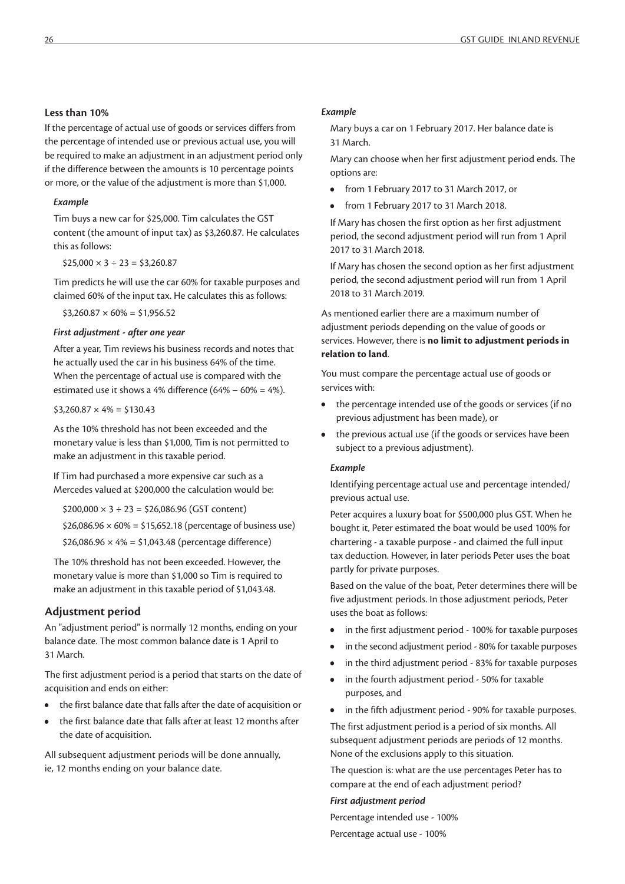### Less than 10%

If the percentage of actual use of goods or services differs from the percentage of intended use or previous actual use, you will be required to make an adjustment in an adjustment period only if the difference between the amounts is 10 percentage points or more, or the value of the adjustment is more than $1,000.

#### *Example*

Tim buys a new car for $25,000. Tim calculates the GST content (the amount of input tax) as $3,260.87. He calculates this as follows:

$25,000 × 3 ÷ 23 = $3,260.87

Tim predicts he will use the car 60% for taxable purposes and claimed 60% of the input tax. He calculates this as follows:

$3,260.87 × 60% = $1,956.52

#### *First adjustment - after one year*

After a year, Tim reviews his business records and notes that he actually used the car in his business 64% of the time. When the percentage of actual use is compared with the estimated use it shows a 4% difference (64% – 60% = 4%).

$3,260.87 × 4% = $130.43

As the 10% threshold has not been exceeded and the monetary value is less than $1,000, Tim is not permitted to make an adjustment in this taxable period.

If Tim had purchased a more expensive car such as a Mercedes valued at $200,000 the calculation would be:

$200,000 × 3 ÷ 23 = $26,086.96 (GST content)

$26,086.96 × 60% = $15,652.18 (percentage of business use)

$26,086.96 × 4% = $1,043.48 (percentage difference)

The 10% threshold has not been exceeded. However, the monetary value is more than $1,000 so Tim is required to make an adjustment in this taxable period of $1,043.48.

## Adjustment period

An "adjustment period" is normally 12 months, ending on your balance date. The most common balance date is 1 April to 31 March.

The first adjustment period is a period that starts on the date of acquisition and ends on either:

- the first balance date that falls after the date of acquisition or
- the first balance date that falls after at least 12 months after the date of acquisition.

All subsequent adjustment periods will be done annually, ie, 12 months ending on your balance date.

#### *Example*

Mary buys a car on 1 February 2017. Her balance date is 31 March.

Mary can choose when her first adjustment period ends. The options are:

- from 1 February 2017 to 31 March 2017, or
- from 1 February 2017 to 31 March 2018.

If Mary has chosen the first option as her first adjustment period, the second adjustment period will run from 1 April 2017 to 31 March 2018.

If Mary has chosen the second option as her first adjustment period, the second adjustment period will run from 1 April 2018 to 31 March 2019.

As mentioned earlier there are a maximum number of adjustment periods depending on the value of goods or services. However, there is **no limit to adjustment periods in relation to land**.

You must compare the percentage actual use of goods or services with:

- the percentage intended use of the goods or services (if no previous adjustment has been made), or
- the previous actual use (if the goods or services have been subject to a previous adjustment).

#### *Example*

Identifying percentage actual use and percentage intended/previous actual use.

Peter acquires a luxury boat for $500,000 plus GST. When he bought it, Peter estimated the boat would be used 100% for chartering - a taxable purpose - and claimed the full input tax deduction. However, in later periods Peter uses the boat partly for private purposes.

Based on the value of the boat, Peter determines there will be five adjustment periods. In those adjustment periods, Peter uses the boat as follows:

- in the first adjustment period - 100% for taxable purposes
- in the second adjustment period - 80% for taxable purposes
- in the third adjustment period - 83% for taxable purposes
- in the fourth adjustment period - 50% for taxable purposes, and
- in the fifth adjustment period - 90% for taxable purposes.

The first adjustment period is a period of six months. All subsequent adjustment periods are periods of 12 months. None of the exclusions apply to this situation.

The question is: what are the use percentages Peter has to compare at the end of each adjustment period?

#### *First adjustment period*

Percentage intended use - 100%

Percentage actual use - 100%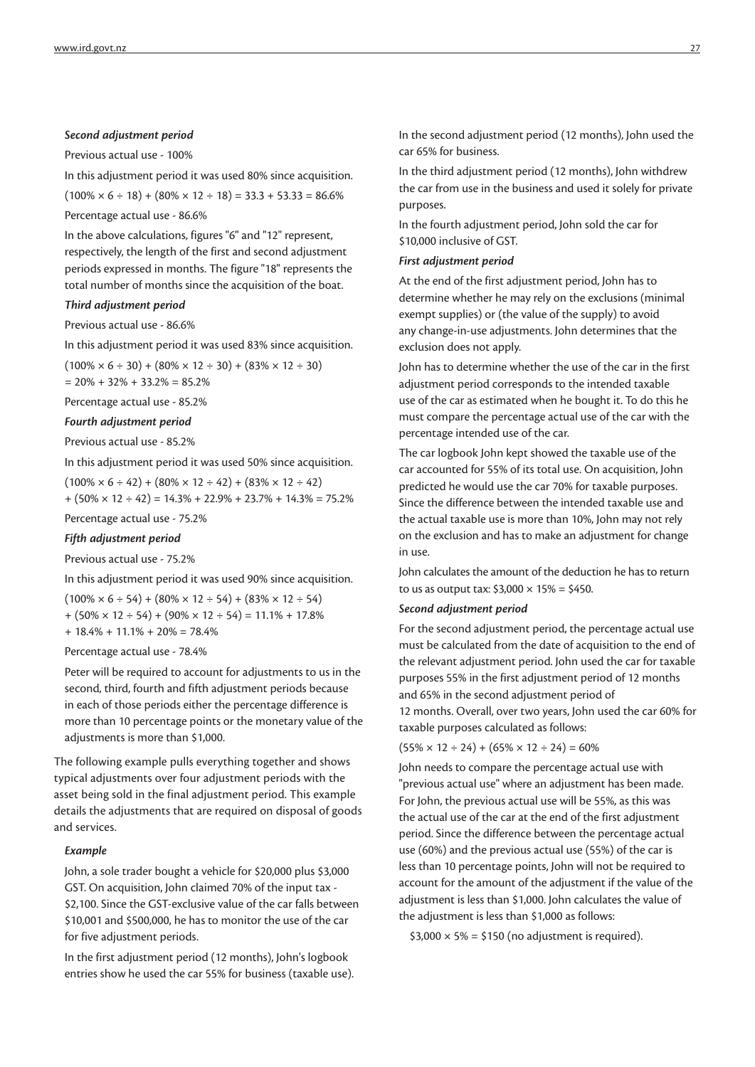***Second adjustment period***

Previous actual use - 100%

In this adjustment period it was used 80% since acquisition.

(100% × 6 ÷ 18) + (80% × 12 ÷ 18) = 33.3 + 53.33 = 86.6%

Percentage actual use - 86.6%

In the above calculations, figures "6" and "12" represent, respectively, the length of the first and second adjustment periods expressed in months. The figure "18" represents the total number of months since the acquisition of the boat.

***Third adjustment period***

Previous actual use - 86.6%

In this adjustment period it was used 83% since acquisition.

(100% × 6 ÷ 30) + (80% × 12 ÷ 30) + (83% × 12 ÷ 30)
= 20% + 32% + 33.2% = 85.2%

Percentage actual use - 85.2%

***Fourth adjustment period***

Previous actual use - 85.2%

In this adjustment period it was used 50% since acquisition.

(100% × 6 ÷ 42) + (80% × 12 ÷ 42) + (83% × 12 ÷ 42)
+ (50% × 12 ÷ 42) = 14.3% + 22.9% + 23.7% + 14.3% = 75.2%

Percentage actual use - 75.2%

***Fifth adjustment period***

Previous actual use - 75.2%

In this adjustment period it was used 90% since acquisition.

(100% × 6 ÷ 54) + (80% × 12 ÷ 54) + (83% × 12 ÷ 54)
+ (50% × 12 ÷ 54) + (90% × 12 ÷ 54) = 11.1% + 17.8%
+ 18.4% + 11.1% + 20% = 78.4%

Percentage actual use - 78.4%

Peter will be required to account for adjustments to us in the second, third, fourth and fifth adjustment periods because in each of those periods either the percentage difference is more than 10 percentage points or the monetary value of the adjustments is more than $1,000.

The following example pulls everything together and shows typical adjustments over four adjustment periods with the asset being sold in the final adjustment period. This example details the adjustments that are required on disposal of goods and services.

***Example***

John, a sole trader bought a vehicle for $20,000 plus $3,000 GST. On acquisition, John claimed 70% of the input tax - $2,100. Since the GST-exclusive value of the car falls between $10,001 and $500,000, he has to monitor the use of the car for five adjustment periods.

In the first adjustment period (12 months), John's logbook entries show he used the car 55% for business (taxable use).

In the second adjustment period (12 months), John used the car 65% for business.

In the third adjustment period (12 months), John withdrew the car from use in the business and used it solely for private purposes.

In the fourth adjustment period, John sold the car for $10,000 inclusive of GST.

***First adjustment period***

At the end of the first adjustment period, John has to determine whether he may rely on the exclusions (minimal exempt supplies) or (the value of the supply) to avoid any change-in-use adjustments. John determines that the exclusion does not apply.

John has to determine whether the use of the car in the first adjustment period corresponds to the intended taxable use of the car as estimated when he bought it. To do this he must compare the percentage actual use of the car with the percentage intended use of the car.

The car logbook John kept showed the taxable use of the car accounted for 55% of its total use. On acquisition, John predicted he would use the car 70% for taxable purposes. Since the difference between the intended taxable use and the actual taxable use is more than 10%, John may not rely on the exclusion and has to make an adjustment for change in use.

John calculates the amount of the deduction he has to return to us as output tax: $3,000 × 15% = $450.

***Second adjustment period***

For the second adjustment period, the percentage actual use must be calculated from the date of acquisition to the end of the relevant adjustment period. John used the car for taxable purposes 55% in the first adjustment period of 12 months and 65% in the second adjustment period of 12 months. Overall, over two years, John used the car 60% for taxable purposes calculated as follows:

(55% × 12 ÷ 24) + (65% × 12 ÷ 24) = 60%

John needs to compare the percentage actual use with "previous actual use" where an adjustment has been made. For John, the previous actual use will be 55%, as this was the actual use of the car at the end of the first adjustment period. Since the difference between the percentage actual use (60%) and the previous actual use (55%) of the car is less than 10 percentage points, John will not be required to account for the amount of the adjustment if the value of the adjustment is less than $1,000. John calculates the value of the adjustment is less than $1,000 as follows:

$3,000 × 5% = $150 (no adjustment is required).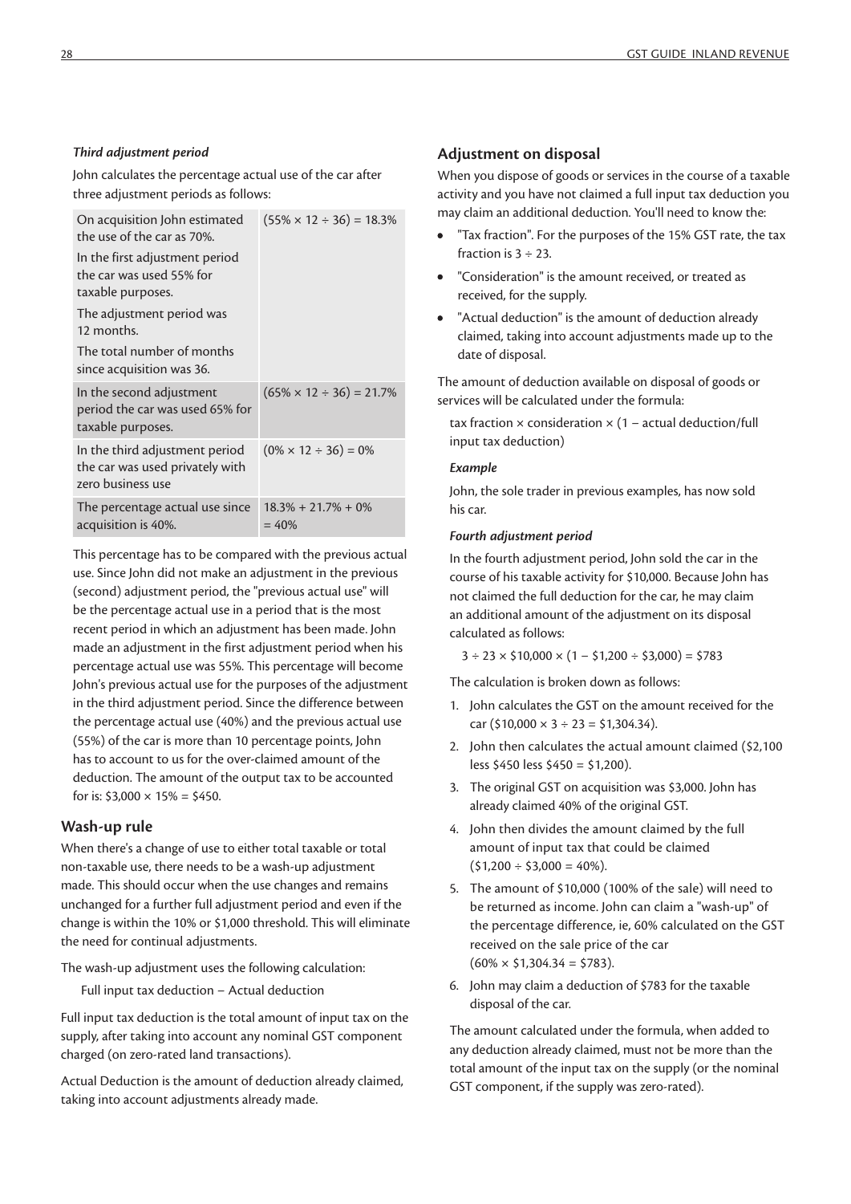### *Third adjustment period*

John calculates the percentage actual use of the car after three adjustment periods as follows:

| | |
|---|---|
| On acquisition John estimated the use of the car as 70%. In the first adjustment period the car was used 55% for taxable purposes. The adjustment period was 12 months. The total number of months since acquisition was 36. | (55% × 12 ÷ 36) = 18.3% |
| In the second adjustment period the car was used 65% for taxable purposes. | (65% × 12 ÷ 36) = 21.7% |
| In the third adjustment period the car was used privately with zero business use | (0% × 12 ÷ 36) = 0% |
| The percentage actual use since acquisition is 40%. | 18.3% + 21.7% + 0% = 40% |

This percentage has to be compared with the previous actual use. Since John did not make an adjustment in the previous (second) adjustment period, the "previous actual use" will be the percentage actual use in a period that is the most recent period in which an adjustment has been made. John made an adjustment in the first adjustment period when his percentage actual use was 55%. This percentage will become John's previous actual use for the purposes of the adjustment in the third adjustment period. Since the difference between the percentage actual use (40%) and the previous actual use (55%) of the car is more than 10 percentage points, John has to account to us for the over-claimed amount of the deduction. The amount of the output tax to be accounted for is: $3,000 × 15% = $450.

## Wash-up rule

When there's a change of use to either total taxable or total non-taxable use, there needs to be a wash-up adjustment made. This should occur when the use changes and remains unchanged for a further full adjustment period and even if the change is within the 10% or $1,000 threshold. This will eliminate the need for continual adjustments.

The wash-up adjustment uses the following calculation:

Full input tax deduction – Actual deduction

Full input tax deduction is the total amount of input tax on the supply, after taking into account any nominal GST component charged (on zero-rated land transactions).

Actual Deduction is the amount of deduction already claimed, taking into account adjustments already made.

## Adjustment on disposal

When you dispose of goods or services in the course of a taxable activity and you have not claimed a full input tax deduction you may claim an additional deduction. You'll need to know the:

- "Tax fraction". For the purposes of the 15% GST rate, the tax fraction is 3 ÷ 23.
- "Consideration" is the amount received, or treated as received, for the supply.
- "Actual deduction" is the amount of deduction already claimed, taking into account adjustments made up to the date of disposal.

The amount of deduction available on disposal of goods or services will be calculated under the formula:

tax fraction × consideration × (1 – actual deduction/full input tax deduction)

### *Example*

John, the sole trader in previous examples, has now sold his car.

### *Fourth adjustment period*

In the fourth adjustment period, John sold the car in the course of his taxable activity for $10,000. Because John has not claimed the full deduction for the car, he may claim an additional amount of the adjustment on its disposal calculated as follows:

3 ÷ 23 × $10,000 × (1 – $1,200 ÷ $3,000) = $783

The calculation is broken down as follows:

1. John calculates the GST on the amount received for the car ($10,000 × 3 ÷ 23 = $1,304.34).
2. John then calculates the actual amount claimed ($2,100 less $450 less $450 = $1,200).
3. The original GST on acquisition was $3,000. John has already claimed 40% of the original GST.
4. John then divides the amount claimed by the full amount of input tax that could be claimed ($1,200 ÷ $3,000 = 40%).
5. The amount of $10,000 (100% of the sale) will need to be returned as income. John can claim a "wash-up" of the percentage difference, ie, 60% calculated on the GST received on the sale price of the car (60% × $1,304.34 = $783).
6. John may claim a deduction of $783 for the taxable disposal of the car.

The amount calculated under the formula, when added to any deduction already claimed, must not be more than the total amount of the input tax on the supply (or the nominal GST component, if the supply was zero-rated).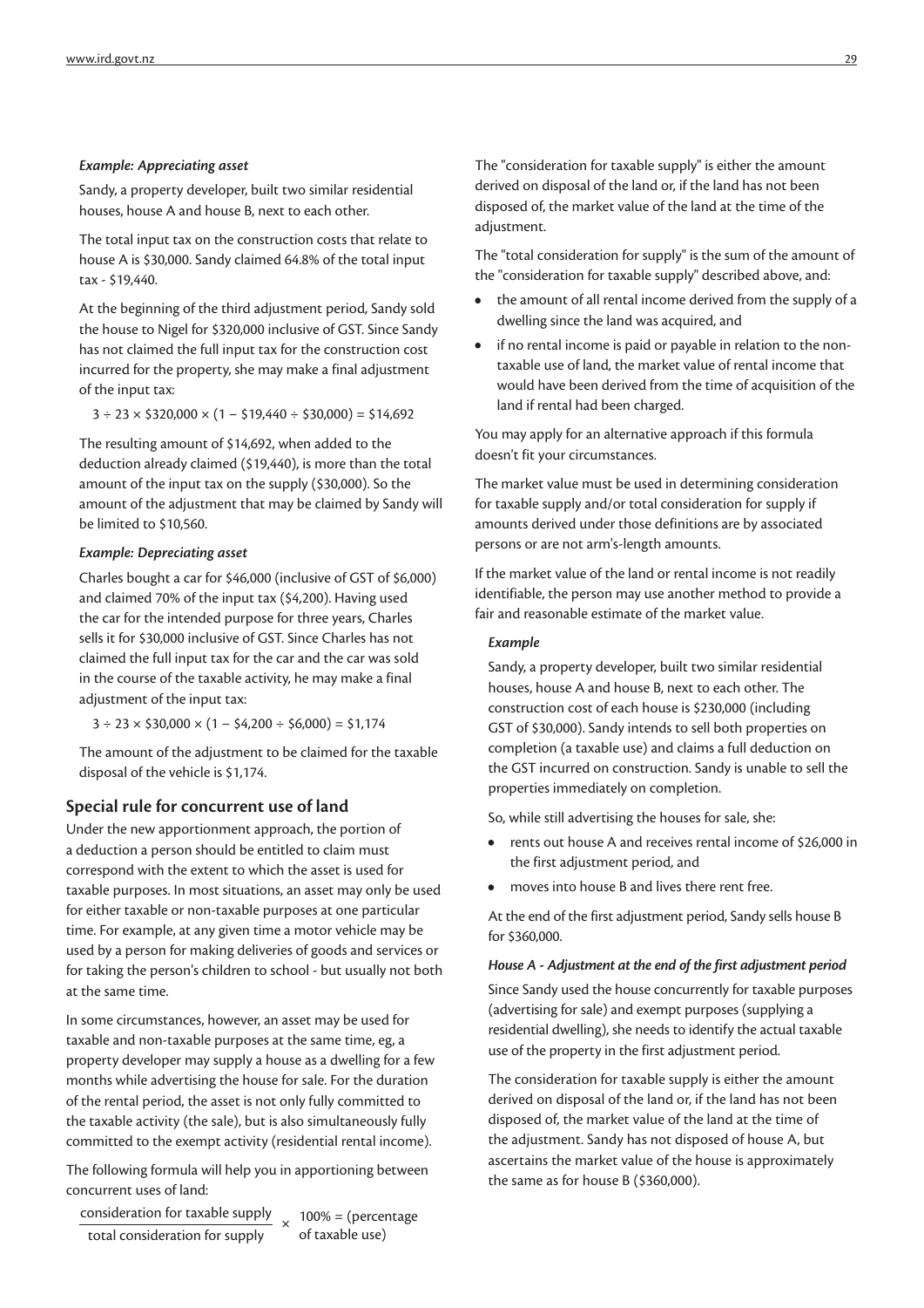***Example: Appreciating asset***

Sandy, a property developer, built two similar residential houses, house A and house B, next to each other.

The total input tax on the construction costs that relate to house A is \$30,000. Sandy claimed 64.8% of the total input tax - \$19,440.

At the beginning of the third adjustment period, Sandy sold the house to Nigel for \$320,000 inclusive of GST. Since Sandy has not claimed the full input tax for the construction cost incurred for the property, she may make a final adjustment of the input tax:

$3 \div 23 \times \$320,000 \times (1 - \$19,440 \div \$30,000) = \$14,692$

The resulting amount of \$14,692, when added to the deduction already claimed (\$19,440), is more than the total amount of the input tax on the supply (\$30,000). So the amount of the adjustment that may be claimed by Sandy will be limited to \$10,560.

***Example: Depreciating asset***

Charles bought a car for \$46,000 (inclusive of GST of \$6,000) and claimed 70% of the input tax (\$4,200). Having used the car for the intended purpose for three years, Charles sells it for \$30,000 inclusive of GST. Since Charles has not claimed the full input tax for the car and the car was sold in the course of the taxable activity, he may make a final adjustment of the input tax:

$3 \div 23 \times \$30,000 \times (1 - \$4,200 \div \$6,000) = \$1,174$

The amount of the adjustment to be claimed for the taxable disposal of the vehicle is \$1,174.

## Special rule for concurrent use of land

Under the new apportionment approach, the portion of a deduction a person should be entitled to claim must correspond with the extent to which the asset is used for taxable purposes. In most situations, an asset may only be used for either taxable or non-taxable purposes at one particular time. For example, at any given time a motor vehicle may be used by a person for making deliveries of goods and services or for taking the person's children to school - but usually not both at the same time.

In some circumstances, however, an asset may be used for taxable and non-taxable purposes at the same time, eg, a property developer may supply a house as a dwelling for a few months while advertising the house for sale. For the duration of the rental period, the asset is not only fully committed to the taxable activity (the sale), but is also simultaneously fully committed to the exempt activity (residential rental income).

The following formula will help you in apportioning between concurrent uses of land:

$$\frac{\text{consideration for taxable supply}}{\text{total consideration for supply}} \times 100\% = \text{(percentage of taxable use)}$$

The "consideration for taxable supply" is either the amount derived on disposal of the land or, if the land has not been disposed of, the market value of the land at the time of the adjustment.

The "total consideration for supply" is the sum of the amount of the "consideration for taxable supply" described above, and:

- the amount of all rental income derived from the supply of a dwelling since the land was acquired, and
- if no rental income is paid or payable in relation to the non-taxable use of land, the market value of rental income that would have been derived from the time of acquisition of the land if rental had been charged.

You may apply for an alternative approach if this formula doesn't fit your circumstances.

The market value must be used in determining consideration for taxable supply and/or total consideration for supply if amounts derived under those definitions are by associated persons or are not arm's-length amounts.

If the market value of the land or rental income is not readily identifiable, the person may use another method to provide a fair and reasonable estimate of the market value.

***Example***

Sandy, a property developer, built two similar residential houses, house A and house B, next to each other. The construction cost of each house is \$230,000 (including GST of \$30,000). Sandy intends to sell both properties on completion (a taxable use) and claims a full deduction on the GST incurred on construction. Sandy is unable to sell the properties immediately on completion.

So, while still advertising the houses for sale, she:

- rents out house A and receives rental income of \$26,000 in the first adjustment period, and
- moves into house B and lives there rent free.

At the end of the first adjustment period, Sandy sells house B for \$360,000.

***House A - Adjustment at the end of the first adjustment period***

Since Sandy used the house concurrently for taxable purposes (advertising for sale) and exempt purposes (supplying a residential dwelling), she needs to identify the actual taxable use of the property in the first adjustment period.

The consideration for taxable supply is either the amount derived on disposal of the land or, if the land has not been disposed of, the market value of the land at the time of the adjustment. Sandy has not disposed of house A, but ascertains the market value of the house is approximately the same as for house B (\$360,000).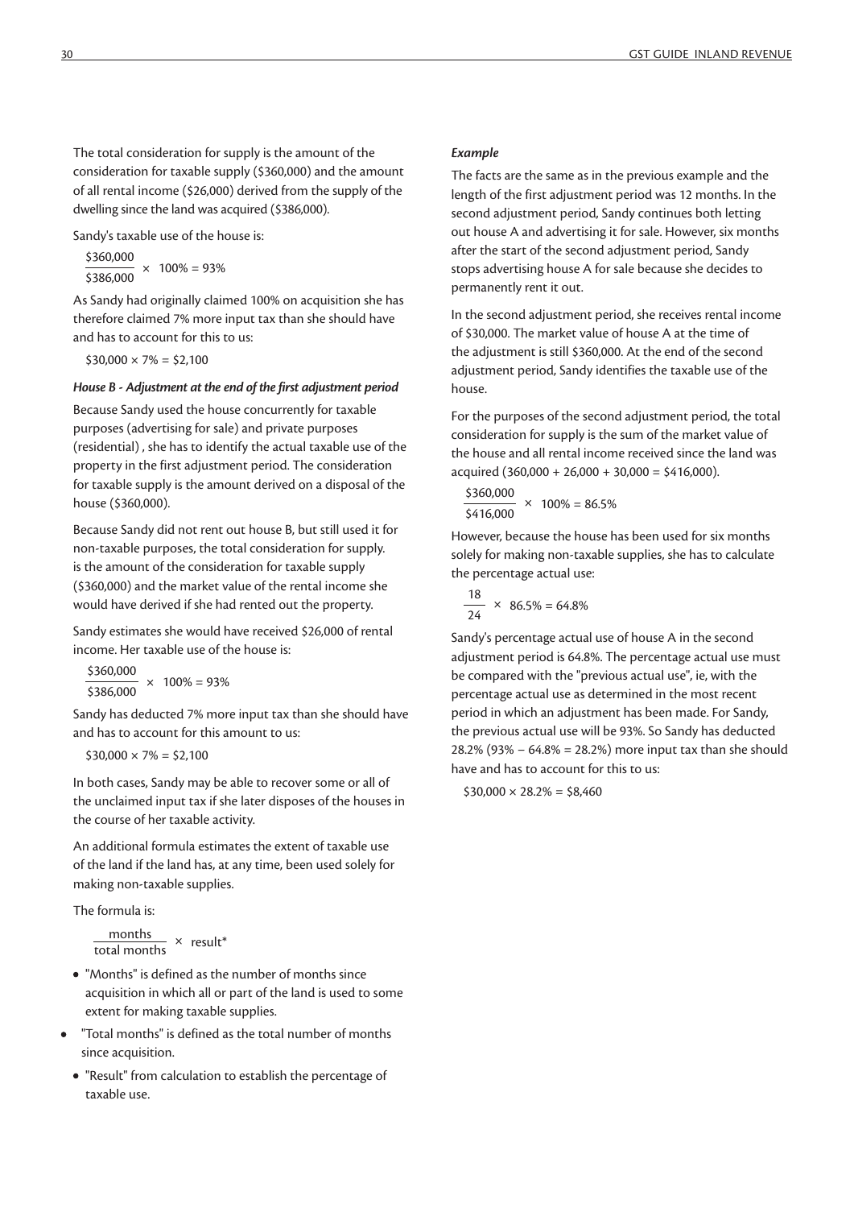The total consideration for supply is the amount of the consideration for taxable supply (\$360,000) and the amount of all rental income (\$26,000) derived from the supply of the dwelling since the land was acquired (\$386,000).

Sandy's taxable use of the house is:

$$\frac{\$360{,}000}{\$386{,}000} \times 100\% = 93\%$$

As Sandy had originally claimed 100% on acquisition she has therefore claimed 7% more input tax than she should have and has to account for this to us:

$$\$30{,}000 \times 7\% = \$2{,}100$$

***House B - Adjustment at the end of the first adjustment period***

Because Sandy used the house concurrently for taxable purposes (advertising for sale) and private purposes (residential) , she has to identify the actual taxable use of the property in the first adjustment period. The consideration for taxable supply is the amount derived on a disposal of the house (\$360,000).

Because Sandy did not rent out house B, but still used it for non-taxable purposes, the total consideration for supply. is the amount of the consideration for taxable supply (\$360,000) and the market value of the rental income she would have derived if she had rented out the property.

Sandy estimates she would have received \$26,000 of rental income. Her taxable use of the house is:

$$\frac{\$360{,}000}{\$386{,}000} \times 100\% = 93\%$$

Sandy has deducted 7% more input tax than she should have and has to account for this amount to us:

$$\$30{,}000 \times 7\% = \$2{,}100$$

In both cases, Sandy may be able to recover some or all of the unclaimed input tax if she later disposes of the houses in the course of her taxable activity.

An additional formula estimates the extent of taxable use of the land if the land has, at any time, been used solely for making non-taxable supplies.

The formula is:

$$\frac{\text{months}}{\text{total months}} \times \text{result*}$$

- "Months" is defined as the number of months since acquisition in which all or part of the land is used to some extent for making taxable supplies.
- "Total months" is defined as the total number of months since acquisition.
- "Result" from calculation to establish the percentage of taxable use.

***Example***

The facts are the same as in the previous example and the length of the first adjustment period was 12 months. In the second adjustment period, Sandy continues both letting out house A and advertising it for sale. However, six months after the start of the second adjustment period, Sandy stops advertising house A for sale because she decides to permanently rent it out.

In the second adjustment period, she receives rental income of \$30,000. The market value of house A at the time of the adjustment is still \$360,000. At the end of the second adjustment period, Sandy identifies the taxable use of the house.

For the purposes of the second adjustment period, the total consideration for supply is the sum of the market value of the house and all rental income received since the land was acquired (360,000 + 26,000 + 30,000 = \$416,000).

$$\frac{\$360{,}000}{\$416{,}000} \times 100\% = 86.5\%$$

However, because the house has been used for six months solely for making non-taxable supplies, she has to calculate the percentage actual use:

$$\frac{18}{24} \times 86.5\% = 64.8\%$$

Sandy's percentage actual use of house A in the second adjustment period is 64.8%. The percentage actual use must be compared with the "previous actual use", ie, with the percentage actual use as determined in the most recent period in which an adjustment has been made. For Sandy, the previous actual use will be 93%. So Sandy has deducted 28.2% (93% – 64.8% = 28.2%) more input tax than she should have and has to account for this to us:

$$\$30{,}000 \times 28.2\% = \$8{,}460$$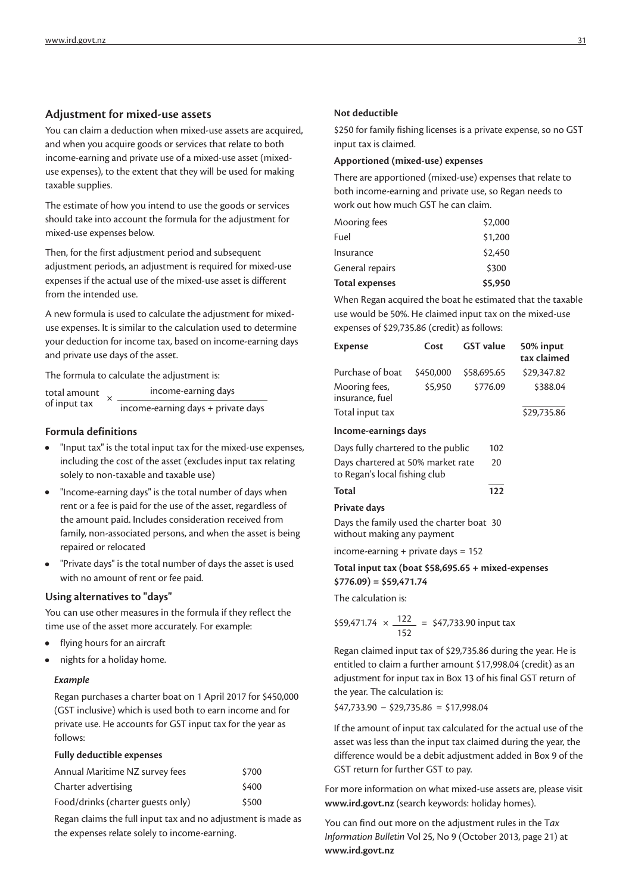## Adjustment for mixed-use assets

You can claim a deduction when mixed-use assets are acquired, and when you acquire goods or services that relate to both income-earning and private use of a mixed-use asset (mixed-use expenses), to the extent that they will be used for making taxable supplies.

The estimate of how you intend to use the goods or services should take into account the formula for the adjustment for mixed-use expenses below.

Then, for the first adjustment period and subsequent adjustment periods, an adjustment is required for mixed-use expenses if the actual use of the mixed-use asset is different from the intended use.

A new formula is used to calculate the adjustment for mixed-use expenses. It is similar to the calculation used to determine your deduction for income tax, based on income-earning days and private use days of the asset.

The formula to calculate the adjustment is:

$$\text{total amount of input tax} \times \frac{\text{income-earning days}}{\text{income-earning days + private days}}$$

### Formula definitions

- "Input tax" is the total input tax for the mixed-use expenses, including the cost of the asset (excludes input tax relating solely to non-taxable and taxable use)
- "Income-earning days" is the total number of days when rent or a fee is paid for the use of the asset, regardless of the amount paid. Includes consideration received from family, non-associated persons, and when the asset is being repaired or relocated
- "Private days" is the total number of days the asset is used with no amount of rent or fee paid.

### Using alternatives to "days"

You can use other measures in the formula if they reflect the time use of the asset more accurately. For example:

- flying hours for an aircraft
- nights for a holiday home.

#### *Example*

Regan purchases a charter boat on 1 April 2017 for $450,000 (GST inclusive) which is used both to earn income and for private use. He accounts for GST input tax for the year as follows:

**Fully deductible expenses**

| | |
|---|---|
| Annual Maritime NZ survey fees | $700 |
| Charter advertising | $400 |
| Food/drinks (charter guests only) | $500 |

Regan claims the full input tax and no adjustment is made as the expenses relate solely to income-earning.

**Not deductible**

$250 for family fishing licenses is a private expense, so no GST input tax is claimed.

**Apportioned (mixed-use) expenses**

There are apportioned (mixed-use) expenses that relate to both income-earning and private use, so Regan needs to work out how much GST he can claim.

| | |
|---|---|
| Mooring fees | $2,000 |
| Fuel | $1,200 |
| Insurance | $2,450 |
| General repairs | $300 |
| **Total expenses** | **$5,950** |

When Regan acquired the boat he estimated that the taxable use would be 50%. He claimed input tax on the mixed-use expenses of $29,735.86 (credit) as follows:

| Expense | Cost | GST value | 50% input tax claimed |
|---|---|---|---|
| Purchase of boat | $450,000 | $58,695.65 | $29,347.82 |
| Mooring fees, insurance, fuel | $5,950 | $776.09 | $388.04 |
| Total input tax | | | $29,735.86 |

**Income-earnings days**

| | |
|---|---|
| Days fully chartered to the public | 102 |
| Days chartered at 50% market rate to Regan's local fishing club | 20 |
| **Total** | **122** |

**Private days**

Days the family used the charter boat without making any payment 30

income-earning + private days = 152

**Total input tax (boat $58,695.65 + mixed-expenses $776.09) = $59,471.74**

The calculation is:

$$\$59{,}471.74 \times \frac{122}{152} = \$47{,}733.90 \text{ input tax}$$

Regan claimed input tax of $29,735.86 during the year. He is entitled to claim a further amount $17,998.04 (credit) as an adjustment for input tax in Box 13 of his final GST return of the year. The calculation is:

$47,733.90 – $29,735.86 = $17,998.04

If the amount of input tax calculated for the actual use of the asset was less than the input tax claimed during the year, the difference would be a debit adjustment added in Box 9 of the GST return for further GST to pay.

For more information on what mixed-use assets are, please visit **www.ird.govt.nz** (search keywords: holiday homes).

You can find out more on the adjustment rules in the *Tax Information Bulletin* Vol 25, No 9 (October 2013, page 21) at **www.ird.govt.nz**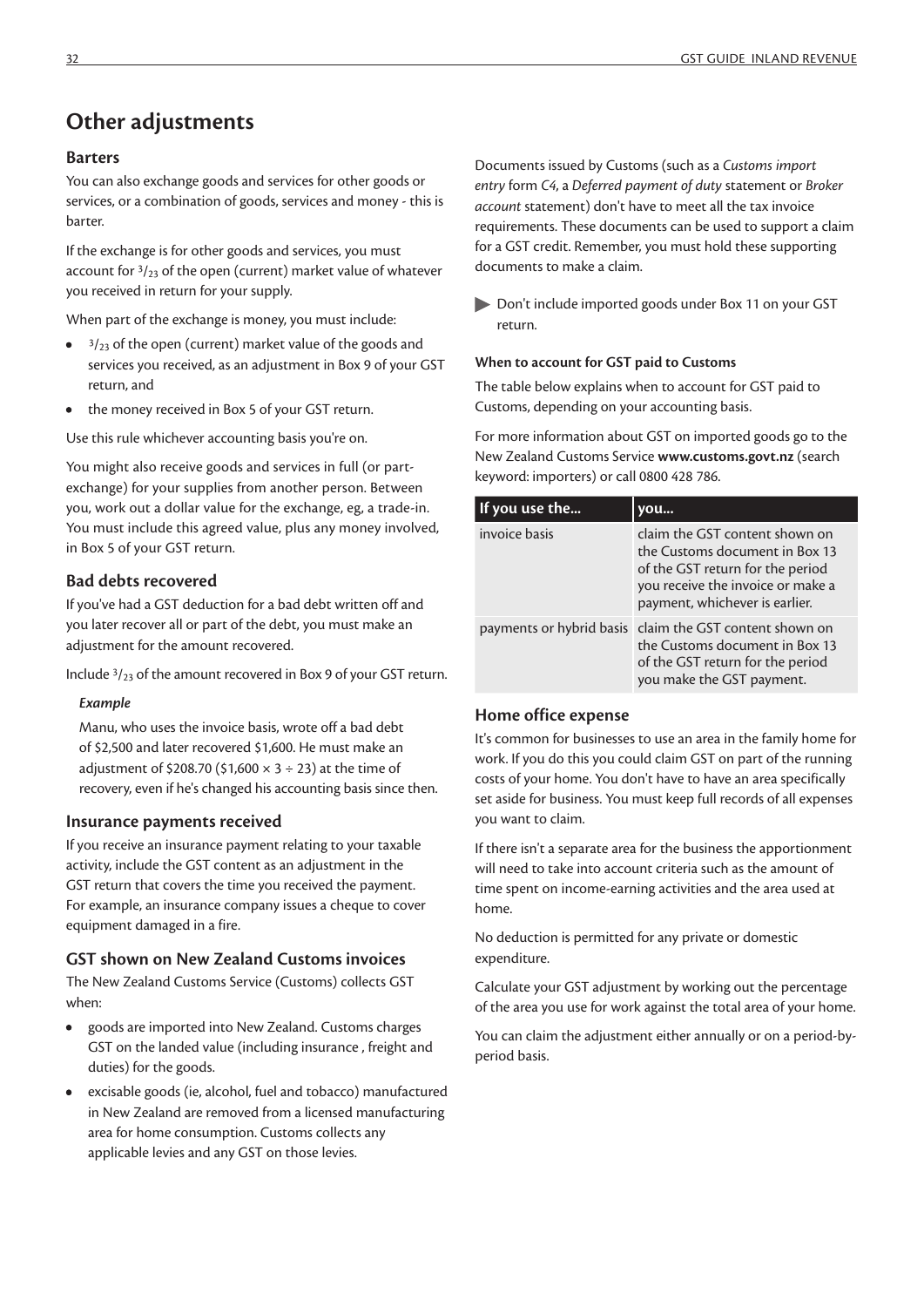# Other adjustments

## Barters

You can also exchange goods and services for other goods or services, or a combination of goods, services and money - this is barter.

If the exchange is for other goods and services, you must account for $^3/_{23}$ of the open (current) market value of whatever you received in return for your supply.

When part of the exchange is money, you must include:

- $^3/_{23}$ of the open (current) market value of the goods and services you received, as an adjustment in Box 9 of your GST return, and
- the money received in Box 5 of your GST return.

Use this rule whichever accounting basis you're on.

You might also receive goods and services in full (or part-exchange) for your supplies from another person. Between you, work out a dollar value for the exchange, eg, a trade-in. You must include this agreed value, plus any money involved, in Box 5 of your GST return.

## Bad debts recovered

If you've had a GST deduction for a bad debt written off and you later recover all or part of the debt, you must make an adjustment for the amount recovered.

Include $^3/_{23}$ of the amount recovered in Box 9 of your GST return.

***Example***

Manu, who uses the invoice basis, wrote off a bad debt of $2,500 and later recovered $1,600. He must make an adjustment of $208.70 ($1,600 × 3 ÷ 23) at the time of recovery, even if he's changed his accounting basis since then.

## Insurance payments received

If you receive an insurance payment relating to your taxable activity, include the GST content as an adjustment in the GST return that covers the time you received the payment. For example, an insurance company issues a cheque to cover equipment damaged in a fire.

## GST shown on New Zealand Customs invoices

The New Zealand Customs Service (Customs) collects GST when:

- goods are imported into New Zealand. Customs charges GST on the landed value (including insurance , freight and duties) for the goods.
- excisable goods (ie, alcohol, fuel and tobacco) manufactured in New Zealand are removed from a licensed manufacturing area for home consumption. Customs collects any applicable levies and any GST on those levies.

Documents issued by Customs (such as a *Customs import entry* form *C4*, a *Deferred payment of duty* statement or *Broker account* statement) don't have to meet all the tax invoice requirements. These documents can be used to support a claim for a GST credit. Remember, you must hold these supporting documents to make a claim.

▶ Don't include imported goods under Box 11 on your GST return.

**When to account for GST paid to Customs**

The table below explains when to account for GST paid to Customs, depending on your accounting basis.

For more information about GST on imported goods go to the New Zealand Customs Service **www.customs.govt.nz** (search keyword: importers) or call 0800 428 786.

| If you use the... | you... |
|---|---|
| invoice basis | claim the GST content shown on the Customs document in Box 13 of the GST return for the period you receive the invoice or make a payment, whichever is earlier. |
| payments or hybrid basis | claim the GST content shown on the Customs document in Box 13 of the GST return for the period you make the GST payment. |

## Home office expense

It's common for businesses to use an area in the family home for work. If you do this you could claim GST on part of the running costs of your home. You don't have to have an area specifically set aside for business. You must keep full records of all expenses you want to claim.

If there isn't a separate area for the business the apportionment will need to take into account criteria such as the amount of time spent on income-earning activities and the area used at home.

No deduction is permitted for any private or domestic expenditure.

Calculate your GST adjustment by working out the percentage of the area you use for work against the total area of your home.

You can claim the adjustment either annually or on a period-by-period basis.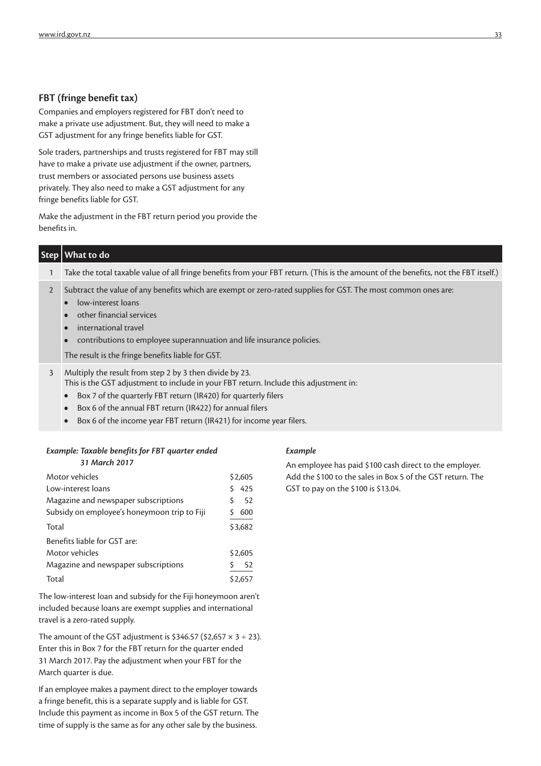## FBT (fringe benefit tax)

Companies and employers registered for FBT don't need to make a private use adjustment. But, they will need to make a GST adjustment for any fringe benefits liable for GST.

Sole traders, partnerships and trusts registered for FBT may still have to make a private use adjustment if the owner, partners, trust members or associated persons use business assets privately. They also need to make a GST adjustment for any fringe benefits liable for GST.

Make the adjustment in the FBT return period you provide the benefits in.

| Step | What to do |
|---|---|
| 1 | Take the total taxable value of all fringe benefits from your FBT return. (This is the amount of the benefits, not the FBT itself.) |
| 2 | Subtract the value of any benefits which are exempt or zero-rated supplies for GST. The most common ones are: <br>• low-interest loans <br>• other financial services <br>• international travel <br>• contributions to employee superannuation and life insurance policies. <br>The result is the fringe benefits liable for GST. |
| 3 | Multiply the result from step 2 by 3 then divide by 23. <br>This is the GST adjustment to include in your FBT return. Include this adjustment in: <br>• Box 7 of the quarterly FBT return (IR420) for quarterly filers <br>• Box 6 of the annual FBT return (IR422) for annual filers <br>• Box 6 of the income year FBT return (IR421) for income year filers. |

***Example: Taxable benefits for FBT quarter ended 31 March 2017***

| | |
|---|---|
| Motor vehicles | $2,605 |
| Low-interest loans | $ 425 |
| Magazine and newspaper subscriptions | $ 52 |
| Subsidy on employee's honeymoon trip to Fiji | $ 600 |
| Total | $3,682 |
| Benefits liable for GST are: | |
| Motor vehicles | $2,605 |
| Magazine and newspaper subscriptions | $ 52 |
| Total | $2,657 |

The low-interest loan and subsidy for the Fiji honeymoon aren't included because loans are exempt supplies and international travel is a zero-rated supply.

The amount of the GST adjustment is $346.57 ($2,657 × 3 ÷ 23). Enter this in Box 7 for the FBT return for the quarter ended 31 March 2017. Pay the adjustment when your FBT for the March quarter is due.

If an employee makes a payment direct to the employer towards a fringe benefit, this is a separate supply and is liable for GST. Include this payment as income in Box 5 of the GST return. The time of supply is the same as for any other sale by the business.

***Example***

An employee has paid $100 cash direct to the employer. Add the $100 to the sales in Box 5 of the GST return. The GST to pay on the $100 is $13.04.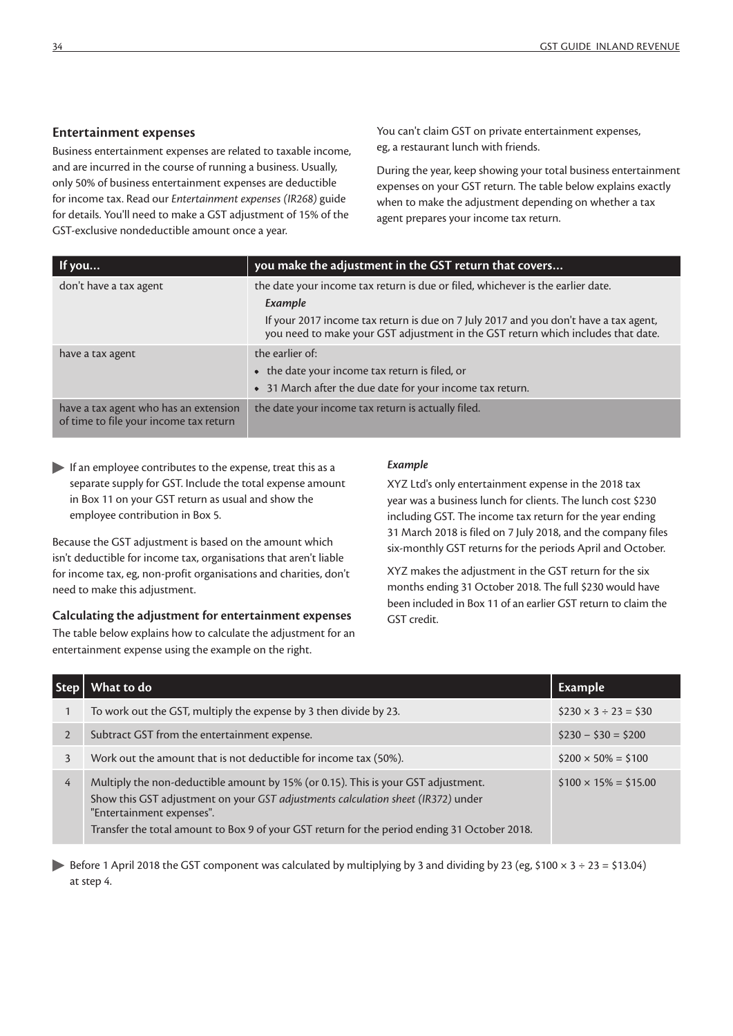## Entertainment expenses

Business entertainment expenses are related to taxable income, and are incurred in the course of running a business. Usually, only 50% of business entertainment expenses are deductible for income tax. Read our *Entertainment expenses (IR268)* guide for details. You'll need to make a GST adjustment of 15% of the GST-exclusive nondeductible amount once a year.

You can't claim GST on private entertainment expenses, eg, a restaurant lunch with friends.

During the year, keep showing your total business entertainment expenses on your GST return. The table below explains exactly when to make the adjustment depending on whether a tax agent prepares your income tax return.

| If you... | you make the adjustment in the GST return that covers... |
|---|---|
| don't have a tax agent | the date your income tax return is due or filed, whichever is the earlier date.<br>***Example***<br>If your 2017 income tax return is due on 7 July 2017 and you don't have a tax agent, you need to make your GST adjustment in the GST return which includes that date. |
| have a tax agent | the earlier of:<br>• the date your income tax return is filed, or<br>• 31 March after the due date for your income tax return. |
| have a tax agent who has an extension of time to file your income tax return | the date your income tax return is actually filed. |

If an employee contributes to the expense, treat this as a separate supply for GST. Include the total expense amount in Box 11 on your GST return as usual and show the employee contribution in Box 5.

Because the GST adjustment is based on the amount which isn't deductible for income tax, organisations that aren't liable for income tax, eg, non-profit organisations and charities, don't need to make this adjustment.

### Calculating the adjustment for entertainment expenses

The table below explains how to calculate the adjustment for an entertainment expense using the example on the right.

***Example***

XYZ Ltd's only entertainment expense in the 2018 tax year was a business lunch for clients. The lunch cost $230 including GST. The income tax return for the year ending 31 March 2018 is filed on 7 July 2018, and the company files six-monthly GST returns for the periods April and October.

XYZ makes the adjustment in the GST return for the six months ending 31 October 2018. The full $230 would have been included in Box 11 of an earlier GST return to claim the GST credit.

| Step | What to do | Example |
|---|---|---|
| 1 | To work out the GST, multiply the expense by 3 then divide by 23. | $230 × 3 ÷ 23 = $30 |
| 2 | Subtract GST from the entertainment expense. | $230 – $30 = $200 |
| 3 | Work out the amount that is not deductible for income tax (50%). | $200 × 50% = $100 |
| 4 | Multiply the non-deductible amount by 15% (or 0.15). This is your GST adjustment.<br>Show this GST adjustment on your *GST adjustments calculation sheet (IR372)* under "Entertainment expenses".<br>Transfer the total amount to Box 9 of your GST return for the period ending 31 October 2018. | $100 × 15% = $15.00 |

Before 1 April 2018 the GST component was calculated by multiplying by 3 and dividing by 23 (eg, $100 × 3 ÷ 23 = $13.04) at step 4.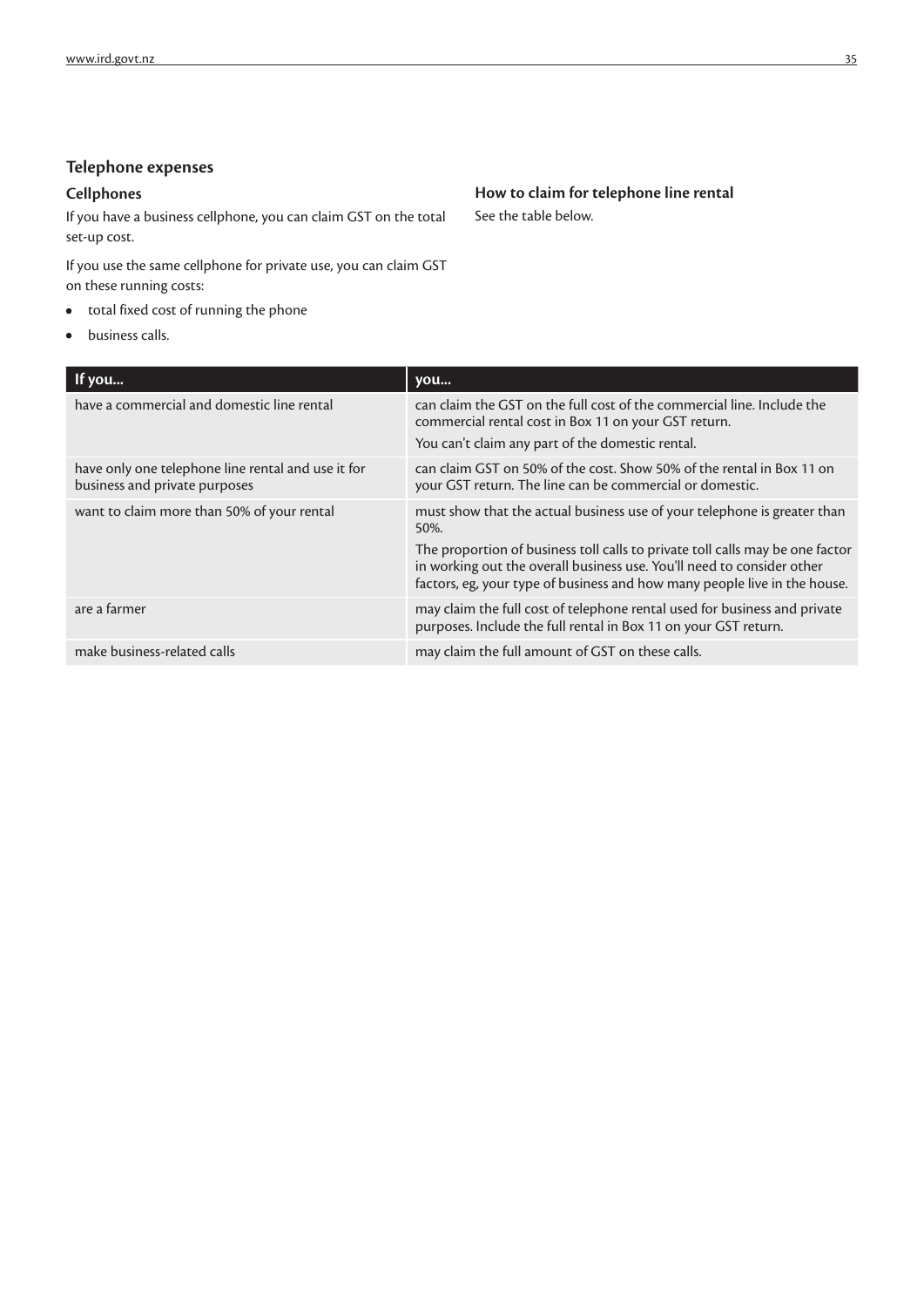## Telephone expenses

### Cellphones

If you have a business cellphone, you can claim GST on the total set-up cost.

If you use the same cellphone for private use, you can claim GST on these running costs:

- total fixed cost of running the phone
- business calls.

### How to claim for telephone line rental

See the table below.

| If you... | you... |
|---|---|
| have a commercial and domestic line rental | can claim the GST on the full cost of the commercial line. Include the commercial rental cost in Box 11 on your GST return.<br><br>You can't claim any part of the domestic rental. |
| have only one telephone line rental and use it for business and private purposes | can claim GST on 50% of the cost. Show 50% of the rental in Box 11 on your GST return. The line can be commercial or domestic. |
| want to claim more than 50% of your rental | must show that the actual business use of your telephone is greater than 50%.<br><br>The proportion of business toll calls to private toll calls may be one factor in working out the overall business use. You'll need to consider other factors, eg, your type of business and how many people live in the house. |
| are a farmer | may claim the full cost of telephone rental used for business and private purposes. Include the full rental in Box 11 on your GST return. |
| make business-related calls | may claim the full amount of GST on these calls. |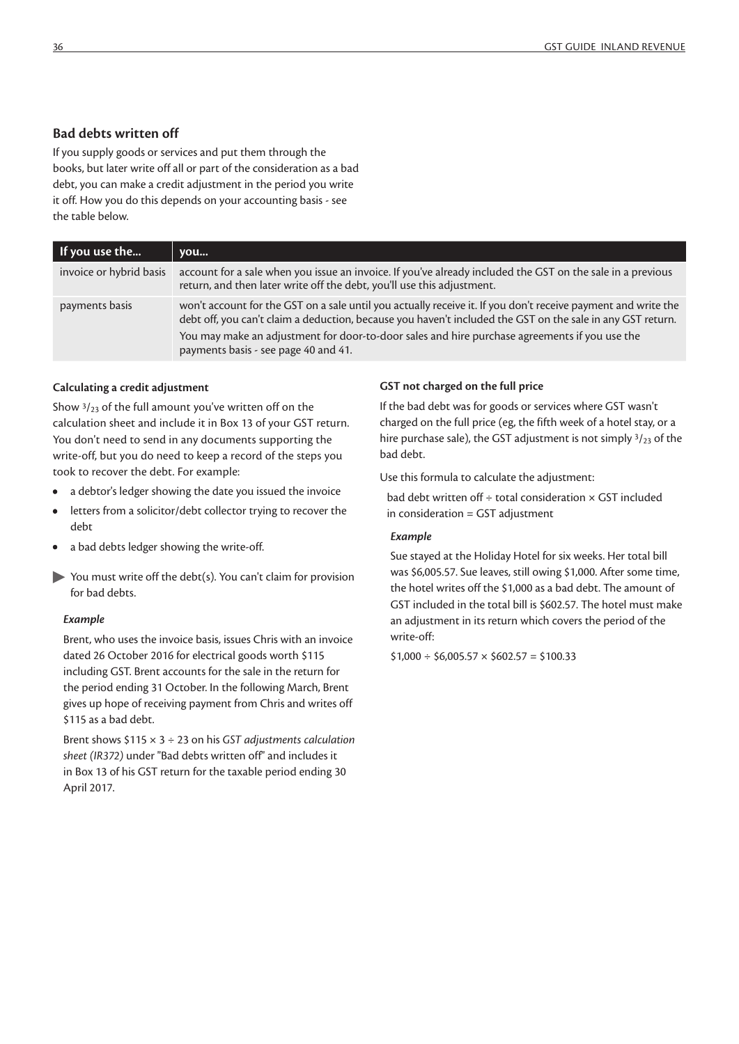## Bad debts written off

If you supply goods or services and put them through the books, but later write off all or part of the consideration as a bad debt, you can make a credit adjustment in the period you write it off. How you do this depends on your accounting basis - see the table below.

| If you use the... | you... |
|---|---|
| invoice or hybrid basis | account for a sale when you issue an invoice. If you've already included the GST on the sale in a previous return, and then later write off the debt, you'll use this adjustment. |
| payments basis | won't account for the GST on a sale until you actually receive it. If you don't receive payment and write the debt off, you can't claim a deduction, because you haven't included the GST on the sale in any GST return.<br>You may make an adjustment for door-to-door sales and hire purchase agreements if you use the payments basis - see page 40 and 41. |

#### Calculating a credit adjustment

Show $^3/_{23}$ of the full amount you've written off on the calculation sheet and include it in Box 13 of your GST return. You don't need to send in any documents supporting the write-off, but you do need to keep a record of the steps you took to recover the debt. For example:

- a debtor's ledger showing the date you issued the invoice
- letters from a solicitor/debt collector trying to recover the debt
- a bad debts ledger showing the write-off.

▶ You must write off the debt(s). You can't claim for provision for bad debts.

*Example*

Brent, who uses the invoice basis, issues Chris with an invoice dated 26 October 2016 for electrical goods worth $115 including GST. Brent accounts for the sale in the return for the period ending 31 October. In the following March, Brent gives up hope of receiving payment from Chris and writes off $115 as a bad debt.

Brent shows $115 × 3 ÷ 23 on his *GST adjustments calculation sheet (IR372)* under "Bad debts written off" and includes it in Box 13 of his GST return for the taxable period ending 30 April 2017.

#### GST not charged on the full price

If the bad debt was for goods or services where GST wasn't charged on the full price (eg, the fifth week of a hotel stay, or a hire purchase sale), the GST adjustment is not simply $^3/_{23}$ of the bad debt.

Use this formula to calculate the adjustment:

bad debt written off ÷ total consideration × GST included in consideration = GST adjustment

*Example*

Sue stayed at the Holiday Hotel for six weeks. Her total bill was $6,005.57. Sue leaves, still owing $1,000. After some time, the hotel writes off the $1,000 as a bad debt. The amount of GST included in the total bill is $602.57. The hotel must make an adjustment in its return which covers the period of the write-off:

$1,000 ÷ $6,005.57 × $602.57 = $100.33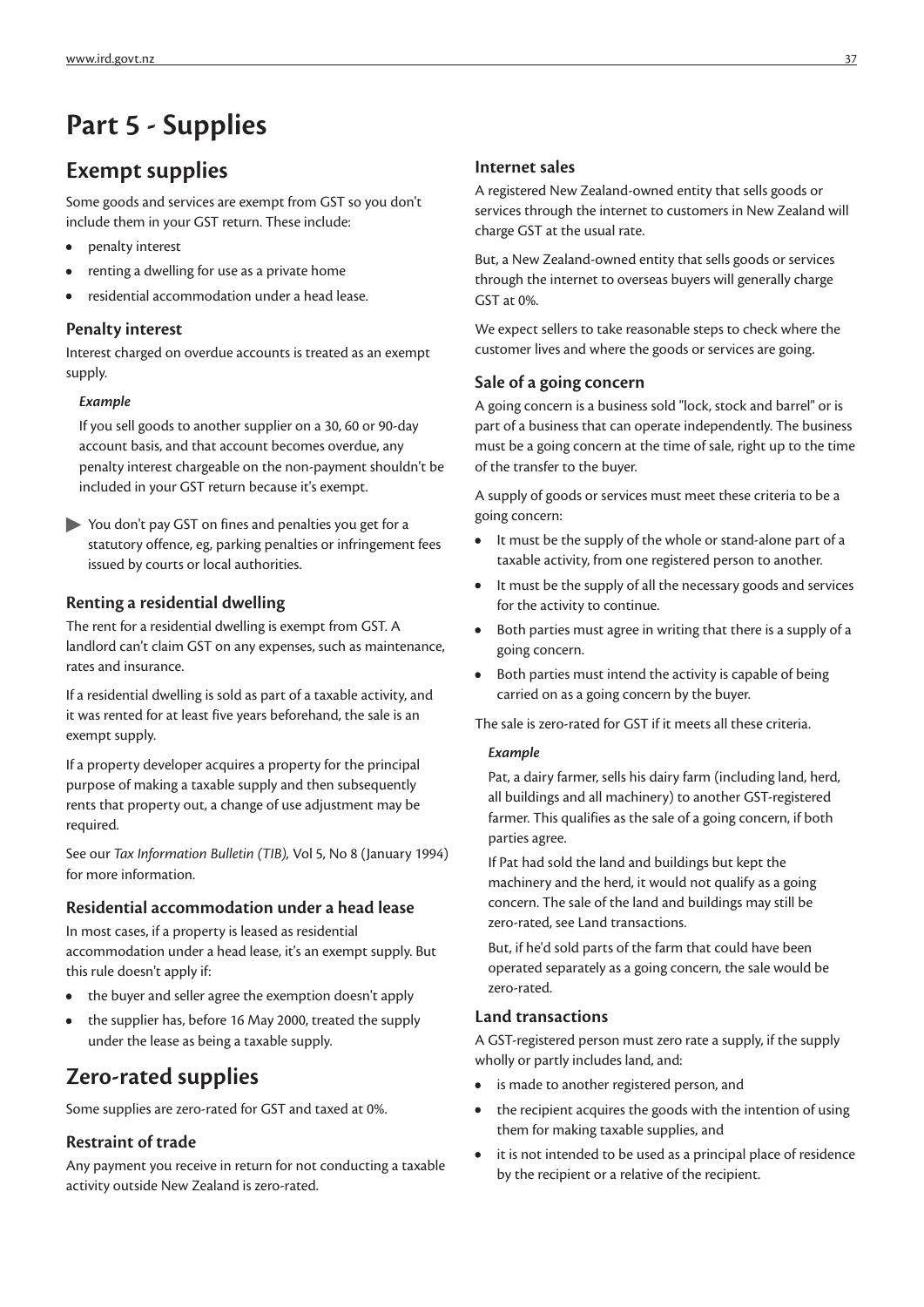# Part 5 - Supplies

## Exempt supplies

Some goods and services are exempt from GST so you don't include them in your GST return. These include:

- penalty interest
- renting a dwelling for use as a private home
- residential accommodation under a head lease.

### Penalty interest

Interest charged on overdue accounts is treated as an exempt supply.

> ***Example***
>
> If you sell goods to another supplier on a 30, 60 or 90-day account basis, and that account becomes overdue, any penalty interest chargeable on the non-payment shouldn't be included in your GST return because it's exempt.

▶ You don't pay GST on fines and penalties you get for a statutory offence, eg, parking penalties or infringement fees issued by courts or local authorities.

### Renting a residential dwelling

The rent for a residential dwelling is exempt from GST. A landlord can't claim GST on any expenses, such as maintenance, rates and insurance.

If a residential dwelling is sold as part of a taxable activity, and it was rented for at least five years beforehand, the sale is an exempt supply.

If a property developer acquires a property for the principal purpose of making a taxable supply and then subsequently rents that property out, a change of use adjustment may be required.

See our *Tax Information Bulletin (TIB),* Vol 5, No 8 (January 1994) for more information.

### Residential accommodation under a head lease

In most cases, if a property is leased as residential accommodation under a head lease, it's an exempt supply. But this rule doesn't apply if:

- the buyer and seller agree the exemption doesn't apply
- the supplier has, before 16 May 2000, treated the supply under the lease as being a taxable supply.

## Zero-rated supplies

Some supplies are zero-rated for GST and taxed at 0%.

### Restraint of trade

Any payment you receive in return for not conducting a taxable activity outside New Zealand is zero-rated.

### Internet sales

A registered New Zealand-owned entity that sells goods or services through the internet to customers in New Zealand will charge GST at the usual rate.

But, a New Zealand-owned entity that sells goods or services through the internet to overseas buyers will generally charge GST at 0%.

We expect sellers to take reasonable steps to check where the customer lives and where the goods or services are going.

### Sale of a going concern

A going concern is a business sold "lock, stock and barrel" or is part of a business that can operate independently. The business must be a going concern at the time of sale, right up to the time of the transfer to the buyer.

A supply of goods or services must meet these criteria to be a going concern:

- It must be the supply of the whole or stand-alone part of a taxable activity, from one registered person to another.
- It must be the supply of all the necessary goods and services for the activity to continue.
- Both parties must agree in writing that there is a supply of a going concern.
- Both parties must intend the activity is capable of being carried on as a going concern by the buyer.

The sale is zero-rated for GST if it meets all these criteria.

> ***Example***
>
> Pat, a dairy farmer, sells his dairy farm (including land, herd, all buildings and all machinery) to another GST-registered farmer. This qualifies as the sale of a going concern, if both parties agree.
>
> If Pat had sold the land and buildings but kept the machinery and the herd, it would not qualify as a going concern. The sale of the land and buildings may still be zero-rated, see Land transactions.
>
> But, if he'd sold parts of the farm that could have been operated separately as a going concern, the sale would be zero-rated.

### Land transactions

A GST-registered person must zero rate a supply, if the supply wholly or partly includes land, and:

- is made to another registered person, and
- the recipient acquires the goods with the intention of using them for making taxable supplies, and
- it is not intended to be used as a principal place of residence by the recipient or a relative of the recipient.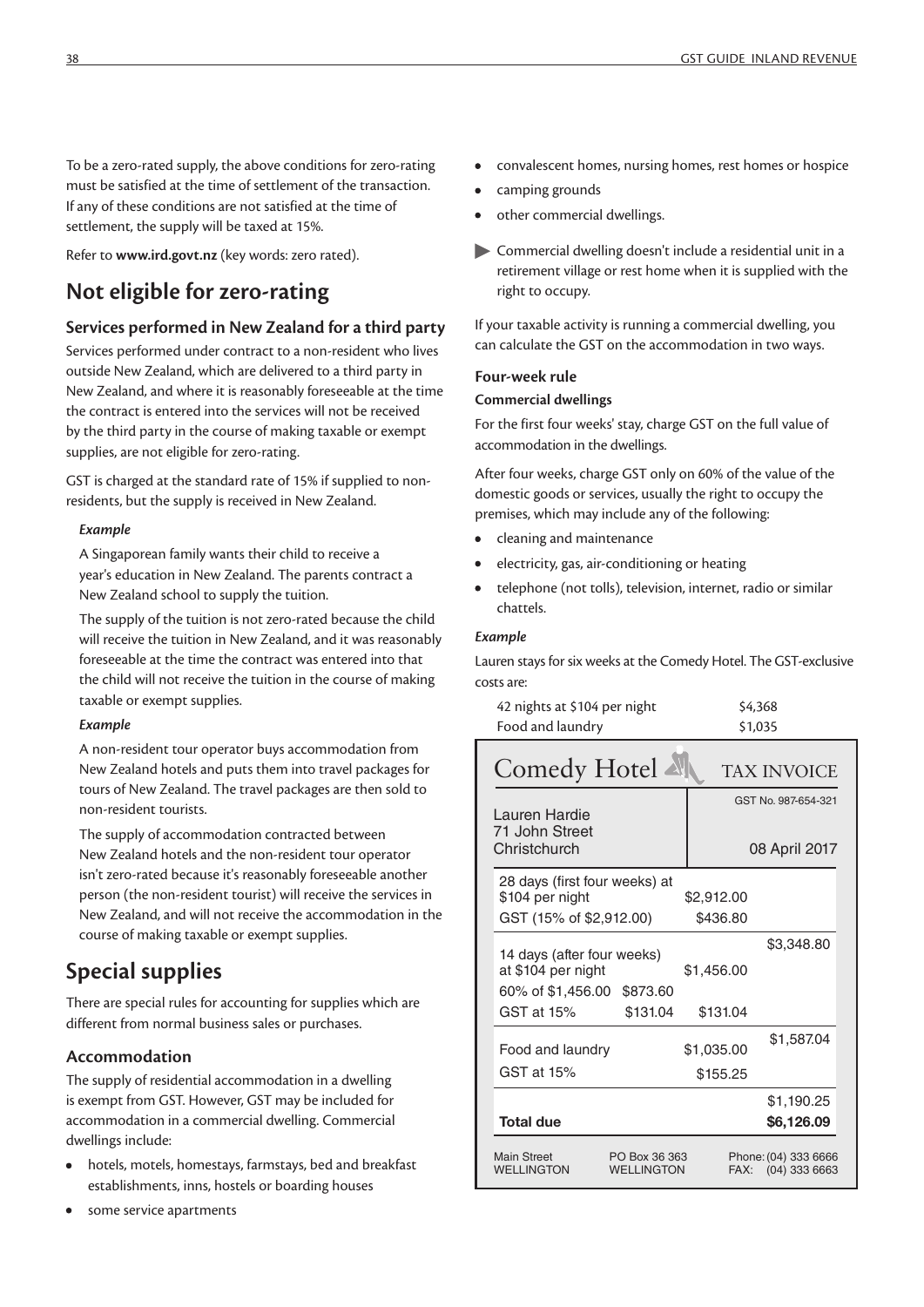To be a zero-rated supply, the above conditions for zero-rating must be satisfied at the time of settlement of the transaction. If any of these conditions are not satisfied at the time of settlement, the supply will be taxed at 15%.

Refer to **www.ird.govt.nz** (key words: zero rated).

## Not eligible for zero-rating

### Services performed in New Zealand for a third party

Services performed under contract to a non-resident who lives outside New Zealand, which are delivered to a third party in New Zealand, and where it is reasonably foreseeable at the time the contract is entered into the services will not be received by the third party in the course of making taxable or exempt supplies, are not eligible for zero-rating.

GST is charged at the standard rate of 15% if supplied to non-residents, but the supply is received in New Zealand.

*Example*

A Singaporean family wants their child to receive a year's education in New Zealand. The parents contract a New Zealand school to supply the tuition.

The supply of the tuition is not zero-rated because the child will receive the tuition in New Zealand, and it was reasonably foreseeable at the time the contract was entered into that the child will not receive the tuition in the course of making taxable or exempt supplies.

*Example*

A non-resident tour operator buys accommodation from New Zealand hotels and puts them into travel packages for tours of New Zealand. The travel packages are then sold to non-resident tourists.

The supply of accommodation contracted between New Zealand hotels and the non-resident tour operator isn't zero-rated because it's reasonably foreseeable another person (the non-resident tourist) will receive the services in New Zealand, and will not receive the accommodation in the course of making taxable or exempt supplies.

## Special supplies

There are special rules for accounting for supplies which are different from normal business sales or purchases.

### Accommodation

The supply of residential accommodation in a dwelling is exempt from GST. However, GST may be included for accommodation in a commercial dwelling. Commercial dwellings include:

- hotels, motels, homestays, farmstays, bed and breakfast establishments, inns, hostels or boarding houses
- some service apartments
- convalescent homes, nursing homes, rest homes or hospice
- camping grounds
- other commercial dwellings.

▶ Commercial dwelling doesn't include a residential unit in a retirement village or rest home when it is supplied with the right to occupy.

If your taxable activity is running a commercial dwelling, you can calculate the GST on the accommodation in two ways.

### Four-week rule

**Commercial dwellings**

For the first four weeks' stay, charge GST on the full value of accommodation in the dwellings.

After four weeks, charge GST only on 60% of the value of the domestic goods or services, usually the right to occupy the premises, which may include any of the following:

- cleaning and maintenance
- electricity, gas, air-conditioning or heating
- telephone (not tolls), television, internet, radio or similar chattels.

*Example*

Lauren stays for six weeks at the Comedy Hotel. The GST-exclusive costs are:

| | |
|---|---|
| 42 nights at $104 per night | $4,368 |
| Food and laundry | $1,035 |

**Comedy Hotel** — TAX INVOICE

Lauren Hardie
71 John Street
Christchurch

GST No. 987-654-321
08 April 2017

| | | | |
|---|---|---|---|
| 28 days (first four weeks) at $104 per night | | $2,912.00 | |
| GST (15% of $2,912.00) | | $436.80 | |
| | | | $3,348.80 |
| 14 days (after four weeks) at $104 per night | | $1,456.00 | |
| 60% of $1,456.00 | $873.60 | | |
| GST at 15% | $131.04 | $131.04 | |
| | | | $1,587.04 |
| Food and laundry | | $1,035.00 | |
| GST at 15% | | $155.25 | |
| | | | $1,190.25 |
| **Total due** | | | **$6,126.09** |

Main Street WELLINGTON — PO Box 36 363 WELLINGTON — Phone: (04) 333 6666 FAX: (04) 333 6663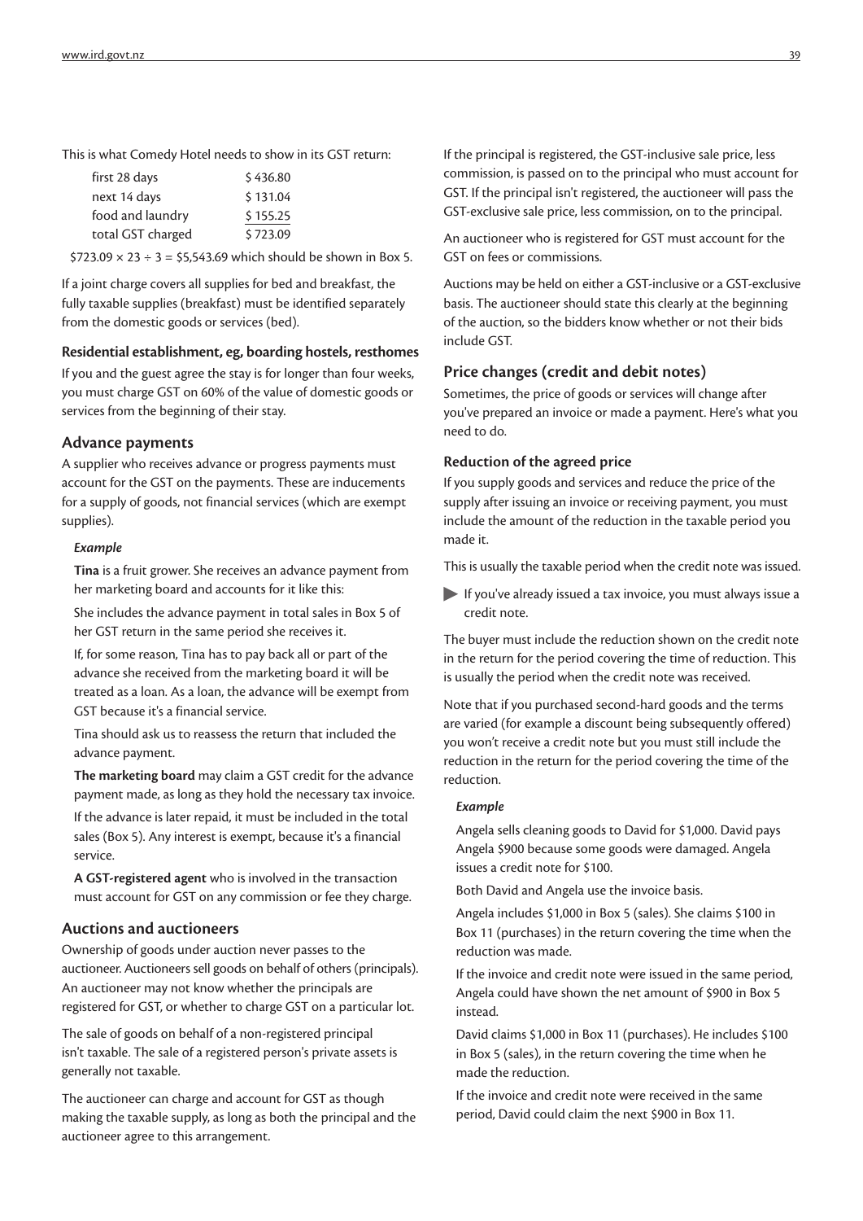This is what Comedy Hotel needs to show in its GST return:

| | |
|---|---|
| first 28 days | $ 436.80 |
| next 14 days | $ 131.04 |
| food and laundry | $ 155.25 |
| total GST charged | $ 723.09 |

$723.09 × 23 ÷ 3 = $5,543.69 which should be shown in Box 5.

If a joint charge covers all supplies for bed and breakfast, the fully taxable supplies (breakfast) must be identified separately from the domestic goods or services (bed).

**Residential establishment, eg, boarding hostels, resthomes**

If you and the guest agree the stay is for longer than four weeks, you must charge GST on 60% of the value of domestic goods or services from the beginning of their stay.

## Advance payments

A supplier who receives advance or progress payments must account for the GST on the payments. These are inducements for a supply of goods, not financial services (which are exempt supplies).

*Example*

**Tina** is a fruit grower. She receives an advance payment from her marketing board and accounts for it like this:

She includes the advance payment in total sales in Box 5 of her GST return in the same period she receives it.

If, for some reason, Tina has to pay back all or part of the advance she received from the marketing board it will be treated as a loan. As a loan, the advance will be exempt from GST because it's a financial service.

Tina should ask us to reassess the return that included the advance payment.

**The marketing board** may claim a GST credit for the advance payment made, as long as they hold the necessary tax invoice.

If the advance is later repaid, it must be included in the total sales (Box 5). Any interest is exempt, because it's a financial service.

**A GST-registered agent** who is involved in the transaction must account for GST on any commission or fee they charge.

## Auctions and auctioneers

Ownership of goods under auction never passes to the auctioneer. Auctioneers sell goods on behalf of others (principals). An auctioneer may not know whether the principals are registered for GST, or whether to charge GST on a particular lot.

The sale of goods on behalf of a non-registered principal isn't taxable. The sale of a registered person's private assets is generally not taxable.

The auctioneer can charge and account for GST as though making the taxable supply, as long as both the principal and the auctioneer agree to this arrangement.

If the principal is registered, the GST-inclusive sale price, less commission, is passed on to the principal who must account for GST. If the principal isn't registered, the auctioneer will pass the GST-exclusive sale price, less commission, on to the principal.

An auctioneer who is registered for GST must account for the GST on fees or commissions.

Auctions may be held on either a GST-inclusive or a GST-exclusive basis. The auctioneer should state this clearly at the beginning of the auction, so the bidders know whether or not their bids include GST.

## Price changes (credit and debit notes)

Sometimes, the price of goods or services will change after you've prepared an invoice or made a payment. Here's what you need to do.

**Reduction of the agreed price**

If you supply goods and services and reduce the price of the supply after issuing an invoice or receiving payment, you must include the amount of the reduction in the taxable period you made it.

This is usually the taxable period when the credit note was issued.

- If you've already issued a tax invoice, you must always issue a credit note.

The buyer must include the reduction shown on the credit note in the return for the period covering the time of reduction. This is usually the period when the credit note was received.

Note that if you purchased second-hard goods and the terms are varied (for example a discount being subsequently offered) you won't receive a credit note but you must still include the reduction in the return for the period covering the time of the reduction.

*Example*

Angela sells cleaning goods to David for $1,000. David pays Angela $900 because some goods were damaged. Angela issues a credit note for $100.

Both David and Angela use the invoice basis.

Angela includes $1,000 in Box 5 (sales). She claims $100 in Box 11 (purchases) in the return covering the time when the reduction was made.

If the invoice and credit note were issued in the same period, Angela could have shown the net amount of $900 in Box 5 instead.

David claims $1,000 in Box 11 (purchases). He includes $100 in Box 5 (sales), in the return covering the time when he made the reduction.

If the invoice and credit note were received in the same period, David could claim the next $900 in Box 11.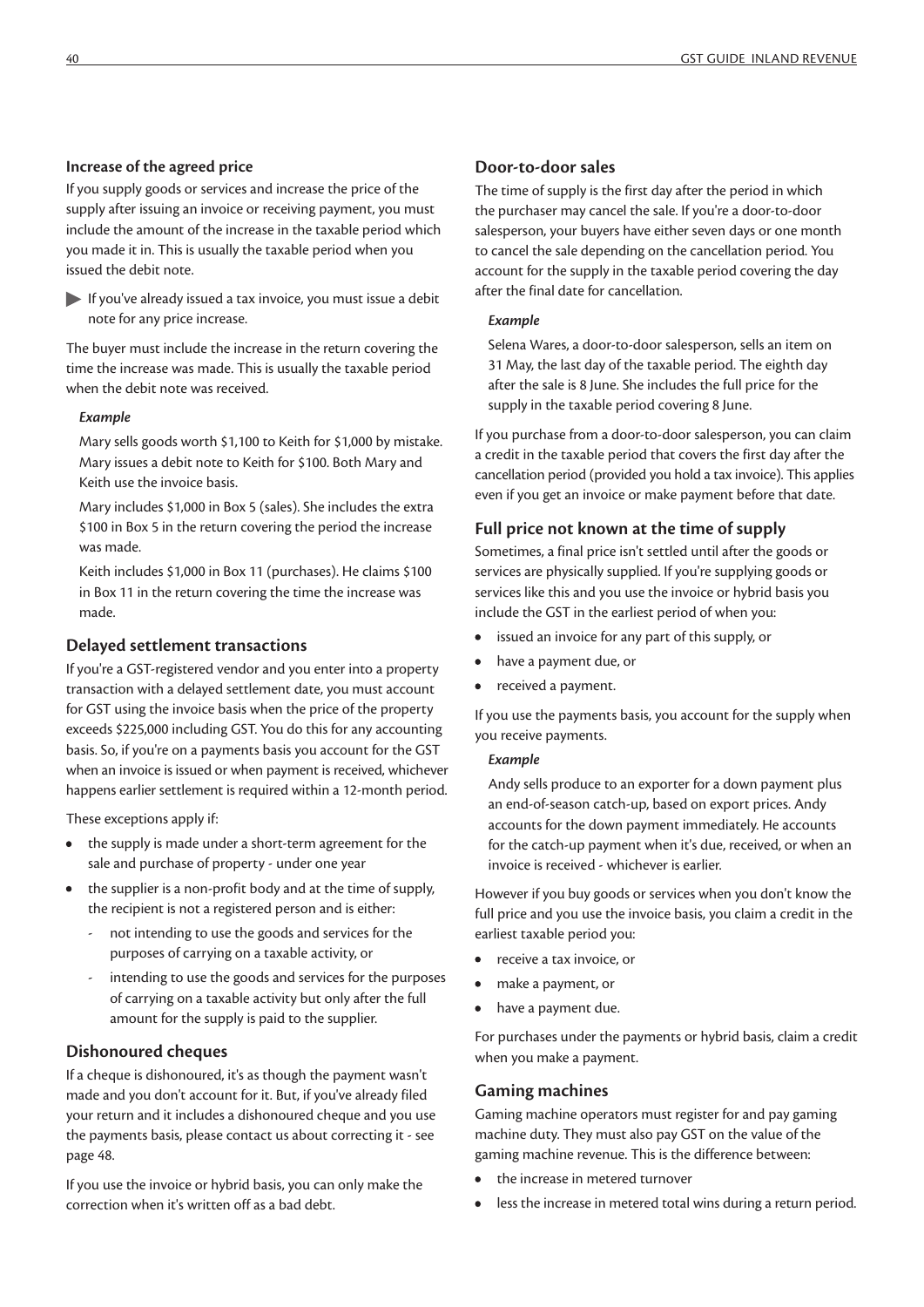### Increase of the agreed price

If you supply goods or services and increase the price of the supply after issuing an invoice or receiving payment, you must include the amount of the increase in the taxable period which you made it in. This is usually the taxable period when you issued the debit note.

▶ If you've already issued a tax invoice, you must issue a debit note for any price increase.

The buyer must include the increase in the return covering the time the increase was made. This is usually the taxable period when the debit note was received.

***Example***

Mary sells goods worth $1,100 to Keith for $1,000 by mistake. Mary issues a debit note to Keith for $100. Both Mary and Keith use the invoice basis.

Mary includes $1,000 in Box 5 (sales). She includes the extra $100 in Box 5 in the return covering the period the increase was made.

Keith includes $1,000 in Box 11 (purchases). He claims $100 in Box 11 in the return covering the time the increase was made.

### Delayed settlement transactions

If you're a GST-registered vendor and you enter into a property transaction with a delayed settlement date, you must account for GST using the invoice basis when the price of the property exceeds $225,000 including GST. You do this for any accounting basis. So, if you're on a payments basis you account for the GST when an invoice is issued or when payment is received, whichever happens earlier settlement is required within a 12-month period.

These exceptions apply if:

- the supply is made under a short-term agreement for the sale and purchase of property - under one year
- the supplier is a non-profit body and at the time of supply, the recipient is not a registered person and is either:
  - not intending to use the goods and services for the purposes of carrying on a taxable activity, or
  - intending to use the goods and services for the purposes of carrying on a taxable activity but only after the full amount for the supply is paid to the supplier.

### Dishonoured cheques

If a cheque is dishonoured, it's as though the payment wasn't made and you don't account for it. But, if you've already filed your return and it includes a dishonoured cheque and you use the payments basis, please contact us about correcting it - see page 48.

If you use the invoice or hybrid basis, you can only make the correction when it's written off as a bad debt.

### Door-to-door sales

The time of supply is the first day after the period in which the purchaser may cancel the sale. If you're a door-to-door salesperson, your buyers have either seven days or one month to cancel the sale depending on the cancellation period. You account for the supply in the taxable period covering the day after the final date for cancellation.

***Example***

Selena Wares, a door-to-door salesperson, sells an item on 31 May, the last day of the taxable period. The eighth day after the sale is 8 June. She includes the full price for the supply in the taxable period covering 8 June.

If you purchase from a door-to-door salesperson, you can claim a credit in the taxable period that covers the first day after the cancellation period (provided you hold a tax invoice). This applies even if you get an invoice or make payment before that date.

### Full price not known at the time of supply

Sometimes, a final price isn't settled until after the goods or services are physically supplied. If you're supplying goods or services like this and you use the invoice or hybrid basis you include the GST in the earliest period of when you:

- issued an invoice for any part of this supply, or
- have a payment due, or
- received a payment.

If you use the payments basis, you account for the supply when you receive payments.

***Example***

Andy sells produce to an exporter for a down payment plus an end-of-season catch-up, based on export prices. Andy accounts for the down payment immediately. He accounts for the catch-up payment when it's due, received, or when an invoice is received - whichever is earlier.

However if you buy goods or services when you don't know the full price and you use the invoice basis, you claim a credit in the earliest taxable period you:

- receive a tax invoice, or
- make a payment, or
- have a payment due.

For purchases under the payments or hybrid basis, claim a credit when you make a payment.

### Gaming machines

Gaming machine operators must register for and pay gaming machine duty. They must also pay GST on the value of the gaming machine revenue. This is the difference between:

- the increase in metered turnover
- less the increase in metered total wins during a return period.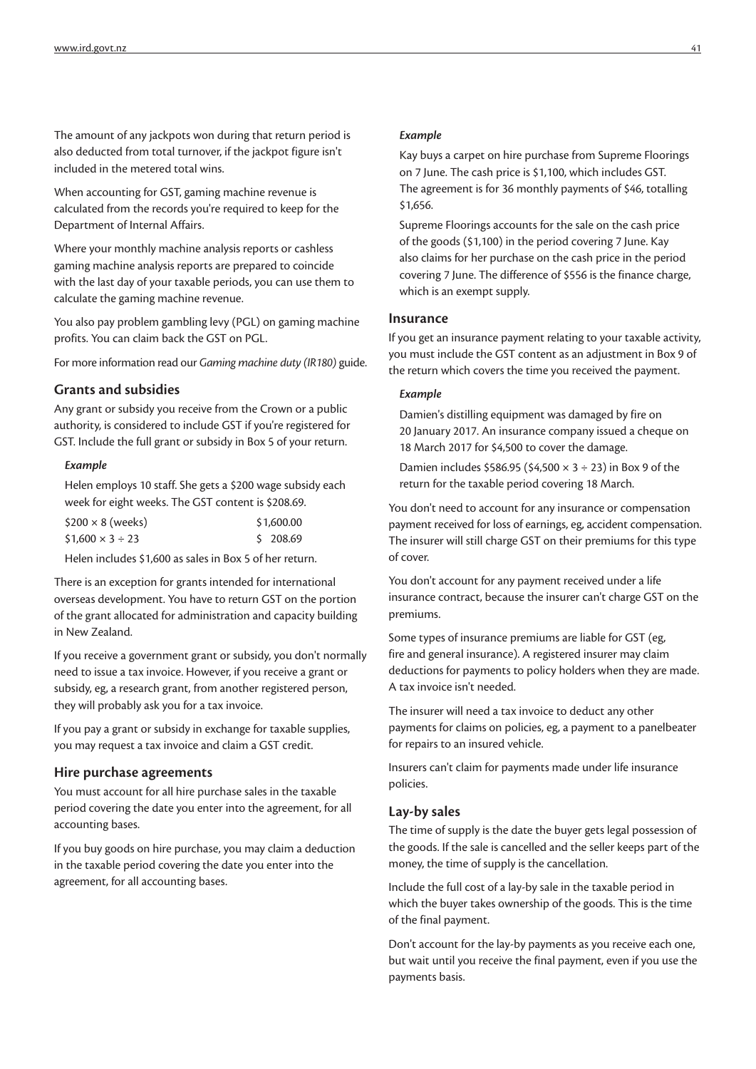The amount of any jackpots won during that return period is also deducted from total turnover, if the jackpot figure isn't included in the metered total wins.

When accounting for GST, gaming machine revenue is calculated from the records you're required to keep for the Department of Internal Affairs.

Where your monthly machine analysis reports or cashless gaming machine analysis reports are prepared to coincide with the last day of your taxable periods, you can use them to calculate the gaming machine revenue.

You also pay problem gambling levy (PGL) on gaming machine profits. You can claim back the GST on PGL.

For more information read our *Gaming machine duty (IR180)* guide.

### Grants and subsidies

Any grant or subsidy you receive from the Crown or a public authority, is considered to include GST if you're registered for GST. Include the full grant or subsidy in Box 5 of your return.

***Example***

Helen employs 10 staff. She gets a $200 wage subsidy each week for eight weeks. The GST content is $208.69.

| | |
|---|---|
| $200 × 8 (weeks) | $1,600.00 |
| $1,600 × 3 ÷ 23 | $ 208.69 |

Helen includes $1,600 as sales in Box 5 of her return.

There is an exception for grants intended for international overseas development. You have to return GST on the portion of the grant allocated for administration and capacity building in New Zealand.

If you receive a government grant or subsidy, you don't normally need to issue a tax invoice. However, if you receive a grant or subsidy, eg, a research grant, from another registered person, they will probably ask you for a tax invoice.

If you pay a grant or subsidy in exchange for taxable supplies, you may request a tax invoice and claim a GST credit.

### Hire purchase agreements

You must account for all hire purchase sales in the taxable period covering the date you enter into the agreement, for all accounting bases.

If you buy goods on hire purchase, you may claim a deduction in the taxable period covering the date you enter into the agreement, for all accounting bases.

***Example***

Kay buys a carpet on hire purchase from Supreme Floorings on 7 June. The cash price is $1,100, which includes GST. The agreement is for 36 monthly payments of $46, totalling $1,656.

Supreme Floorings accounts for the sale on the cash price of the goods ($1,100) in the period covering 7 June. Kay also claims for her purchase on the cash price in the period covering 7 June. The difference of $556 is the finance charge, which is an exempt supply.

### Insurance

If you get an insurance payment relating to your taxable activity, you must include the GST content as an adjustment in Box 9 of the return which covers the time you received the payment.

***Example***

Damien's distilling equipment was damaged by fire on 20 January 2017. An insurance company issued a cheque on 18 March 2017 for $4,500 to cover the damage.

Damien includes $586.95 ($4,500 × 3 ÷ 23) in Box 9 of the return for the taxable period covering 18 March.

You don't need to account for any insurance or compensation payment received for loss of earnings, eg, accident compensation. The insurer will still charge GST on their premiums for this type of cover.

You don't account for any payment received under a life insurance contract, because the insurer can't charge GST on the premiums.

Some types of insurance premiums are liable for GST (eg, fire and general insurance). A registered insurer may claim deductions for payments to policy holders when they are made. A tax invoice isn't needed.

The insurer will need a tax invoice to deduct any other payments for claims on policies, eg, a payment to a panelbeater for repairs to an insured vehicle.

Insurers can't claim for payments made under life insurance policies.

### Lay-by sales

The time of supply is the date the buyer gets legal possession of the goods. If the sale is cancelled and the seller keeps part of the money, the time of supply is the cancellation.

Include the full cost of a lay-by sale in the taxable period in which the buyer takes ownership of the goods. This is the time of the final payment.

Don't account for the lay-by payments as you receive each one, but wait until you receive the final payment, even if you use the payments basis.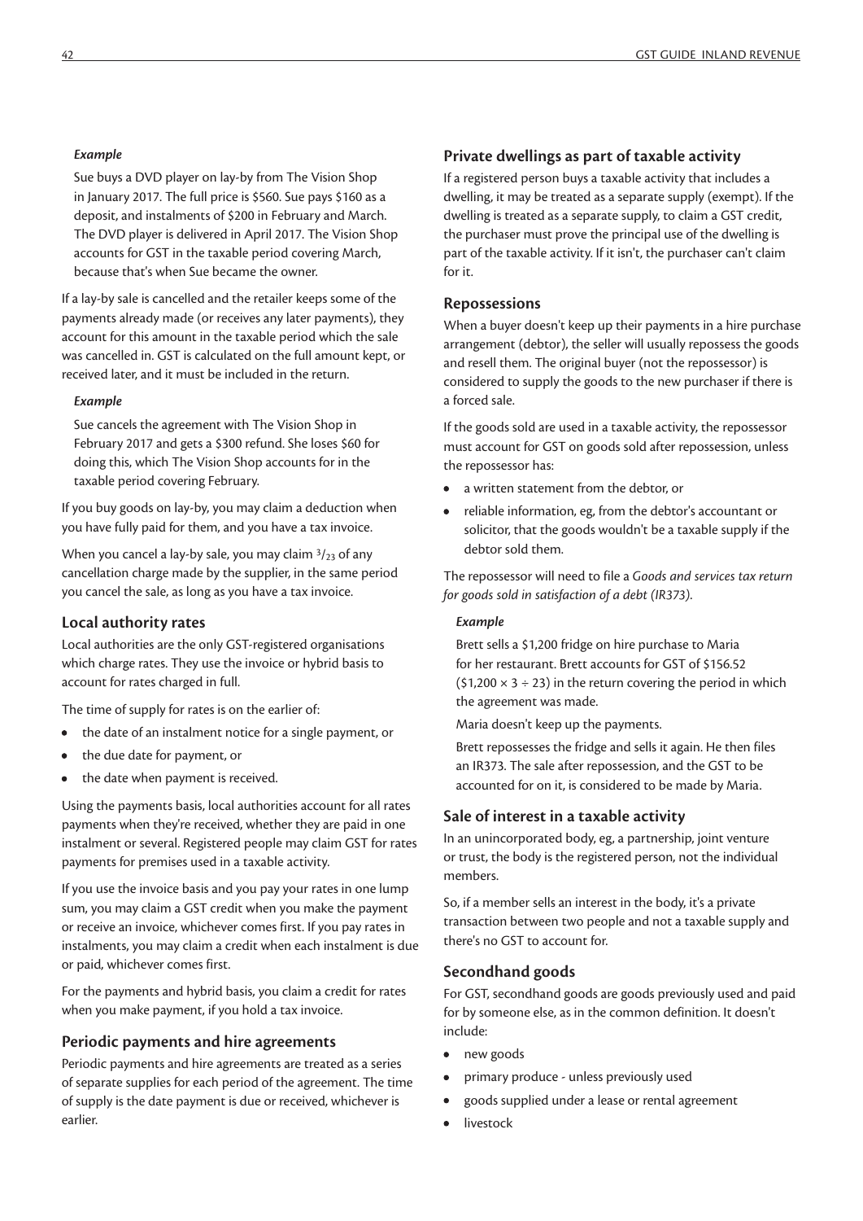*Example*

Sue buys a DVD player on lay-by from The Vision Shop in January 2017. The full price is $560. Sue pays $160 as a deposit, and instalments of $200 in February and March. The DVD player is delivered in April 2017. The Vision Shop accounts for GST in the taxable period covering March, because that's when Sue became the owner.

If a lay-by sale is cancelled and the retailer keeps some of the payments already made (or receives any later payments), they account for this amount in the taxable period which the sale was cancelled in. GST is calculated on the full amount kept, or received later, and it must be included in the return.

*Example*

Sue cancels the agreement with The Vision Shop in February 2017 and gets a $300 refund. She loses $60 for doing this, which The Vision Shop accounts for in the taxable period covering February.

If you buy goods on lay-by, you may claim a deduction when you have fully paid for them, and you have a tax invoice.

When you cancel a lay-by sale, you may claim $^{3}/_{23}$ of any cancellation charge made by the supplier, in the same period you cancel the sale, as long as you have a tax invoice.

### Local authority rates

Local authorities are the only GST-registered organisations which charge rates. They use the invoice or hybrid basis to account for rates charged in full.

The time of supply for rates is on the earlier of:

- the date of an instalment notice for a single payment, or
- the due date for payment, or
- the date when payment is received.

Using the payments basis, local authorities account for all rates payments when they're received, whether they are paid in one instalment or several. Registered people may claim GST for rates payments for premises used in a taxable activity.

If you use the invoice basis and you pay your rates in one lump sum, you may claim a GST credit when you make the payment or receive an invoice, whichever comes first. If you pay rates in instalments, you may claim a credit when each instalment is due or paid, whichever comes first.

For the payments and hybrid basis, you claim a credit for rates when you make payment, if you hold a tax invoice.

### Periodic payments and hire agreements

Periodic payments and hire agreements are treated as a series of separate supplies for each period of the agreement. The time of supply is the date payment is due or received, whichever is earlier.

### Private dwellings as part of taxable activity

If a registered person buys a taxable activity that includes a dwelling, it may be treated as a separate supply (exempt). If the dwelling is treated as a separate supply, to claim a GST credit, the purchaser must prove the principal use of the dwelling is part of the taxable activity. If it isn't, the purchaser can't claim for it.

### Repossessions

When a buyer doesn't keep up their payments in a hire purchase arrangement (debtor), the seller will usually repossess the goods and resell them. The original buyer (not the repossessor) is considered to supply the goods to the new purchaser if there is a forced sale.

If the goods sold are used in a taxable activity, the repossessor must account for GST on goods sold after repossession, unless the repossessor has:

- a written statement from the debtor, or
- reliable information, eg, from the debtor's accountant or solicitor, that the goods wouldn't be a taxable supply if the debtor sold them.

The repossessor will need to file a *Goods and services tax return for goods sold in satisfaction of a debt (IR373)*.

*Example*

Brett sells a $1,200 fridge on hire purchase to Maria for her restaurant. Brett accounts for GST of $156.52 ($\$1,200 \times 3 \div 23$) in the return covering the period in which the agreement was made.

Maria doesn't keep up the payments.

Brett repossesses the fridge and sells it again. He then files an IR373. The sale after repossession, and the GST to be accounted for on it, is considered to be made by Maria.

### Sale of interest in a taxable activity

In an unincorporated body, eg, a partnership, joint venture or trust, the body is the registered person, not the individual members.

So, if a member sells an interest in the body, it's a private transaction between two people and not a taxable supply and there's no GST to account for.

### Secondhand goods

For GST, secondhand goods are goods previously used and paid for by someone else, as in the common definition. It doesn't include:

- new goods
- primary produce - unless previously used
- goods supplied under a lease or rental agreement
- livestock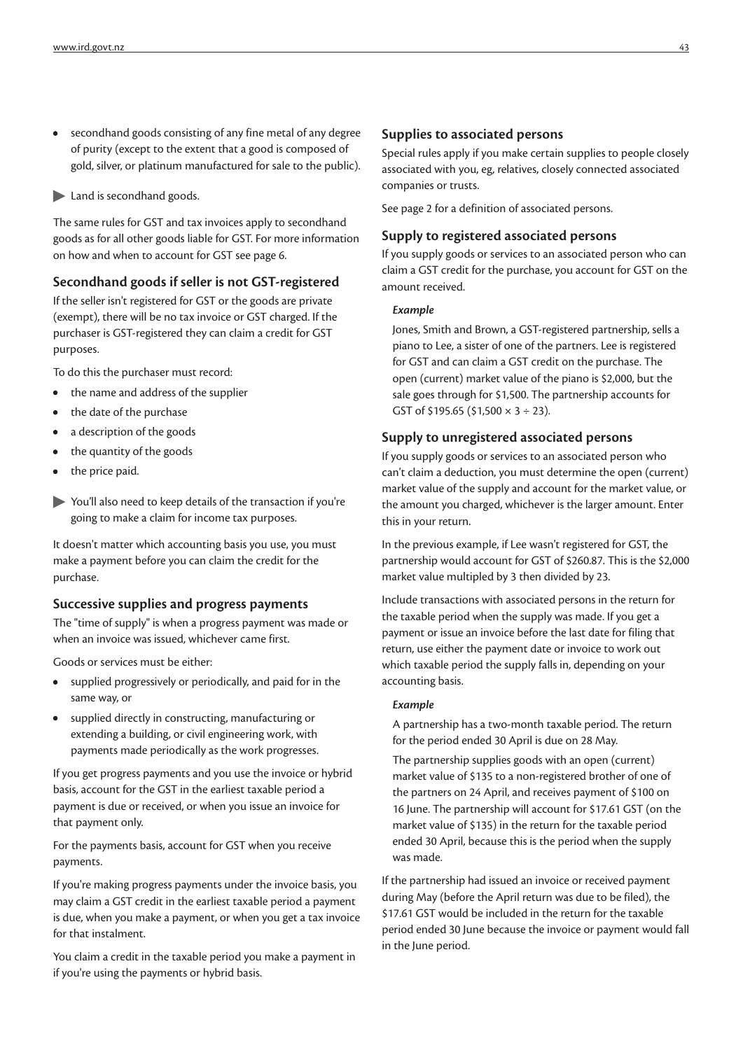- secondhand goods consisting of any fine metal of any degree of purity (except to the extent that a good is composed of gold, silver, or platinum manufactured for sale to the public).

▶ Land is secondhand goods.

The same rules for GST and tax invoices apply to secondhand goods as for all other goods liable for GST. For more information on how and when to account for GST see page 6.

### Secondhand goods if seller is not GST-registered

If the seller isn't registered for GST or the goods are private (exempt), there will be no tax invoice or GST charged. If the purchaser is GST-registered they can claim a credit for GST purposes.

To do this the purchaser must record:

- the name and address of the supplier
- the date of the purchase
- a description of the goods
- the quantity of the goods
- the price paid.

▶ You'll also need to keep details of the transaction if you're going to make a claim for income tax purposes.

It doesn't matter which accounting basis you use, you must make a payment before you can claim the credit for the purchase.

### Successive supplies and progress payments

The "time of supply" is when a progress payment was made or when an invoice was issued, whichever came first.

Goods or services must be either:

- supplied progressively or periodically, and paid for in the same way, or
- supplied directly in constructing, manufacturing or extending a building, or civil engineering work, with payments made periodically as the work progresses.

If you get progress payments and you use the invoice or hybrid basis, account for the GST in the earliest taxable period a payment is due or received, or when you issue an invoice for that payment only.

For the payments basis, account for GST when you receive payments.

If you're making progress payments under the invoice basis, you may claim a GST credit in the earliest taxable period a payment is due, when you make a payment, or when you get a tax invoice for that instalment.

You claim a credit in the taxable period you make a payment in if you're using the payments or hybrid basis.

### Supplies to associated persons

Special rules apply if you make certain supplies to people closely associated with you, eg, relatives, closely connected associated companies or trusts.

See page 2 for a definition of associated persons.

### Supply to registered associated persons

If you supply goods or services to an associated person who can claim a GST credit for the purchase, you account for GST on the amount received.

***Example***

Jones, Smith and Brown, a GST-registered partnership, sells a piano to Lee, a sister of one of the partners. Lee is registered for GST and can claim a GST credit on the purchase. The open (current) market value of the piano is $2,000, but the sale goes through for $1,500. The partnership accounts for GST of $195.65 ($1,500 × 3 ÷ 23).

### Supply to unregistered associated persons

If you supply goods or services to an associated person who can't claim a deduction, you must determine the open (current) market value of the supply and account for the market value, or the amount you charged, whichever is the larger amount. Enter this in your return.

In the previous example, if Lee wasn't registered for GST, the partnership would account for GST of $260.87. This is the $2,000 market value multipled by 3 then divided by 23.

Include transactions with associated persons in the return for the taxable period when the supply was made. If you get a payment or issue an invoice before the last date for filing that return, use either the payment date or invoice to work out which taxable period the supply falls in, depending on your accounting basis.

***Example***

A partnership has a two-month taxable period. The return for the period ended 30 April is due on 28 May.

The partnership supplies goods with an open (current) market value of $135 to a non-registered brother of one of the partners on 24 April, and receives payment of $100 on 16 June. The partnership will account for $17.61 GST (on the market value of $135) in the return for the taxable period ended 30 April, because this is the period when the supply was made.

If the partnership had issued an invoice or received payment during May (before the April return was due to be filed), the $17.61 GST would be included in the return for the taxable period ended 30 June because the invoice or payment would fall in the June period.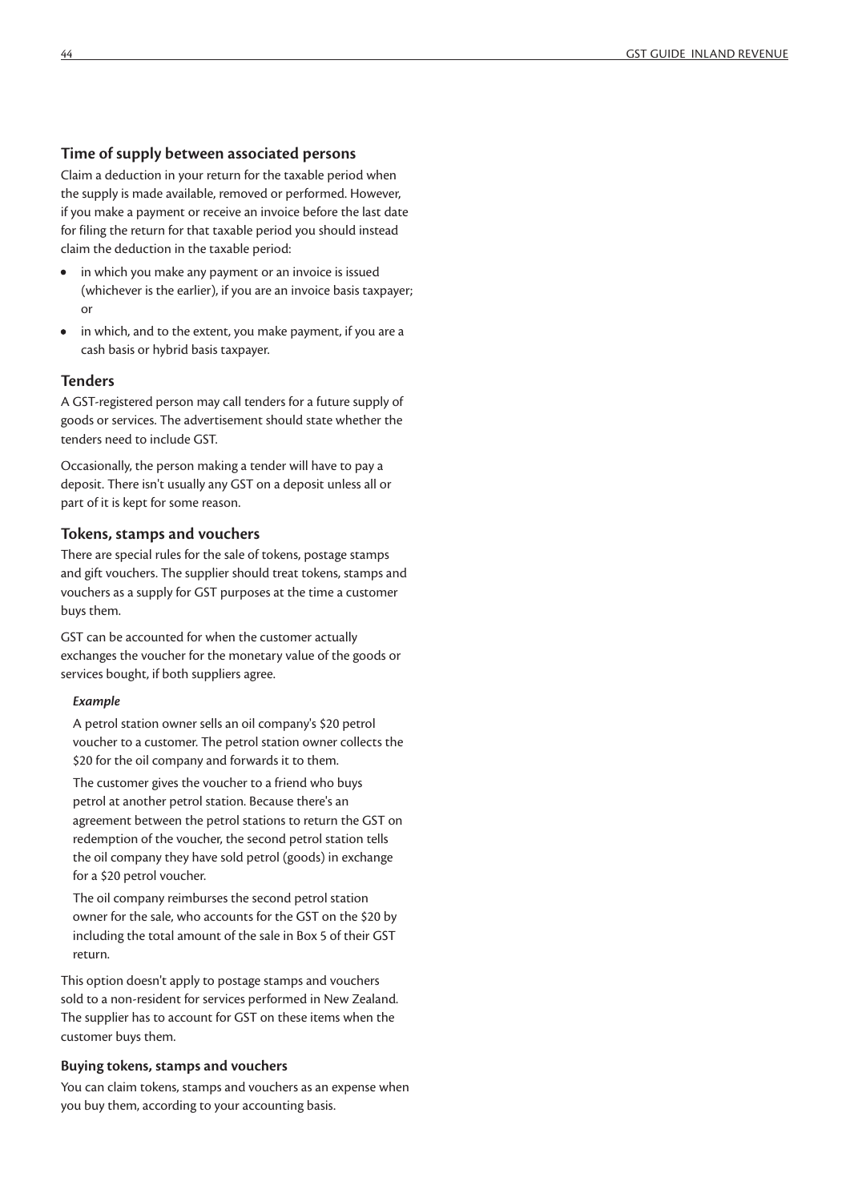### Time of supply between associated persons

Claim a deduction in your return for the taxable period when the supply is made available, removed or performed. However, if you make a payment or receive an invoice before the last date for filing the return for that taxable period you should instead claim the deduction in the taxable period:

- in which you make any payment or an invoice is issued (whichever is the earlier), if you are an invoice basis taxpayer; or
- in which, and to the extent, you make payment, if you are a cash basis or hybrid basis taxpayer.

## Tenders

A GST-registered person may call tenders for a future supply of goods or services. The advertisement should state whether the tenders need to include GST.

Occasionally, the person making a tender will have to pay a deposit. There isn't usually any GST on a deposit unless all or part of it is kept for some reason.

## Tokens, stamps and vouchers

There are special rules for the sale of tokens, postage stamps and gift vouchers. The supplier should treat tokens, stamps and vouchers as a supply for GST purposes at the time a customer buys them.

GST can be accounted for when the customer actually exchanges the voucher for the monetary value of the goods or services bought, if both suppliers agree.

***Example***

A petrol station owner sells an oil company's $20 petrol voucher to a customer. The petrol station owner collects the $20 for the oil company and forwards it to them.

The customer gives the voucher to a friend who buys petrol at another petrol station. Because there's an agreement between the petrol stations to return the GST on redemption of the voucher, the second petrol station tells the oil company they have sold petrol (goods) in exchange for a $20 petrol voucher.

The oil company reimburses the second petrol station owner for the sale, who accounts for the GST on the $20 by including the total amount of the sale in Box 5 of their GST return.

This option doesn't apply to postage stamps and vouchers sold to a non-resident for services performed in New Zealand. The supplier has to account for GST on these items when the customer buys them.

### Buying tokens, stamps and vouchers

You can claim tokens, stamps and vouchers as an expense when you buy them, according to your accounting basis.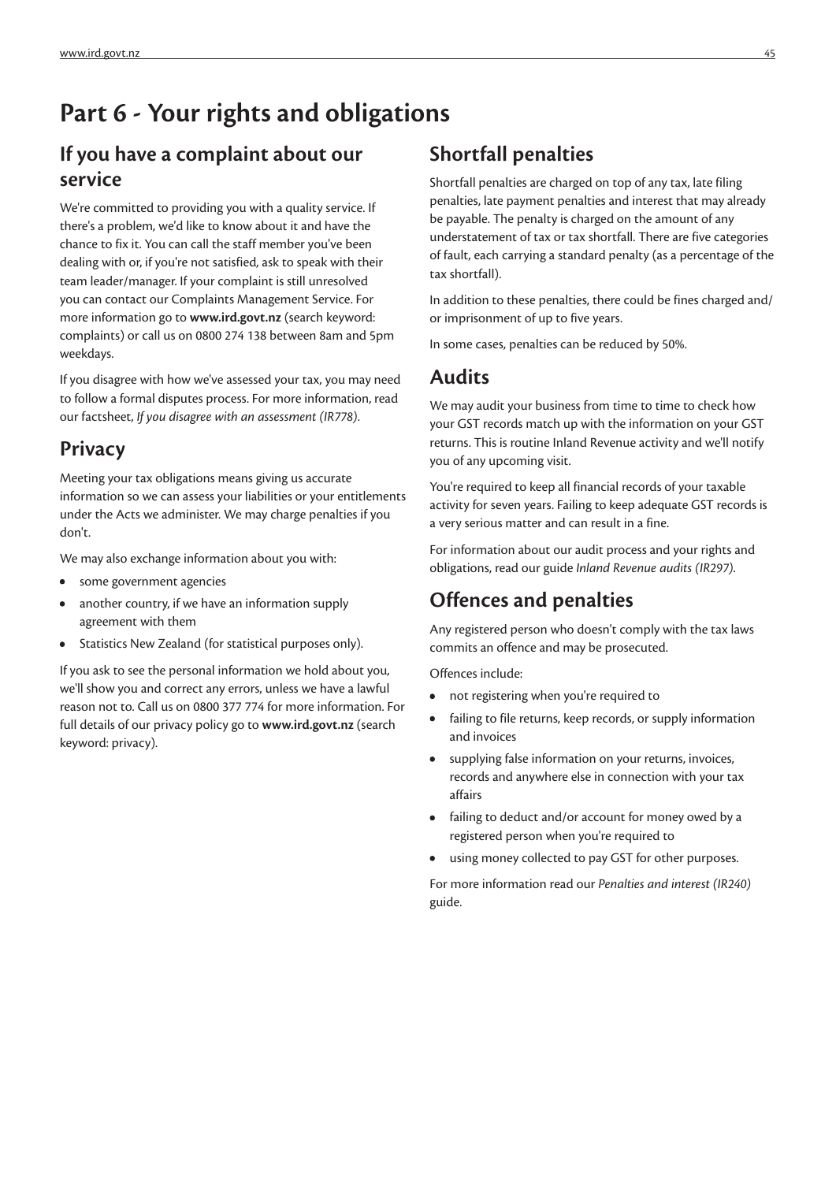# Part 6 - Your rights and obligations

## If you have a complaint about our service

We're committed to providing you with a quality service. If there's a problem, we'd like to know about it and have the chance to fix it. You can call the staff member you've been dealing with or, if you're not satisfied, ask to speak with their team leader/manager. If your complaint is still unresolved you can contact our Complaints Management Service. For more information go to **www.ird.govt.nz** (search keyword: complaints) or call us on 0800 274 138 between 8am and 5pm weekdays.

If you disagree with how we've assessed your tax, you may need to follow a formal disputes process. For more information, read our factsheet, *If you disagree with an assessment (IR778)*.

## Privacy

Meeting your tax obligations means giving us accurate information so we can assess your liabilities or your entitlements under the Acts we administer. We may charge penalties if you don't.

We may also exchange information about you with:

- some government agencies
- another country, if we have an information supply agreement with them
- Statistics New Zealand (for statistical purposes only).

If you ask to see the personal information we hold about you, we'll show you and correct any errors, unless we have a lawful reason not to. Call us on 0800 377 774 for more information. For full details of our privacy policy go to **www.ird.govt.nz** (search keyword: privacy).

## Shortfall penalties

Shortfall penalties are charged on top of any tax, late filing penalties, late payment penalties and interest that may already be payable. The penalty is charged on the amount of any understatement of tax or tax shortfall. There are five categories of fault, each carrying a standard penalty (as a percentage of the tax shortfall).

In addition to these penalties, there could be fines charged and/or imprisonment of up to five years.

In some cases, penalties can be reduced by 50%.

## Audits

We may audit your business from time to time to check how your GST records match up with the information on your GST returns. This is routine Inland Revenue activity and we'll notify you of any upcoming visit.

You're required to keep all financial records of your taxable activity for seven years. Failing to keep adequate GST records is a very serious matter and can result in a fine.

For information about our audit process and your rights and obligations, read our guide *Inland Revenue audits (IR297)*.

## Offences and penalties

Any registered person who doesn't comply with the tax laws commits an offence and may be prosecuted.

Offences include:

- not registering when you're required to
- failing to file returns, keep records, or supply information and invoices
- supplying false information on your returns, invoices, records and anywhere else in connection with your tax affairs
- failing to deduct and/or account for money owed by a registered person when you're required to
- using money collected to pay GST for other purposes.

For more information read our *Penalties and interest (IR240)* guide.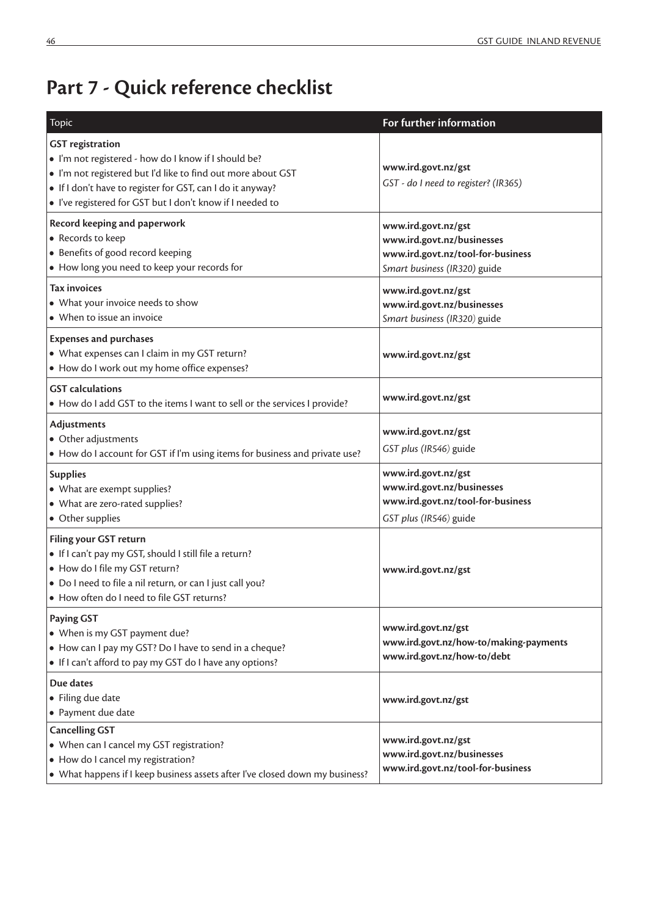# Part 7 - Quick reference checklist

| Topic | For further information |
|---|---|
| **GST registration**<br>• I'm not registered - how do I know if I should be?<br>• I'm not registered but I'd like to find out more about GST<br>• If I don't have to register for GST, can I do it anyway?<br>• I've registered for GST but I don't know if I needed to | **www.ird.govt.nz/gst**<br>*GST - do I need to register? (IR365)* |
| **Record keeping and paperwork**<br>• Records to keep<br>• Benefits of good record keeping<br>• How long you need to keep your records for | **www.ird.govt.nz/gst**<br>**www.ird.govt.nz/businesses**<br>**www.ird.govt.nz/tool-for-business**<br>*Smart business (IR320)* guide |
| **Tax invoices**<br>• What your invoice needs to show<br>• When to issue an invoice | **www.ird.govt.nz/gst**<br>**www.ird.govt.nz/businesses**<br>*Smart business (IR320)* guide |
| **Expenses and purchases**<br>• What expenses can I claim in my GST return?<br>• How do I work out my home office expenses? | **www.ird.govt.nz/gst** |
| **GST calculations**<br>• How do I add GST to the items I want to sell or the services I provide? | **www.ird.govt.nz/gst** |
| **Adjustments**<br>• Other adjustments<br>• How do I account for GST if I'm using items for business and private use? | **www.ird.govt.nz/gst**<br>*GST plus (IR546)* guide |
| **Supplies**<br>• What are exempt supplies?<br>• What are zero-rated supplies?<br>• Other supplies | **www.ird.govt.nz/gst**<br>**www.ird.govt.nz/businesses**<br>**www.ird.govt.nz/tool-for-business**<br>*GST plus (IR546)* guide |
| **Filing your GST return**<br>• If I can't pay my GST, should I still file a return?<br>• How do I file my GST return?<br>• Do I need to file a nil return, or can I just call you?<br>• How often do I need to file GST returns? | **www.ird.govt.nz/gst** |
| **Paying GST**<br>• When is my GST payment due?<br>• How can I pay my GST? Do I have to send in a cheque?<br>• If I can't afford to pay my GST do I have any options? | **www.ird.govt.nz/gst**<br>**www.ird.govt.nz/how-to/making-payments**<br>**www.ird.govt.nz/how-to/debt** |
| **Due dates**<br>• Filing due date<br>• Payment due date | **www.ird.govt.nz/gst** |
| **Cancelling GST**<br>• When can I cancel my GST registration?<br>• How do I cancel my registration?<br>• What happens if I keep business assets after I've closed down my business? | **www.ird.govt.nz/gst**<br>**www.ird.govt.nz/businesses**<br>**www.ird.govt.nz/tool-for-business** |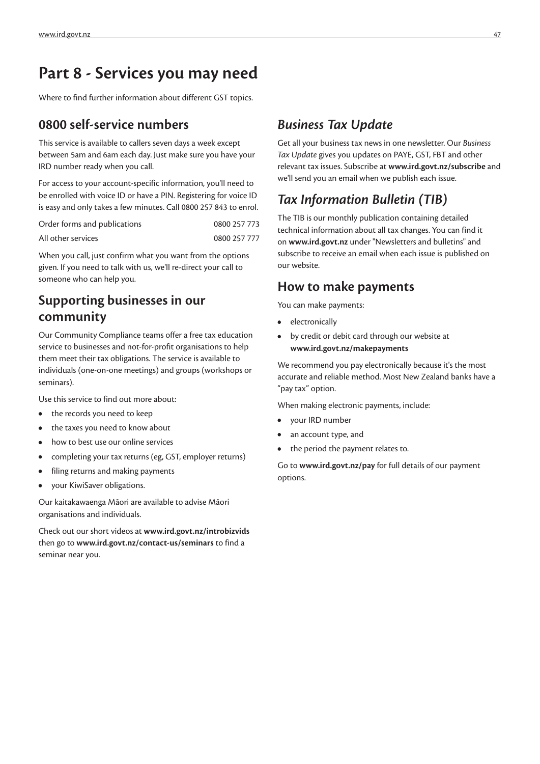# Part 8 - Services you may need

Where to find further information about different GST topics.

## 0800 self-service numbers

This service is available to callers seven days a week except between 5am and 6am each day. Just make sure you have your IRD number ready when you call.

For access to your account-specific information, you'll need to be enrolled with voice ID or have a PIN. Registering for voice ID is easy and only takes a few minutes. Call 0800 257 843 to enrol.

| | |
|---|---|
| Order forms and publications | 0800 257 773 |
| All other services | 0800 257 777 |

When you call, just confirm what you want from the options given. If you need to talk with us, we'll re-direct your call to someone who can help you.

## Supporting businesses in our community

Our Community Compliance teams offer a free tax education service to businesses and not-for-profit organisations to help them meet their tax obligations. The service is available to individuals (one-on-one meetings) and groups (workshops or seminars).

Use this service to find out more about:

- the records you need to keep
- the taxes you need to know about
- how to best use our online services
- completing your tax returns (eg, GST, employer returns)
- filing returns and making payments
- your KiwiSaver obligations.

Our kaitakawaenga Māori are available to advise Māori organisations and individuals.

Check out our short videos at **www.ird.govt.nz/introbizvids** then go to **www.ird.govt.nz/contact-us/seminars** to find a seminar near you.

## *Business Tax Update*

Get all your business tax news in one newsletter. Our *Business Tax Update* gives you updates on PAYE, GST, FBT and other relevant tax issues. Subscribe at **www.ird.govt.nz/subscribe** and we'll send you an email when we publish each issue.

## *Tax Information Bulletin (TIB)*

The TIB is our monthly publication containing detailed technical information about all tax changes. You can find it on **www.ird.govt.nz** under "Newsletters and bulletins" and subscribe to receive an email when each issue is published on our website.

## How to make payments

You can make payments:

- electronically
- by credit or debit card through our website at **www.ird.govt.nz/makepayments**

We recommend you pay electronically because it's the most accurate and reliable method. Most New Zealand banks have a "pay tax" option.

When making electronic payments, include:

- your IRD number
- an account type, and
- the period the payment relates to.

Go to **www.ird.govt.nz/pay** for full details of our payment options.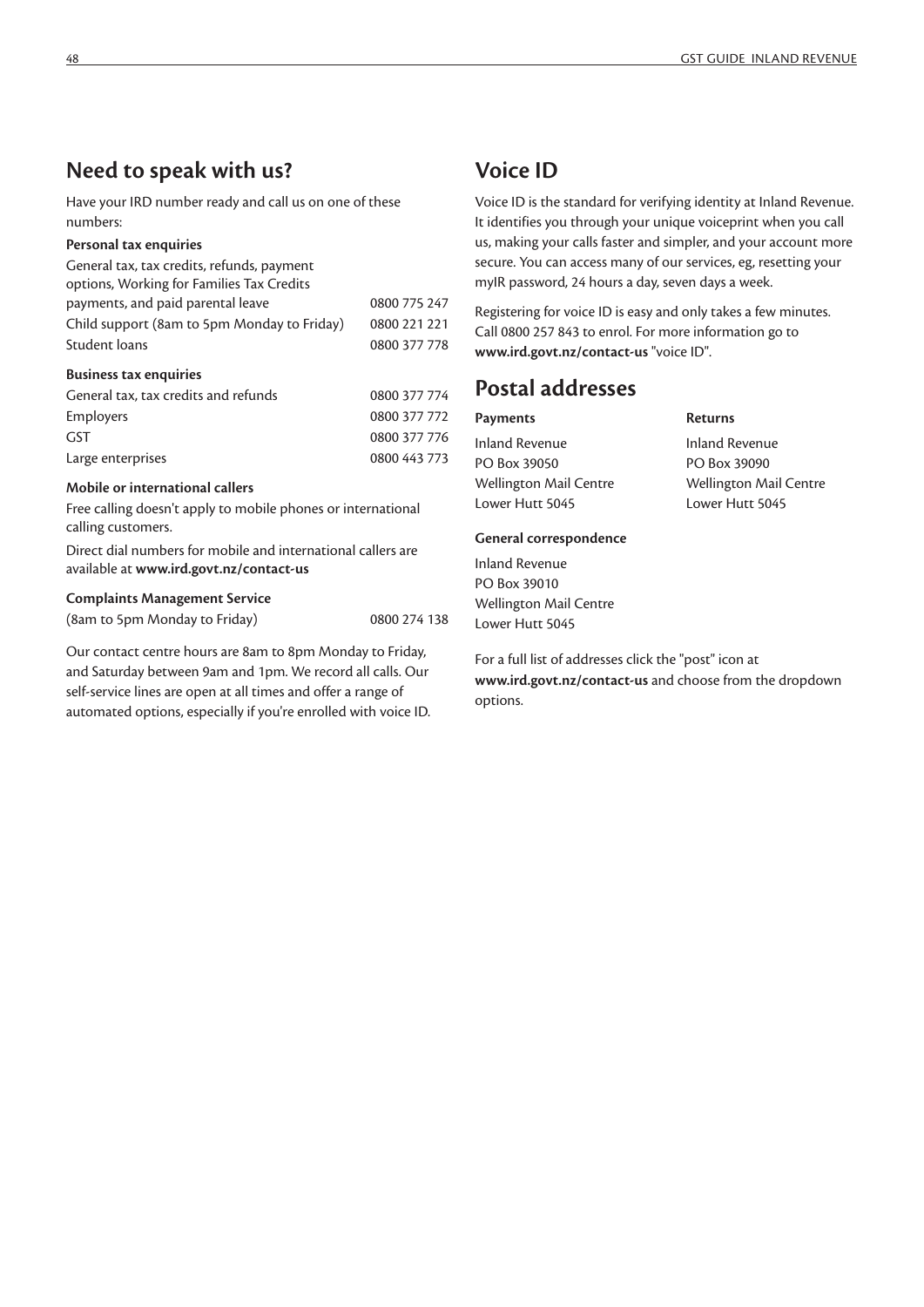## Need to speak with us?

Have your IRD number ready and call us on one of these numbers:

**Personal tax enquiries**

| | |
|---|---|
| General tax, tax credits, refunds, payment options, Working for Families Tax Credits payments, and paid parental leave | 0800 775 247 |
| Child support (8am to 5pm Monday to Friday) | 0800 221 221 |
| Student loans | 0800 377 778 |

**Business tax enquiries**

| | |
|---|---|
| General tax, tax credits and refunds | 0800 377 774 |
| Employers | 0800 377 772 |
| GST | 0800 377 776 |
| Large enterprises | 0800 443 773 |

**Mobile or international callers**

Free calling doesn't apply to mobile phones or international calling customers.

Direct dial numbers for mobile and international callers are available at **www.ird.govt.nz/contact-us**

**Complaints Management Service**

| | |
|---|---|
| (8am to 5pm Monday to Friday) | 0800 274 138 |

Our contact centre hours are 8am to 8pm Monday to Friday, and Saturday between 9am and 1pm. We record all calls. Our self-service lines are open at all times and offer a range of automated options, especially if you're enrolled with voice ID.

## Voice ID

Voice ID is the standard for verifying identity at Inland Revenue. It identifies you through your unique voiceprint when you call us, making your calls faster and simpler, and your account more secure. You can access many of our services, eg, resetting your myIR password, 24 hours a day, seven days a week.

Registering for voice ID is easy and only takes a few minutes. Call 0800 257 843 to enrol. For more information go to **www.ird.govt.nz/contact-us** "voice ID".

## Postal addresses

**Payments**

Inland Revenue
PO Box 39050
Wellington Mail Centre
Lower Hutt 5045

**Returns**

Inland Revenue
PO Box 39090
Wellington Mail Centre
Lower Hutt 5045

**General correspondence**

Inland Revenue
PO Box 39010
Wellington Mail Centre
Lower Hutt 5045

For a full list of addresses click the "post" icon at **www.ird.govt.nz/contact-us** and choose from the dropdown options.